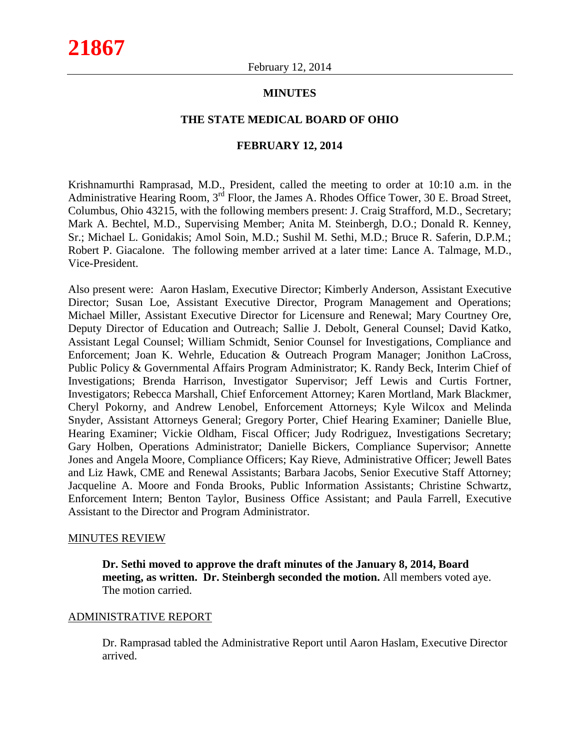**MINUTES**

**THE STATE MEDICAL BOARD OF OHIO**

**FEBRUARY 12, 2014**

Krishnamurthi Ramprasad, M.D., President, called the meeting to order at 10:10 a.m. in the Administrative Hearing Room, 3rd Floor, the James A. Rhodes Office Tower, 30 E. Broad Street, Columbus, Ohio 43215, with the following members present: J. Craig Strafford, M.D., Secretary; Mark A. Bechtel, M.D., Supervising Member; Anita M. Steinbergh, D.O.; Donald R. Kenney, Sr.; Michael L. Gonidakis; Amol Soin, M.D.; Sushil M. Sethi, M.D.; Bruce R. Saferin, D.P.M.; Robert P. Giacalone. The following member arrived at a later time: Lance A. Talmage, M.D., Vice-President.

Also present were: Aaron Haslam, Executive Director; Kimberly Anderson, Assistant Executive Director; Susan Loe, Assistant Executive Director, Program Management and Operations; Michael Miller, Assistant Executive Director for Licensure and Renewal; Mary Courtney Ore, Deputy Director of Education and Outreach; Sallie J. Debolt, General Counsel; David Katko, Assistant Legal Counsel; William Schmidt, Senior Counsel for Investigations, Compliance and Enforcement; Joan K. Wehrle, Education & Outreach Program Manager; Jonithon LaCross, Public Policy & Governmental Affairs Program Administrator; K. Randy Beck, Interim Chief of Investigations; Brenda Harrison, Investigator Supervisor; Jeff Lewis and Curtis Fortner, Investigators; Rebecca Marshall, Chief Enforcement Attorney; Karen Mortland, Mark Blackmer, Cheryl Pokorny, and Andrew Lenobel, Enforcement Attorneys; Kyle Wilcox and Melinda Snyder, Assistant Attorneys General; Gregory Porter, Chief Hearing Examiner; Danielle Blue, Hearing Examiner; Vickie Oldham, Fiscal Officer; Judy Rodriguez, Investigations Secretary; Gary Holben, Operations Administrator; Danielle Bickers, Compliance Supervisor; Annette Jones and Angela Moore, Compliance Officers; Kay Rieve, Administrative Officer; Jewell Bates and Liz Hawk, CME and Renewal Assistants; Barbara Jacobs, Senior Executive Staff Attorney; Jacqueline A. Moore and Fonda Brooks, Public Information Assistants; Christine Schwartz, Enforcement Intern; Benton Taylor, Business Office Assistant; and Paula Farrell, Executive Assistant to the Director and Program Administrator.

## MINUTES REVIEW

**Dr. Sethi moved to approve the draft minutes of the January 8, 2014, Board meeting, as written. Dr. Steinbergh seconded the motion.** All members voted aye. The motion carried.

## ADMINISTRATIVE REPORT

Dr. Ramprasad tabled the Administrative Report until Aaron Haslam, Executive Director arrived.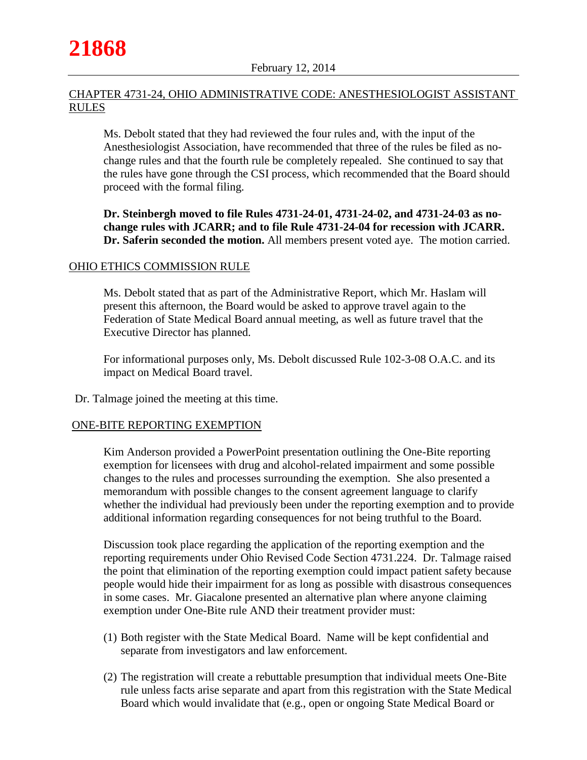## CHAPTER 4731-24, OHIO ADMINISTRATIVE CODE: ANESTHESIOLOGIST ASSISTANT RULES

Ms. Debolt stated that they had reviewed the four rules and, with the input of the Anesthesiologist Association, have recommended that three of the rules be filed as no-change rules and that the fourth rule be completely repealed. She continued to say that the rules have gone through the CSI process, which recommended that the Board should proceed with the formal filing.

**Dr. Steinbergh moved to file Rules 4731-24-01, 4731-24-02, and 4731-24-03 as no-change rules with JCARR; and to file Rule 4731-24-04 for recession with JCARR. Dr. Saferin seconded the motion.** All members present voted aye. The motion carried.

## OHIO ETHICS COMMISSION RULE

Ms. Debolt stated that as part of the Administrative Report, which Mr. Haslam will present this afternoon, the Board would be asked to approve travel again to the Federation of State Medical Board annual meeting, as well as future travel that the Executive Director has planned.

For informational purposes only, Ms. Debolt discussed Rule 102-3-08 O.A.C. and its impact on Medical Board travel.

Dr. Talmage joined the meeting at this time.

## ONE-BITE REPORTING EXEMPTION

Kim Anderson provided a PowerPoint presentation outlining the One-Bite reporting exemption for licensees with drug and alcohol-related impairment and some possible changes to the rules and processes surrounding the exemption. She also presented a memorandum with possible changes to the consent agreement language to clarify whether the individual had previously been under the reporting exemption and to provide additional information regarding consequences for not being truthful to the Board.

Discussion took place regarding the application of the reporting exemption and the reporting requirements under Ohio Revised Code Section 4731.224. Dr. Talmage raised the point that elimination of the reporting exemption could impact patient safety because people would hide their impairment for as long as possible with disastrous consequences in some cases. Mr. Giacalone presented an alternative plan where anyone claiming exemption under One-Bite rule AND their treatment provider must:

(1) Both register with the State Medical Board. Name will be kept confidential and separate from investigators and law enforcement.

(2) The registration will create a rebuttable presumption that individual meets One-Bite rule unless facts arise separate and apart from this registration with the State Medical Board which would invalidate that (e.g., open or ongoing State Medical Board or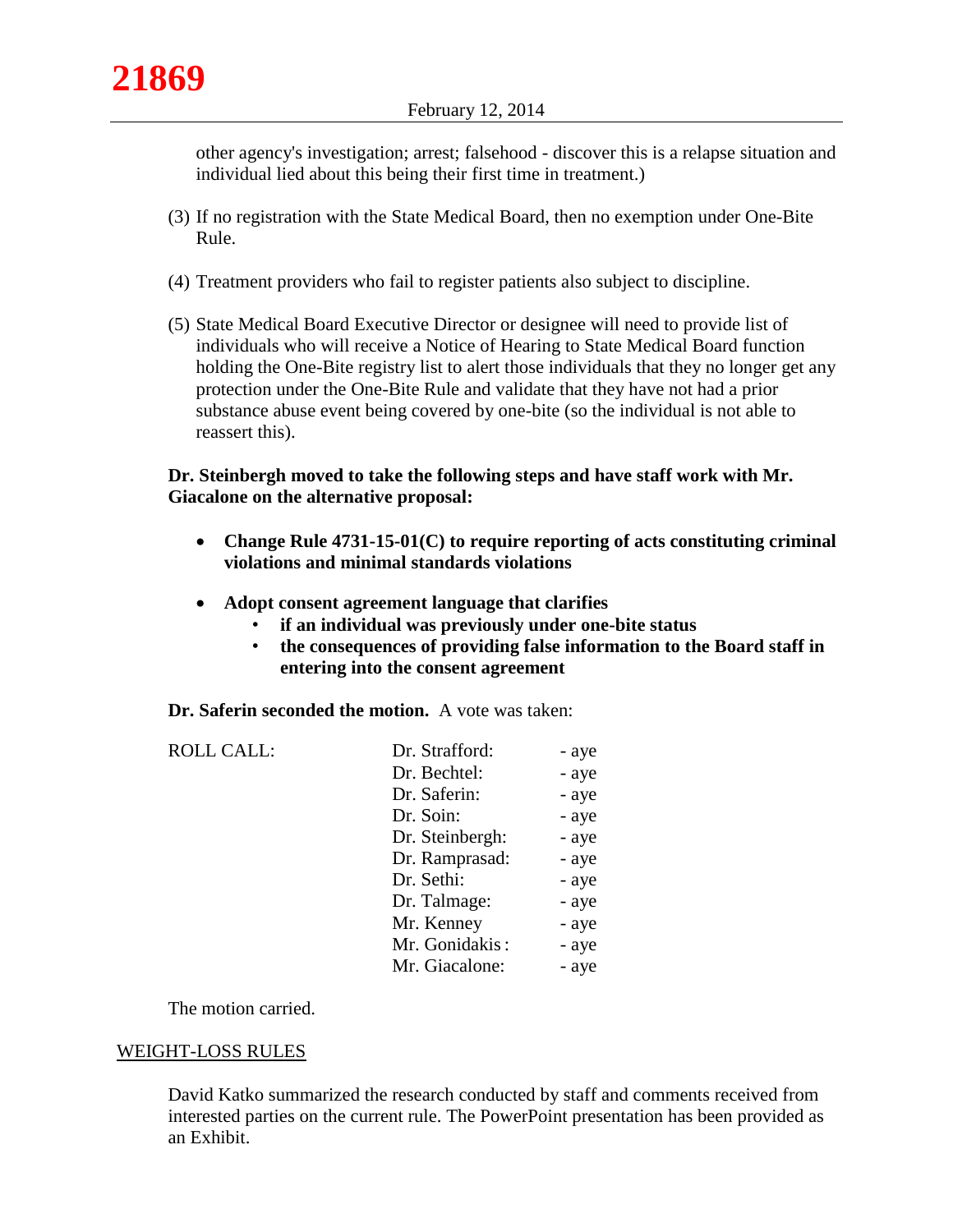other agency's investigation; arrest; falsehood - discover this is a relapse situation and individual lied about this being their first time in treatment.)

(3) If no registration with the State Medical Board, then no exemption under One-Bite Rule.

(4) Treatment providers who fail to register patients also subject to discipline.

(5) State Medical Board Executive Director or designee will need to provide list of individuals who will receive a Notice of Hearing to State Medical Board function holding the One-Bite registry list to alert those individuals that they no longer get any protection under the One-Bite Rule and validate that they have not had a prior substance abuse event being covered by one-bite (so the individual is not able to reassert this).

**Dr. Steinbergh moved to take the following steps and have staff work with Mr. Giacalone on the alternative proposal:**

- **Change Rule 4731-15-01(C) to require reporting of acts constituting criminal violations and minimal standards violations**
- **Adopt consent agreement language that clarifies**
  - **if an individual was previously under one-bite status**
  - **the consequences of providing false information to the Board staff in entering into the consent agreement**

**Dr. Saferin seconded the motion.** A vote was taken:

| ROLL CALL: | | |
|---|---|---|
| | Dr. Strafford: | - aye |
| | Dr. Bechtel: | - aye |
| | Dr. Saferin: | - aye |
| | Dr. Soin: | - aye |
| | Dr. Steinbergh: | - aye |
| | Dr. Ramprasad: | - aye |
| | Dr. Sethi: | - aye |
| | Dr. Talmage: | - aye |
| | Mr. Kenney | - aye |
| | Mr. Gonidakis : | - aye |
| | Mr. Giacalone: | - aye |

The motion carried.

## WEIGHT-LOSS RULES

David Katko summarized the research conducted by staff and comments received from interested parties on the current rule. The PowerPoint presentation has been provided as an Exhibit.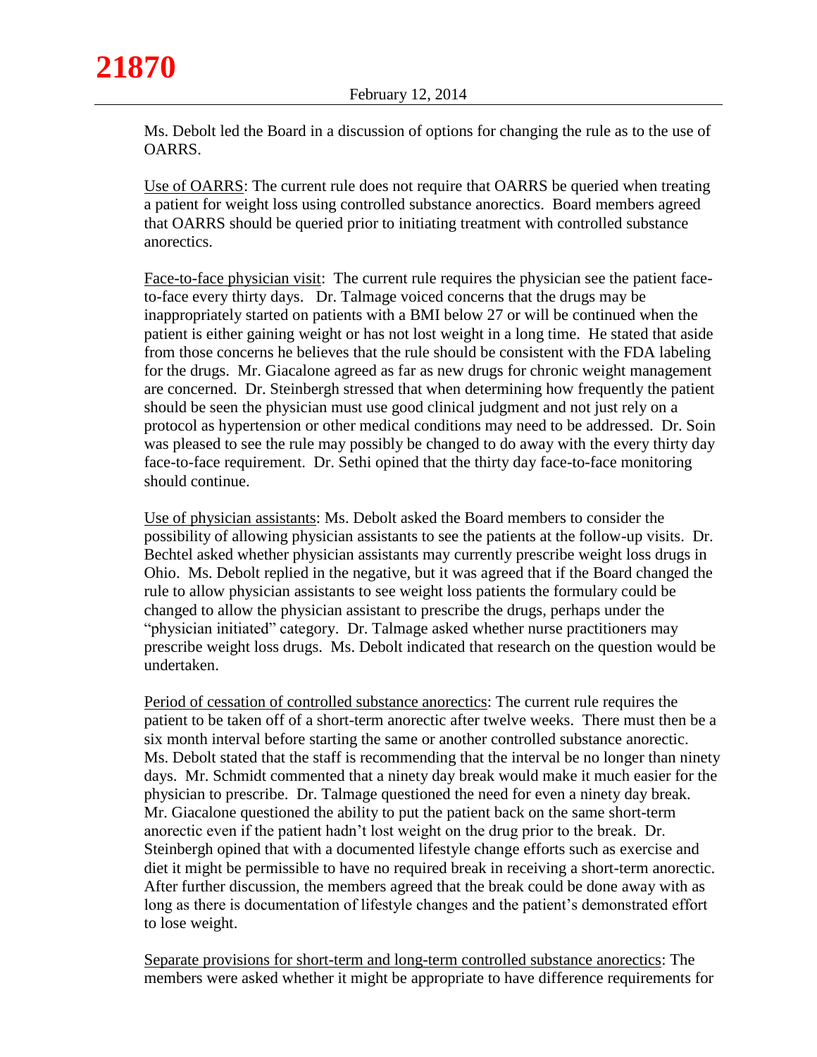Ms. Debolt led the Board in a discussion of options for changing the rule as to the use of OARRS.

Use of OARRS: The current rule does not require that OARRS be queried when treating a patient for weight loss using controlled substance anorectics. Board members agreed that OARRS should be queried prior to initiating treatment with controlled substance anorectics.

Face-to-face physician visit: The current rule requires the physician see the patient face-to-face every thirty days. Dr. Talmage voiced concerns that the drugs may be inappropriately started on patients with a BMI below 27 or will be continued when the patient is either gaining weight or has not lost weight in a long time. He stated that aside from those concerns he believes that the rule should be consistent with the FDA labeling for the drugs. Mr. Giacalone agreed as far as new drugs for chronic weight management are concerned. Dr. Steinbergh stressed that when determining how frequently the patient should be seen the physician must use good clinical judgment and not just rely on a protocol as hypertension or other medical conditions may need to be addressed. Dr. Soin was pleased to see the rule may possibly be changed to do away with the every thirty day face-to-face requirement. Dr. Sethi opined that the thirty day face-to-face monitoring should continue.

Use of physician assistants: Ms. Debolt asked the Board members to consider the possibility of allowing physician assistants to see the patients at the follow-up visits. Dr. Bechtel asked whether physician assistants may currently prescribe weight loss drugs in Ohio. Ms. Debolt replied in the negative, but it was agreed that if the Board changed the rule to allow physician assistants to see weight loss patients the formulary could be changed to allow the physician assistant to prescribe the drugs, perhaps under the "physician initiated" category. Dr. Talmage asked whether nurse practitioners may prescribe weight loss drugs. Ms. Debolt indicated that research on the question would be undertaken.

Period of cessation of controlled substance anorectics: The current rule requires the patient to be taken off of a short-term anorectic after twelve weeks. There must then be a six month interval before starting the same or another controlled substance anorectic. Ms. Debolt stated that the staff is recommending that the interval be no longer than ninety days. Mr. Schmidt commented that a ninety day break would make it much easier for the physician to prescribe. Dr. Talmage questioned the need for even a ninety day break. Mr. Giacalone questioned the ability to put the patient back on the same short-term anorectic even if the patient hadn't lost weight on the drug prior to the break. Dr. Steinbergh opined that with a documented lifestyle change efforts such as exercise and diet it might be permissible to have no required break in receiving a short-term anorectic. After further discussion, the members agreed that the break could be done away with as long as there is documentation of lifestyle changes and the patient's demonstrated effort to lose weight.

Separate provisions for short-term and long-term controlled substance anorectics: The members were asked whether it might be appropriate to have difference requirements for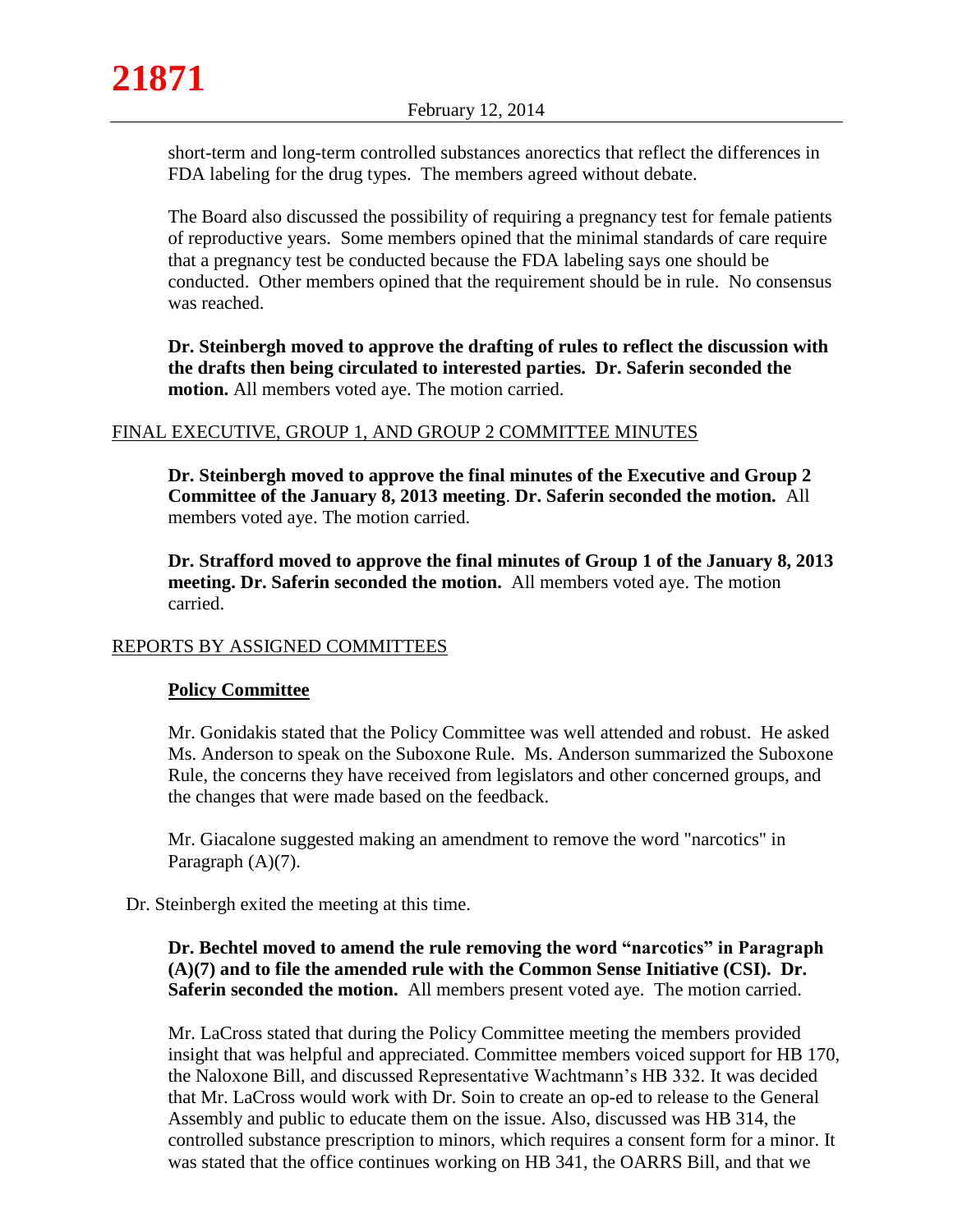short-term and long-term controlled substances anorectics that reflect the differences in FDA labeling for the drug types. The members agreed without debate.

The Board also discussed the possibility of requiring a pregnancy test for female patients of reproductive years. Some members opined that the minimal standards of care require that a pregnancy test be conducted because the FDA labeling says one should be conducted. Other members opined that the requirement should be in rule. No consensus was reached.

**Dr. Steinbergh moved to approve the drafting of rules to reflect the discussion with the drafts then being circulated to interested parties. Dr. Saferin seconded the motion.** All members voted aye. The motion carried.

## FINAL EXECUTIVE, GROUP 1, AND GROUP 2 COMMITTEE MINUTES

**Dr. Steinbergh moved to approve the final minutes of the Executive and Group 2 Committee of the January 8, 2013 meeting**. **Dr. Saferin seconded the motion.** All members voted aye. The motion carried.

**Dr. Strafford moved to approve the final minutes of Group 1 of the January 8, 2013 meeting. Dr. Saferin seconded the motion.** All members voted aye. The motion carried.

## REPORTS BY ASSIGNED COMMITTEES

### Policy Committee

Mr. Gonidakis stated that the Policy Committee was well attended and robust. He asked Ms. Anderson to speak on the Suboxone Rule. Ms. Anderson summarized the Suboxone Rule, the concerns they have received from legislators and other concerned groups, and the changes that were made based on the feedback.

Mr. Giacalone suggested making an amendment to remove the word "narcotics" in Paragraph (A)(7).

Dr. Steinbergh exited the meeting at this time.

**Dr. Bechtel moved to amend the rule removing the word "narcotics" in Paragraph (A)(7) and to file the amended rule with the Common Sense Initiative (CSI). Dr. Saferin seconded the motion.** All members present voted aye. The motion carried.

Mr. LaCross stated that during the Policy Committee meeting the members provided insight that was helpful and appreciated. Committee members voiced support for HB 170, the Naloxone Bill, and discussed Representative Wachtmann's HB 332. It was decided that Mr. LaCross would work with Dr. Soin to create an op-ed to release to the General Assembly and public to educate them on the issue. Also, discussed was HB 314, the controlled substance prescription to minors, which requires a consent form for a minor. It was stated that the office continues working on HB 341, the OARRS Bill, and that we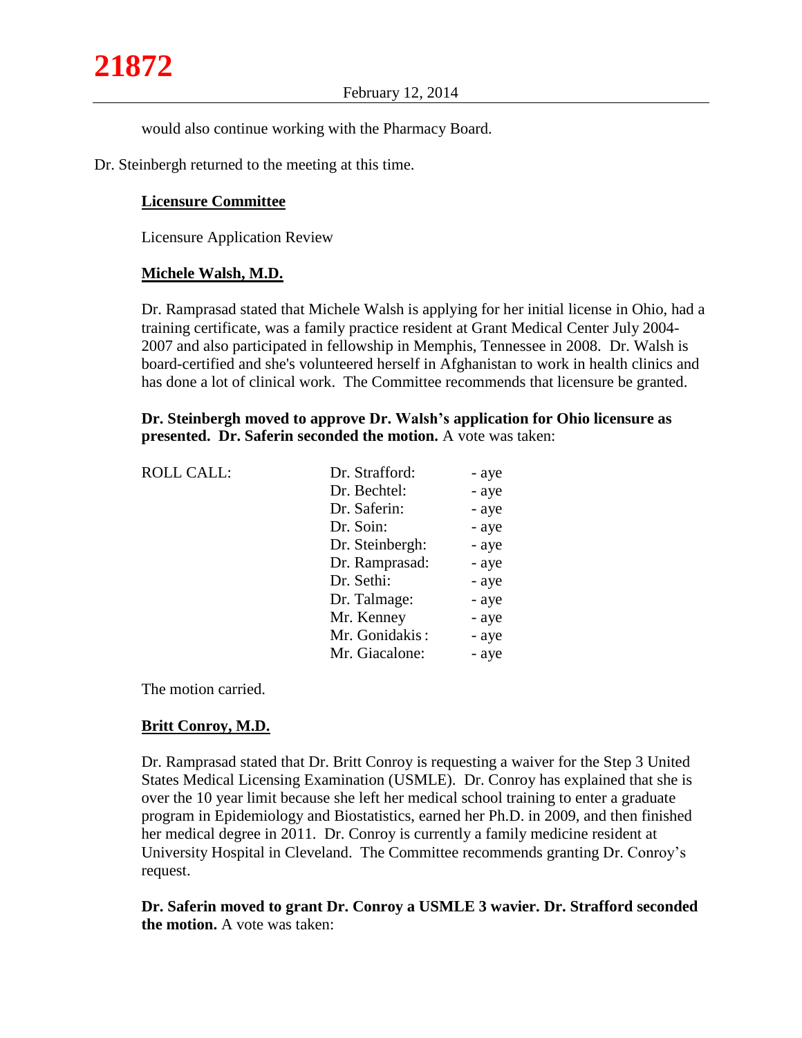would also continue working with the Pharmacy Board.

Dr. Steinbergh returned to the meeting at this time.

**Licensure Committee**

Licensure Application Review

**Michele Walsh, M.D.**

Dr. Ramprasad stated that Michele Walsh is applying for her initial license in Ohio, had a training certificate, was a family practice resident at Grant Medical Center July 2004-2007 and also participated in fellowship in Memphis, Tennessee in 2008. Dr. Walsh is board-certified and she's volunteered herself in Afghanistan to work in health clinics and has done a lot of clinical work. The Committee recommends that licensure be granted.

**Dr. Steinbergh moved to approve Dr. Walsh's application for Ohio licensure as presented. Dr. Saferin seconded the motion.** A vote was taken:

| ROLL CALL: | | |
|---|---|---|
| | Dr. Strafford: | - aye |
| | Dr. Bechtel: | - aye |
| | Dr. Saferin: | - aye |
| | Dr. Soin: | - aye |
| | Dr. Steinbergh: | - aye |
| | Dr. Ramprasad: | - aye |
| | Dr. Sethi: | - aye |
| | Dr. Talmage: | - aye |
| | Mr. Kenney | - aye |
| | Mr. Gonidakis : | - aye |
| | Mr. Giacalone: | - aye |

The motion carried.

**Britt Conroy, M.D.**

Dr. Ramprasad stated that Dr. Britt Conroy is requesting a waiver for the Step 3 United States Medical Licensing Examination (USMLE). Dr. Conroy has explained that she is over the 10 year limit because she left her medical school training to enter a graduate program in Epidemiology and Biostatistics, earned her Ph.D. in 2009, and then finished her medical degree in 2011. Dr. Conroy is currently a family medicine resident at University Hospital in Cleveland. The Committee recommends granting Dr. Conroy's request.

**Dr. Saferin moved to grant Dr. Conroy a USMLE 3 wavier. Dr. Strafford seconded the motion.** A vote was taken: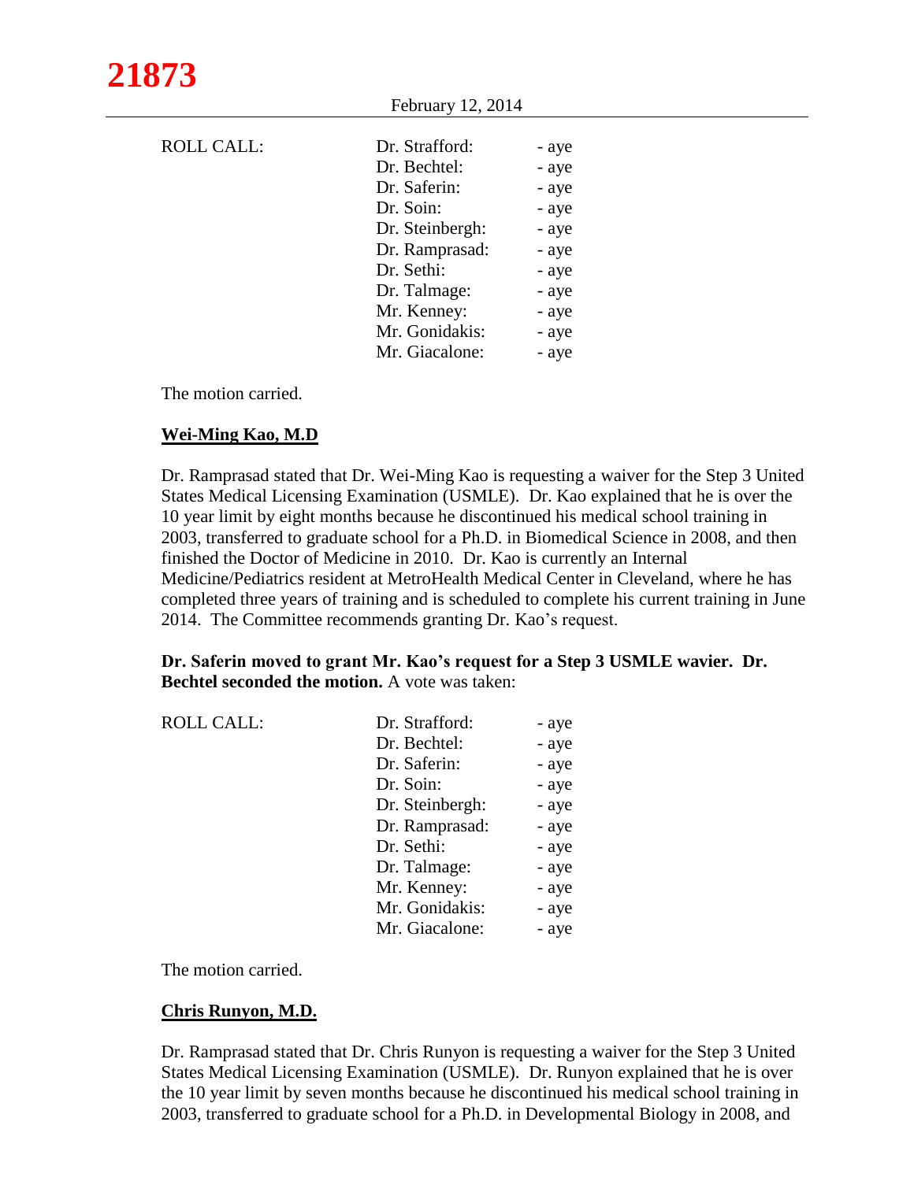ROLL CALL:

| | |
|---|---|
| Dr. Strafford: | - aye |
| Dr. Bechtel: | - aye |
| Dr. Saferin: | - aye |
| Dr. Soin: | - aye |
| Dr. Steinbergh: | - aye |
| Dr. Ramprasad: | - aye |
| Dr. Sethi: | - aye |
| Dr. Talmage: | - aye |
| Mr. Kenney: | - aye |
| Mr. Gonidakis: | - aye |
| Mr. Giacalone: | - aye |

The motion carried.

**Wei-Ming Kao, M.D**

Dr. Ramprasad stated that Dr. Wei-Ming Kao is requesting a waiver for the Step 3 United States Medical Licensing Examination (USMLE). Dr. Kao explained that he is over the 10 year limit by eight months because he discontinued his medical school training in 2003, transferred to graduate school for a Ph.D. in Biomedical Science in 2008, and then finished the Doctor of Medicine in 2010. Dr. Kao is currently an Internal Medicine/Pediatrics resident at MetroHealth Medical Center in Cleveland, where he has completed three years of training and is scheduled to complete his current training in June 2014. The Committee recommends granting Dr. Kao's request.

**Dr. Saferin moved to grant Mr. Kao's request for a Step 3 USMLE wavier. Dr. Bechtel seconded the motion.** A vote was taken:

ROLL CALL:

| | |
|---|---|
| Dr. Strafford: | - aye |
| Dr. Bechtel: | - aye |
| Dr. Saferin: | - aye |
| Dr. Soin: | - aye |
| Dr. Steinbergh: | - aye |
| Dr. Ramprasad: | - aye |
| Dr. Sethi: | - aye |
| Dr. Talmage: | - aye |
| Mr. Kenney: | - aye |
| Mr. Gonidakis: | - aye |
| Mr. Giacalone: | - aye |

The motion carried.

**Chris Runyon, M.D.**

Dr. Ramprasad stated that Dr. Chris Runyon is requesting a waiver for the Step 3 United States Medical Licensing Examination (USMLE). Dr. Runyon explained that he is over the 10 year limit by seven months because he discontinued his medical school training in 2003, transferred to graduate school for a Ph.D. in Developmental Biology in 2008, and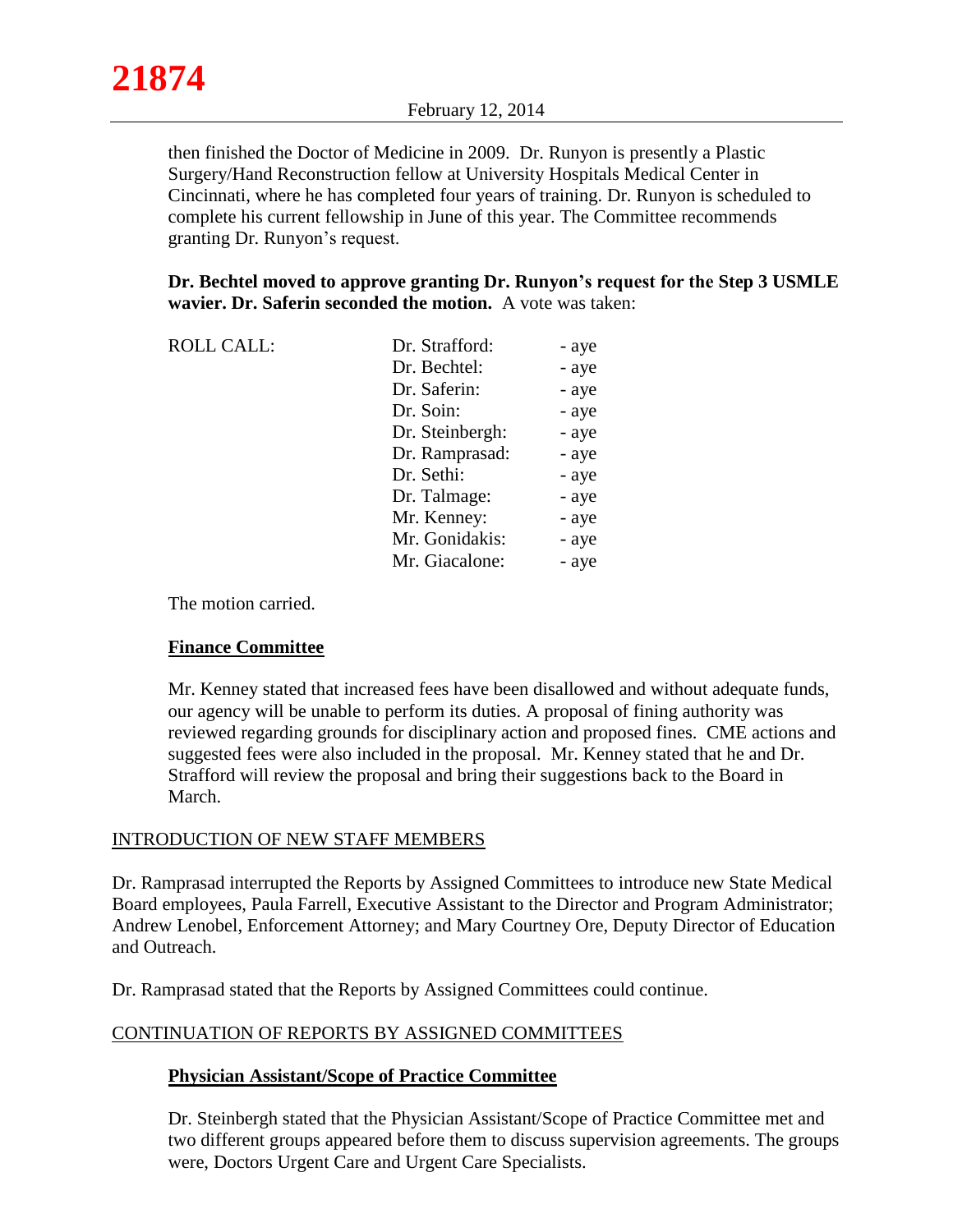then finished the Doctor of Medicine in 2009. Dr. Runyon is presently a Plastic Surgery/Hand Reconstruction fellow at University Hospitals Medical Center in Cincinnati, where he has completed four years of training. Dr. Runyon is scheduled to complete his current fellowship in June of this year. The Committee recommends granting Dr. Runyon's request.

**Dr. Bechtel moved to approve granting Dr. Runyon's request for the Step 3 USMLE wavier. Dr. Saferin seconded the motion.** A vote was taken:

| ROLL CALL: | Dr. Strafford: | - aye |
|---|---|---|
| | Dr. Bechtel: | - aye |
| | Dr. Saferin: | - aye |
| | Dr. Soin: | - aye |
| | Dr. Steinbergh: | - aye |
| | Dr. Ramprasad: | - aye |
| | Dr. Sethi: | - aye |
| | Dr. Talmage: | - aye |
| | Mr. Kenney: | - aye |
| | Mr. Gonidakis: | - aye |
| | Mr. Giacalone: | - aye |

The motion carried.

### Finance Committee

Mr. Kenney stated that increased fees have been disallowed and without adequate funds, our agency will be unable to perform its duties. A proposal of fining authority was reviewed regarding grounds for disciplinary action and proposed fines. CME actions and suggested fees were also included in the proposal. Mr. Kenney stated that he and Dr. Strafford will review the proposal and bring their suggestions back to the Board in March.

## INTRODUCTION OF NEW STAFF MEMBERS

Dr. Ramprasad interrupted the Reports by Assigned Committees to introduce new State Medical Board employees, Paula Farrell, Executive Assistant to the Director and Program Administrator; Andrew Lenobel, Enforcement Attorney; and Mary Courtney Ore, Deputy Director of Education and Outreach.

Dr. Ramprasad stated that the Reports by Assigned Committees could continue.

## CONTINUATION OF REPORTS BY ASSIGNED COMMITTEES

### Physician Assistant/Scope of Practice Committee

Dr. Steinbergh stated that the Physician Assistant/Scope of Practice Committee met and two different groups appeared before them to discuss supervision agreements. The groups were, Doctors Urgent Care and Urgent Care Specialists.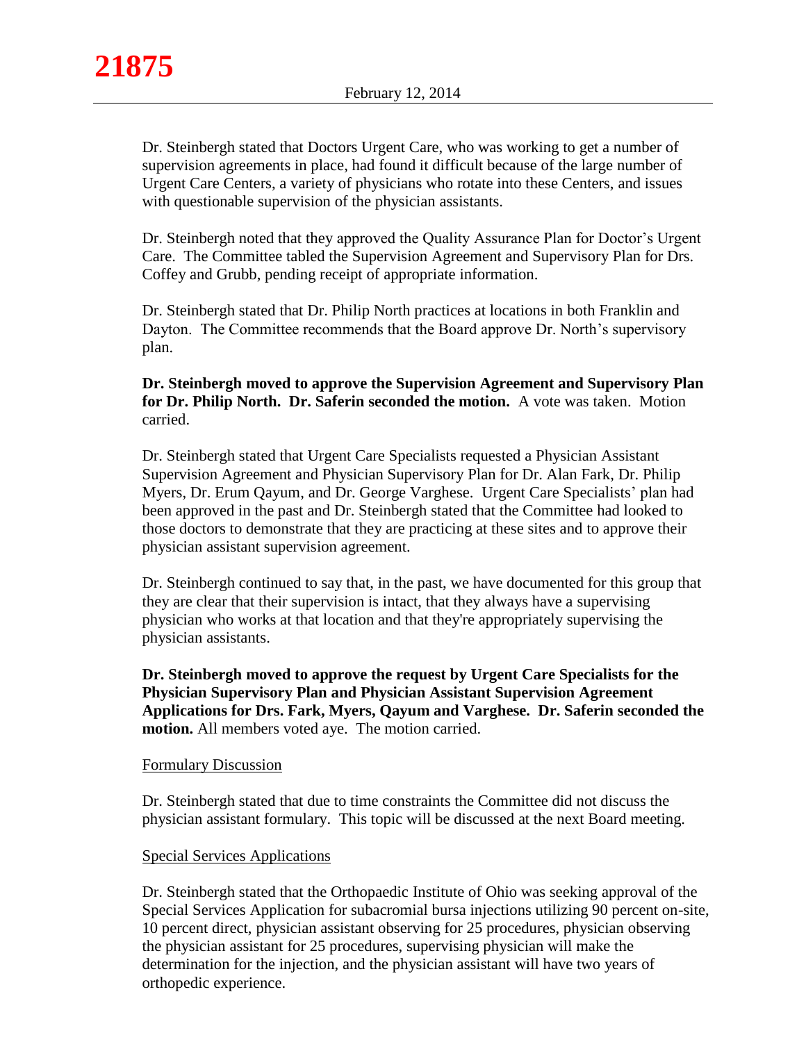Dr. Steinbergh stated that Doctors Urgent Care, who was working to get a number of supervision agreements in place, had found it difficult because of the large number of Urgent Care Centers, a variety of physicians who rotate into these Centers, and issues with questionable supervision of the physician assistants.

Dr. Steinbergh noted that they approved the Quality Assurance Plan for Doctor's Urgent Care. The Committee tabled the Supervision Agreement and Supervisory Plan for Drs. Coffey and Grubb, pending receipt of appropriate information.

Dr. Steinbergh stated that Dr. Philip North practices at locations in both Franklin and Dayton. The Committee recommends that the Board approve Dr. North's supervisory plan.

**Dr. Steinbergh moved to approve the Supervision Agreement and Supervisory Plan for Dr. Philip North. Dr. Saferin seconded the motion.** A vote was taken. Motion carried.

Dr. Steinbergh stated that Urgent Care Specialists requested a Physician Assistant Supervision Agreement and Physician Supervisory Plan for Dr. Alan Fark, Dr. Philip Myers, Dr. Erum Qayum, and Dr. George Varghese. Urgent Care Specialists' plan had been approved in the past and Dr. Steinbergh stated that the Committee had looked to those doctors to demonstrate that they are practicing at these sites and to approve their physician assistant supervision agreement.

Dr. Steinbergh continued to say that, in the past, we have documented for this group that they are clear that their supervision is intact, that they always have a supervising physician who works at that location and that they're appropriately supervising the physician assistants.

**Dr. Steinbergh moved to approve the request by Urgent Care Specialists for the Physician Supervisory Plan and Physician Assistant Supervision Agreement Applications for Drs. Fark, Myers, Qayum and Varghese. Dr. Saferin seconded the motion.** All members voted aye. The motion carried.

Formulary Discussion

Dr. Steinbergh stated that due to time constraints the Committee did not discuss the physician assistant formulary. This topic will be discussed at the next Board meeting.

Special Services Applications

Dr. Steinbergh stated that the Orthopaedic Institute of Ohio was seeking approval of the Special Services Application for subacromial bursa injections utilizing 90 percent on-site, 10 percent direct, physician assistant observing for 25 procedures, physician observing the physician assistant for 25 procedures, supervising physician will make the determination for the injection, and the physician assistant will have two years of orthopedic experience.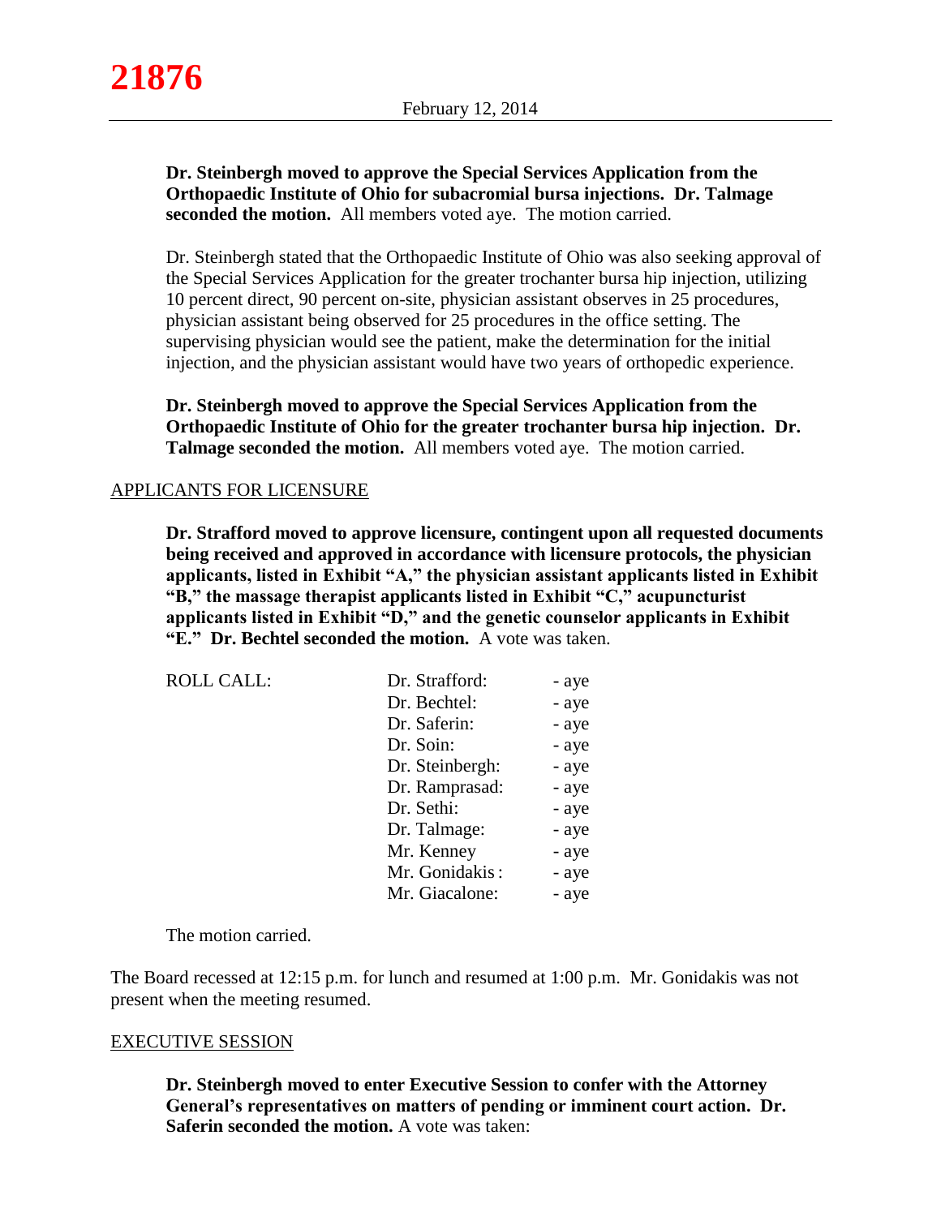**Dr. Steinbergh moved to approve the Special Services Application from the Orthopaedic Institute of Ohio for subacromial bursa injections. Dr. Talmage seconded the motion.** All members voted aye. The motion carried.

Dr. Steinbergh stated that the Orthopaedic Institute of Ohio was also seeking approval of the Special Services Application for the greater trochanter bursa hip injection, utilizing 10 percent direct, 90 percent on-site, physician assistant observes in 25 procedures, physician assistant being observed for 25 procedures in the office setting. The supervising physician would see the patient, make the determination for the initial injection, and the physician assistant would have two years of orthopedic experience.

**Dr. Steinbergh moved to approve the Special Services Application from the Orthopaedic Institute of Ohio for the greater trochanter bursa hip injection. Dr. Talmage seconded the motion.** All members voted aye. The motion carried.

APPLICANTS FOR LICENSURE

**Dr. Strafford moved to approve licensure, contingent upon all requested documents being received and approved in accordance with licensure protocols, the physician applicants, listed in Exhibit "A," the physician assistant applicants listed in Exhibit "B," the massage therapist applicants listed in Exhibit "C," acupuncturist applicants listed in Exhibit "D," and the genetic counselor applicants in Exhibit "E." Dr. Bechtel seconded the motion.** A vote was taken.

| ROLL CALL: | | |
|---|---|---|
| | Dr. Strafford: | - aye |
| | Dr. Bechtel: | - aye |
| | Dr. Saferin: | - aye |
| | Dr. Soin: | - aye |
| | Dr. Steinbergh: | - aye |
| | Dr. Ramprasad: | - aye |
| | Dr. Sethi: | - aye |
| | Dr. Talmage: | - aye |
| | Mr. Kenney | - aye |
| | Mr. Gonidakis : | - aye |
| | Mr. Giacalone: | - aye |

The motion carried.

The Board recessed at 12:15 p.m. for lunch and resumed at 1:00 p.m. Mr. Gonidakis was not present when the meeting resumed.

EXECUTIVE SESSION

**Dr. Steinbergh moved to enter Executive Session to confer with the Attorney General's representatives on matters of pending or imminent court action. Dr. Saferin seconded the motion.** A vote was taken: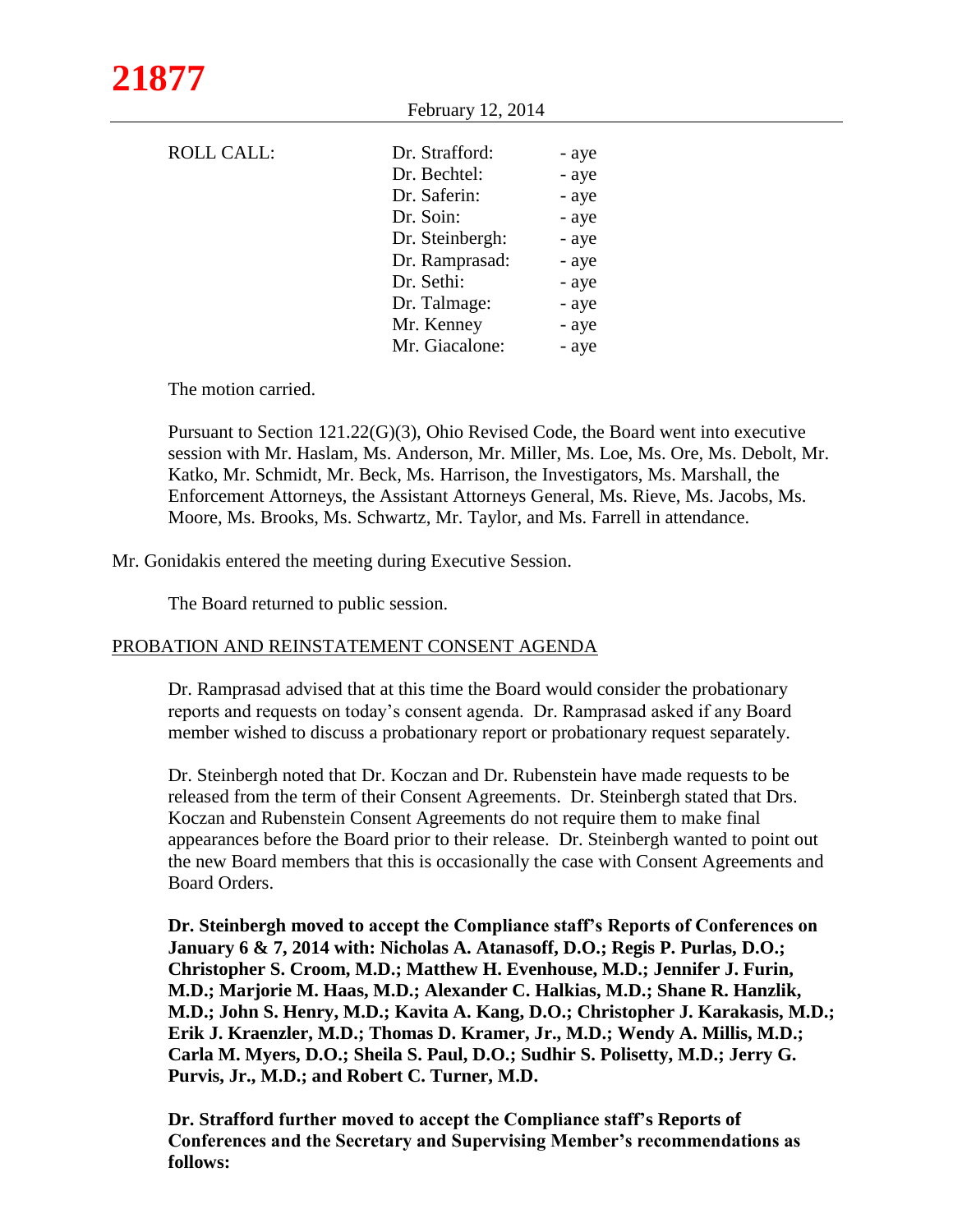ROLL CALL:

| | |
|---|---|
| Dr. Strafford: | - aye |
| Dr. Bechtel: | - aye |
| Dr. Saferin: | - aye |
| Dr. Soin: | - aye |
| Dr. Steinbergh: | - aye |
| Dr. Ramprasad: | - aye |
| Dr. Sethi: | - aye |
| Dr. Talmage: | - aye |
| Mr. Kenney | - aye |
| Mr. Giacalone: | - aye |

The motion carried.

Pursuant to Section 121.22(G)(3), Ohio Revised Code, the Board went into executive session with Mr. Haslam, Ms. Anderson, Mr. Miller, Ms. Loe, Ms. Ore, Ms. Debolt, Mr. Katko, Mr. Schmidt, Mr. Beck, Ms. Harrison, the Investigators, Ms. Marshall, the Enforcement Attorneys, the Assistant Attorneys General, Ms. Rieve, Ms. Jacobs, Ms. Moore, Ms. Brooks, Ms. Schwartz, Mr. Taylor, and Ms. Farrell in attendance.

Mr. Gonidakis entered the meeting during Executive Session.

The Board returned to public session.

## PROBATION AND REINSTATEMENT CONSENT AGENDA

Dr. Ramprasad advised that at this time the Board would consider the probationary reports and requests on today's consent agenda. Dr. Ramprasad asked if any Board member wished to discuss a probationary report or probationary request separately.

Dr. Steinbergh noted that Dr. Koczan and Dr. Rubenstein have made requests to be released from the term of their Consent Agreements. Dr. Steinbergh stated that Drs. Koczan and Rubenstein Consent Agreements do not require them to make final appearances before the Board prior to their release. Dr. Steinbergh wanted to point out the new Board members that this is occasionally the case with Consent Agreements and Board Orders.

**Dr. Steinbergh moved to accept the Compliance staff's Reports of Conferences on January 6 & 7, 2014 with: Nicholas A. Atanasoff, D.O.; Regis P. Purlas, D.O.; Christopher S. Croom, M.D.; Matthew H. Evenhouse, M.D.; Jennifer J. Furin, M.D.; Marjorie M. Haas, M.D.; Alexander C. Halkias, M.D.; Shane R. Hanzlik, M.D.; John S. Henry, M.D.; Kavita A. Kang, D.O.; Christopher J. Karakasis, M.D.; Erik J. Kraenzler, M.D.; Thomas D. Kramer, Jr., M.D.; Wendy A. Millis, M.D.; Carla M. Myers, D.O.; Sheila S. Paul, D.O.; Sudhir S. Polisetty, M.D.; Jerry G. Purvis, Jr., M.D.; and Robert C. Turner, M.D.**

**Dr. Strafford further moved to accept the Compliance staff's Reports of Conferences and the Secretary and Supervising Member's recommendations as follows:**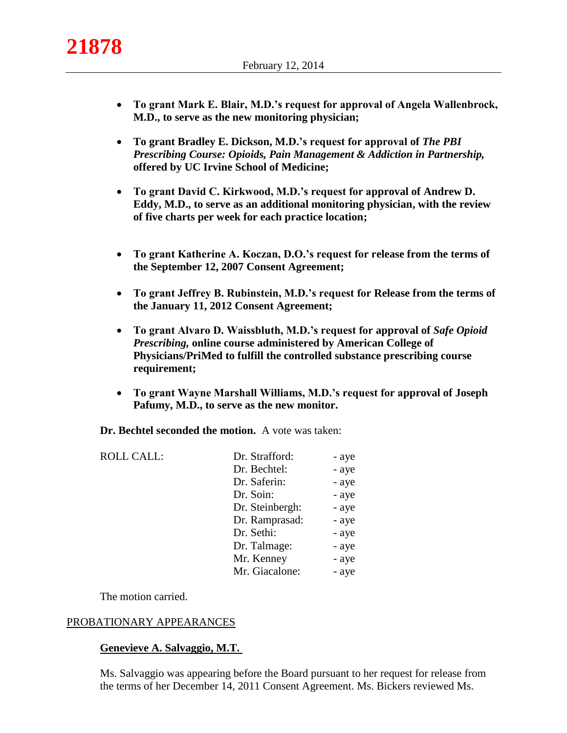- **To grant Mark E. Blair, M.D.'s request for approval of Angela Wallenbrock, M.D., to serve as the new monitoring physician;**

- **To grant Bradley E. Dickson, M.D.'s request for approval of *The PBI Prescribing Course: Opioids, Pain Management & Addiction in Partnership,* offered by UC Irvine School of Medicine;**

- **To grant David C. Kirkwood, M.D.'s request for approval of Andrew D. Eddy, M.D., to serve as an additional monitoring physician, with the review of five charts per week for each practice location;**

- **To grant Katherine A. Koczan, D.O.'s request for release from the terms of the September 12, 2007 Consent Agreement;**

- **To grant Jeffrey B. Rubinstein, M.D.'s request for Release from the terms of the January 11, 2012 Consent Agreement;**

- **To grant Alvaro D. Waissbluth, M.D.'s request for approval of *Safe Opioid Prescribing,* online course administered by American College of Physicians/PriMed to fulfill the controlled substance prescribing course requirement;**

- **To grant Wayne Marshall Williams, M.D.'s request for approval of Joseph Pafumy, M.D., to serve as the new monitor.**

**Dr. Bechtel seconded the motion.** A vote was taken:

| ROLL CALL: | | |
|---|---|---|
| | Dr. Strafford: | - aye |
| | Dr. Bechtel: | - aye |
| | Dr. Saferin: | - aye |
| | Dr. Soin: | - aye |
| | Dr. Steinbergh: | - aye |
| | Dr. Ramprasad: | - aye |
| | Dr. Sethi: | - aye |
| | Dr. Talmage: | - aye |
| | Mr. Kenney | - aye |
| | Mr. Giacalone: | - aye |

The motion carried.

PROBATIONARY APPEARANCES

**Genevieve A. Salvaggio, M.T.**

Ms. Salvaggio was appearing before the Board pursuant to her request for release from the terms of her December 14, 2011 Consent Agreement. Ms. Bickers reviewed Ms.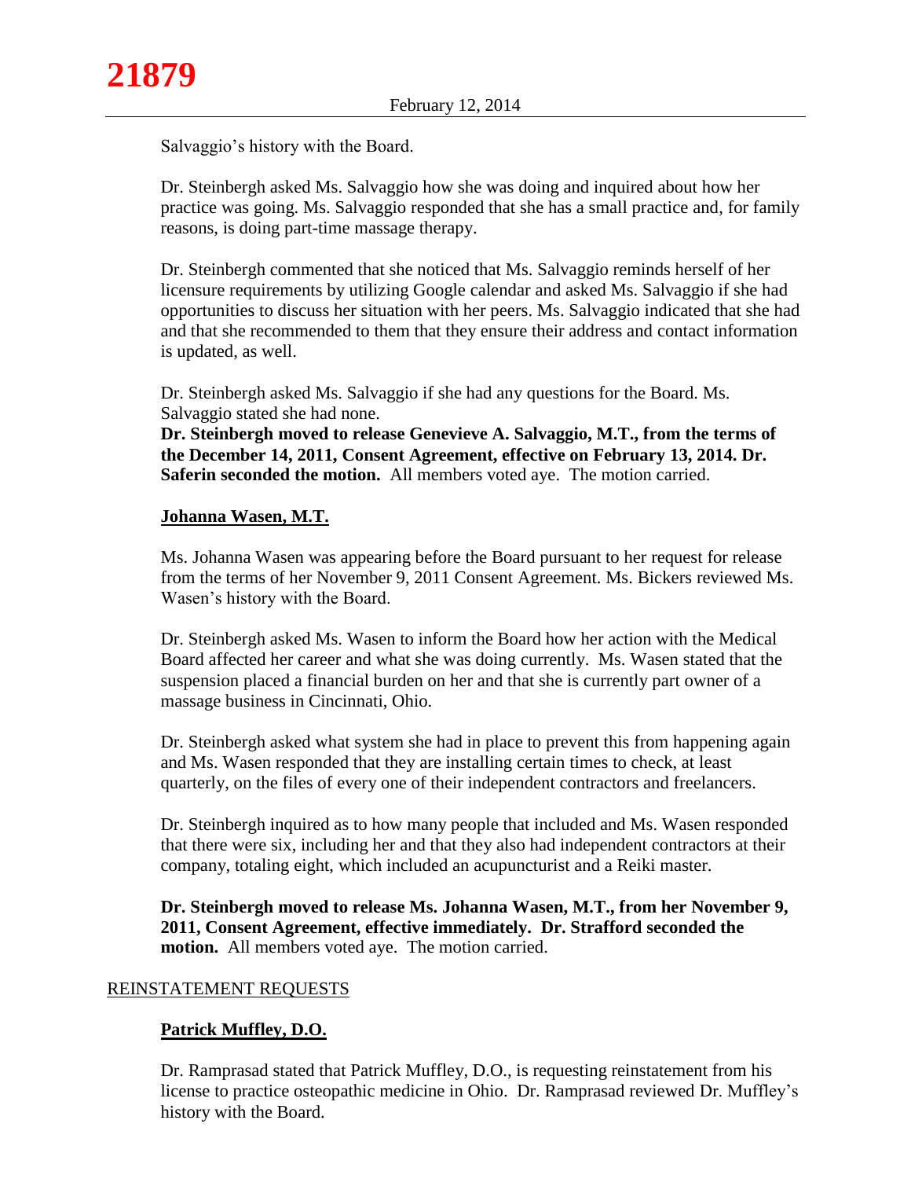Salvaggio's history with the Board.

Dr. Steinbergh asked Ms. Salvaggio how she was doing and inquired about how her practice was going. Ms. Salvaggio responded that she has a small practice and, for family reasons, is doing part-time massage therapy.

Dr. Steinbergh commented that she noticed that Ms. Salvaggio reminds herself of her licensure requirements by utilizing Google calendar and asked Ms. Salvaggio if she had opportunities to discuss her situation with her peers. Ms. Salvaggio indicated that she had and that she recommended to them that they ensure their address and contact information is updated, as well.

Dr. Steinbergh asked Ms. Salvaggio if she had any questions for the Board. Ms. Salvaggio stated she had none.

**Dr. Steinbergh moved to release Genevieve A. Salvaggio, M.T., from the terms of the December 14, 2011, Consent Agreement, effective on February 13, 2014. Dr. Saferin seconded the motion.** All members voted aye. The motion carried.

**Johanna Wasen, M.T.**

Ms. Johanna Wasen was appearing before the Board pursuant to her request for release from the terms of her November 9, 2011 Consent Agreement. Ms. Bickers reviewed Ms. Wasen's history with the Board.

Dr. Steinbergh asked Ms. Wasen to inform the Board how her action with the Medical Board affected her career and what she was doing currently. Ms. Wasen stated that the suspension placed a financial burden on her and that she is currently part owner of a massage business in Cincinnati, Ohio.

Dr. Steinbergh asked what system she had in place to prevent this from happening again and Ms. Wasen responded that they are installing certain times to check, at least quarterly, on the files of every one of their independent contractors and freelancers.

Dr. Steinbergh inquired as to how many people that included and Ms. Wasen responded that there were six, including her and that they also had independent contractors at their company, totaling eight, which included an acupuncturist and a Reiki master.

**Dr. Steinbergh moved to release Ms. Johanna Wasen, M.T., from her November 9, 2011, Consent Agreement, effective immediately. Dr. Strafford seconded the motion.** All members voted aye. The motion carried.

## REINSTATEMENT REQUESTS

**Patrick Muffley, D.O.**

Dr. Ramprasad stated that Patrick Muffley, D.O., is requesting reinstatement from his license to practice osteopathic medicine in Ohio. Dr. Ramprasad reviewed Dr. Muffley's history with the Board.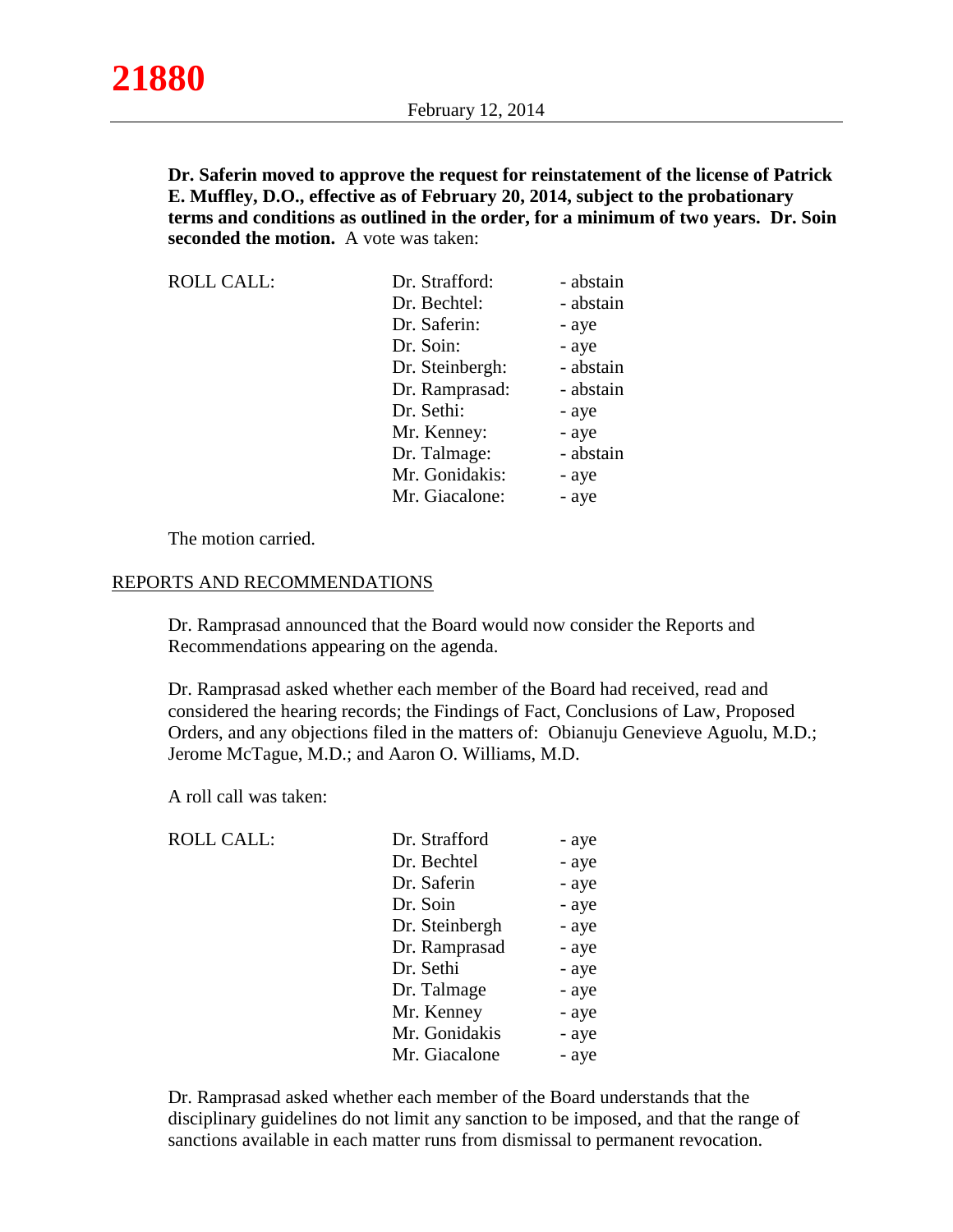**Dr. Saferin moved to approve the request for reinstatement of the license of Patrick E. Muffley, D.O., effective as of February 20, 2014, subject to the probationary terms and conditions as outlined in the order, for a minimum of two years. Dr. Soin seconded the motion.** A vote was taken:

| ROLL CALL: | | |
|---|---|---|
| | Dr. Strafford: | - abstain |
| | Dr. Bechtel: | - abstain |
| | Dr. Saferin: | - aye |
| | Dr. Soin: | - aye |
| | Dr. Steinbergh: | - abstain |
| | Dr. Ramprasad: | - abstain |
| | Dr. Sethi: | - aye |
| | Mr. Kenney: | - aye |
| | Dr. Talmage: | - abstain |
| | Mr. Gonidakis: | - aye |
| | Mr. Giacalone: | - aye |

The motion carried.

## REPORTS AND RECOMMENDATIONS

Dr. Ramprasad announced that the Board would now consider the Reports and Recommendations appearing on the agenda.

Dr. Ramprasad asked whether each member of the Board had received, read and considered the hearing records; the Findings of Fact, Conclusions of Law, Proposed Orders, and any objections filed in the matters of: Obianuju Genevieve Aguolu, M.D.; Jerome McTague, M.D.; and Aaron O. Williams, M.D.

A roll call was taken:

| ROLL CALL: | | |
|---|---|---|
| | Dr. Strafford | - aye |
| | Dr. Bechtel | - aye |
| | Dr. Saferin | - aye |
| | Dr. Soin | - aye |
| | Dr. Steinbergh | - aye |
| | Dr. Ramprasad | - aye |
| | Dr. Sethi | - aye |
| | Dr. Talmage | - aye |
| | Mr. Kenney | - aye |
| | Mr. Gonidakis | - aye |
| | Mr. Giacalone | - aye |

Dr. Ramprasad asked whether each member of the Board understands that the disciplinary guidelines do not limit any sanction to be imposed, and that the range of sanctions available in each matter runs from dismissal to permanent revocation.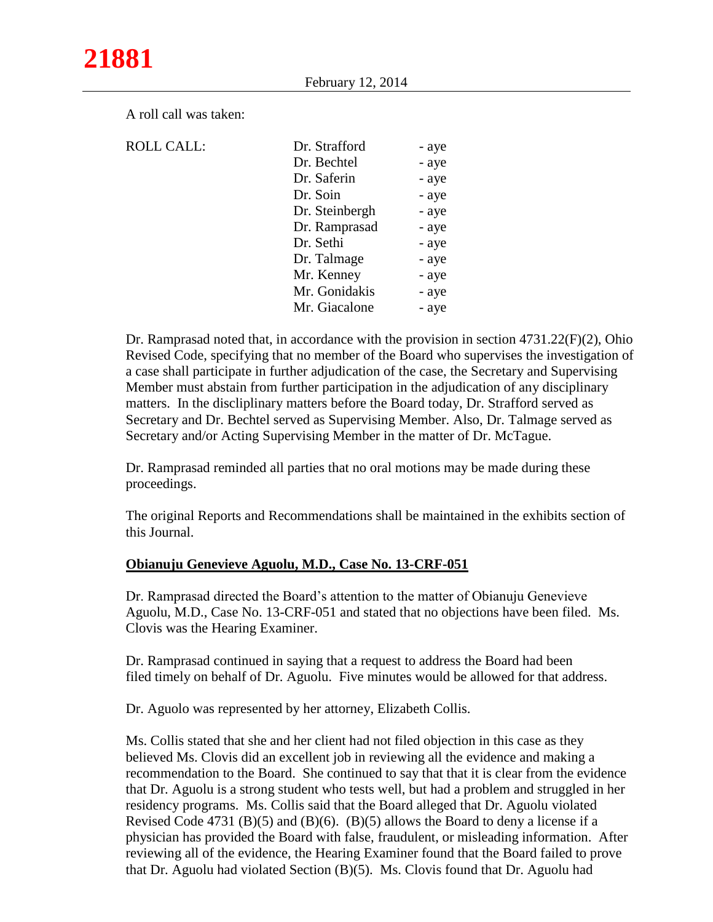A roll call was taken:

| ROLL CALL: | Dr. Strafford | - aye |
|---|---|---|
| | Dr. Bechtel | - aye |
| | Dr. Saferin | - aye |
| | Dr. Soin | - aye |
| | Dr. Steinbergh | - aye |
| | Dr. Ramprasad | - aye |
| | Dr. Sethi | - aye |
| | Dr. Talmage | - aye |
| | Mr. Kenney | - aye |
| | Mr. Gonidakis | - aye |
| | Mr. Giacalone | - aye |

Dr. Ramprasad noted that, in accordance with the provision in section 4731.22(F)(2), Ohio Revised Code, specifying that no member of the Board who supervises the investigation of a case shall participate in further adjudication of the case, the Secretary and Supervising Member must abstain from further participation in the adjudication of any disciplinary matters. In the discliplinary matters before the Board today, Dr. Strafford served as Secretary and Dr. Bechtel served as Supervising Member. Also, Dr. Talmage served as Secretary and/or Acting Supervising Member in the matter of Dr. McTague.

Dr. Ramprasad reminded all parties that no oral motions may be made during these proceedings.

The original Reports and Recommendations shall be maintained in the exhibits section of this Journal.

**Obianuju Genevieve Aguolu, M.D., Case No. 13-CRF-051**

Dr. Ramprasad directed the Board's attention to the matter of Obianuju Genevieve Aguolu, M.D., Case No. 13-CRF-051 and stated that no objections have been filed. Ms. Clovis was the Hearing Examiner.

Dr. Ramprasad continued in saying that a request to address the Board had been filed timely on behalf of Dr. Aguolu. Five minutes would be allowed for that address.

Dr. Aguolo was represented by her attorney, Elizabeth Collis.

Ms. Collis stated that she and her client had not filed objection in this case as they believed Ms. Clovis did an excellent job in reviewing all the evidence and making a recommendation to the Board. She continued to say that that it is clear from the evidence that Dr. Aguolu is a strong student who tests well, but had a problem and struggled in her residency programs. Ms. Collis said that the Board alleged that Dr. Aguolu violated Revised Code 4731 (B)(5) and (B)(6). (B)(5) allows the Board to deny a license if a physician has provided the Board with false, fraudulent, or misleading information. After reviewing all of the evidence, the Hearing Examiner found that the Board failed to prove that Dr. Aguolu had violated Section (B)(5). Ms. Clovis found that Dr. Aguolu had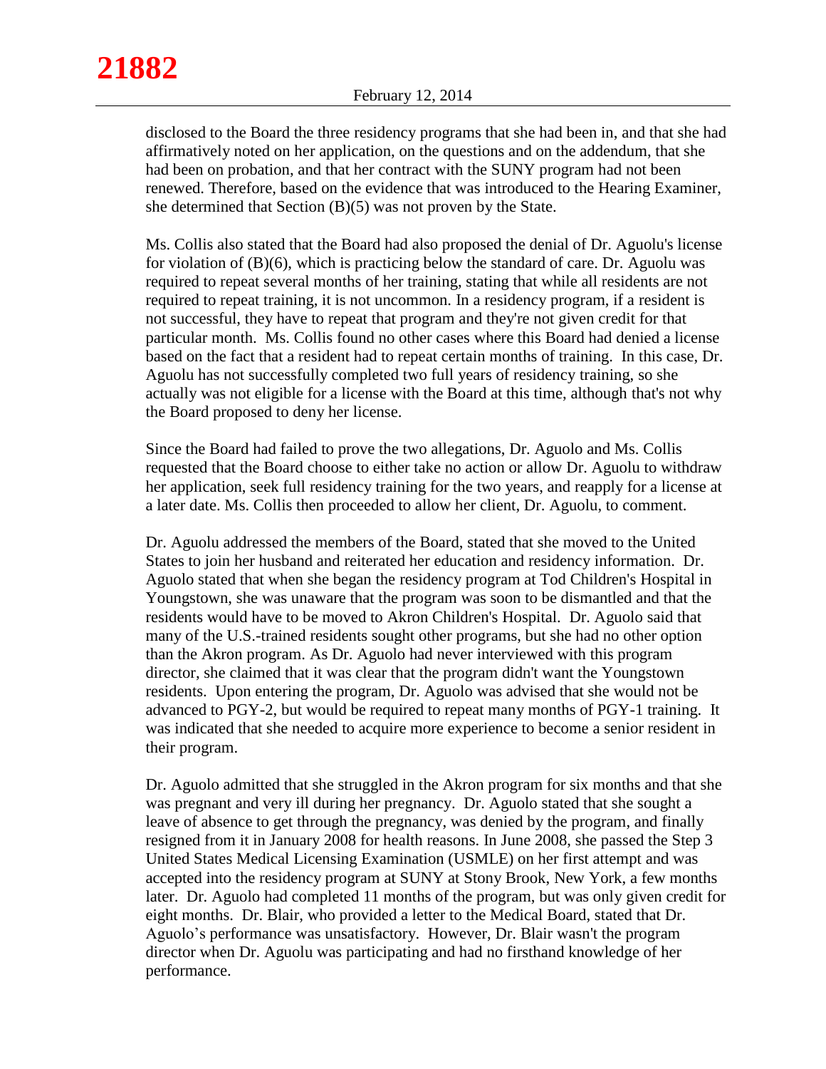disclosed to the Board the three residency programs that she had been in, and that she had affirmatively noted on her application, on the questions and on the addendum, that she had been on probation, and that her contract with the SUNY program had not been renewed. Therefore, based on the evidence that was introduced to the Hearing Examiner, she determined that Section (B)(5) was not proven by the State.

Ms. Collis also stated that the Board had also proposed the denial of Dr. Aguolu's license for violation of (B)(6), which is practicing below the standard of care. Dr. Aguolu was required to repeat several months of her training, stating that while all residents are not required to repeat training, it is not uncommon. In a residency program, if a resident is not successful, they have to repeat that program and they're not given credit for that particular month. Ms. Collis found no other cases where this Board had denied a license based on the fact that a resident had to repeat certain months of training. In this case, Dr. Aguolu has not successfully completed two full years of residency training, so she actually was not eligible for a license with the Board at this time, although that's not why the Board proposed to deny her license.

Since the Board had failed to prove the two allegations, Dr. Aguolo and Ms. Collis requested that the Board choose to either take no action or allow Dr. Aguolu to withdraw her application, seek full residency training for the two years, and reapply for a license at a later date. Ms. Collis then proceeded to allow her client, Dr. Aguolu, to comment.

Dr. Aguolu addressed the members of the Board, stated that she moved to the United States to join her husband and reiterated her education and residency information. Dr. Aguolo stated that when she began the residency program at Tod Children's Hospital in Youngstown, she was unaware that the program was soon to be dismantled and that the residents would have to be moved to Akron Children's Hospital. Dr. Aguolo said that many of the U.S.-trained residents sought other programs, but she had no other option than the Akron program. As Dr. Aguolo had never interviewed with this program director, she claimed that it was clear that the program didn't want the Youngstown residents. Upon entering the program, Dr. Aguolo was advised that she would not be advanced to PGY-2, but would be required to repeat many months of PGY-1 training. It was indicated that she needed to acquire more experience to become a senior resident in their program.

Dr. Aguolo admitted that she struggled in the Akron program for six months and that she was pregnant and very ill during her pregnancy. Dr. Aguolo stated that she sought a leave of absence to get through the pregnancy, was denied by the program, and finally resigned from it in January 2008 for health reasons. In June 2008, she passed the Step 3 United States Medical Licensing Examination (USMLE) on her first attempt and was accepted into the residency program at SUNY at Stony Brook, New York, a few months later. Dr. Aguolo had completed 11 months of the program, but was only given credit for eight months. Dr. Blair, who provided a letter to the Medical Board, stated that Dr. Aguolo's performance was unsatisfactory. However, Dr. Blair wasn't the program director when Dr. Aguolu was participating and had no firsthand knowledge of her performance.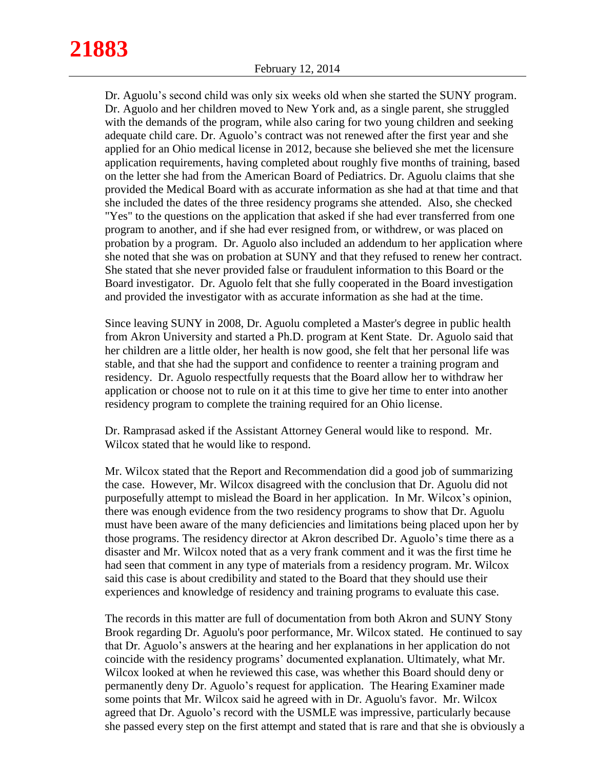Dr. Aguolu's second child was only six weeks old when she started the SUNY program. Dr. Aguolo and her children moved to New York and, as a single parent, she struggled with the demands of the program, while also caring for two young children and seeking adequate child care. Dr. Aguolo's contract was not renewed after the first year and she applied for an Ohio medical license in 2012, because she believed she met the licensure application requirements, having completed about roughly five months of training, based on the letter she had from the American Board of Pediatrics. Dr. Aguolu claims that she provided the Medical Board with as accurate information as she had at that time and that she included the dates of the three residency programs she attended. Also, she checked "Yes" to the questions on the application that asked if she had ever transferred from one program to another, and if she had ever resigned from, or withdrew, or was placed on probation by a program. Dr. Aguolo also included an addendum to her application where she noted that she was on probation at SUNY and that they refused to renew her contract. She stated that she never provided false or fraudulent information to this Board or the Board investigator. Dr. Aguolo felt that she fully cooperated in the Board investigation and provided the investigator with as accurate information as she had at the time.

Since leaving SUNY in 2008, Dr. Aguolu completed a Master's degree in public health from Akron University and started a Ph.D. program at Kent State. Dr. Aguolo said that her children are a little older, her health is now good, she felt that her personal life was stable, and that she had the support and confidence to reenter a training program and residency. Dr. Aguolo respectfully requests that the Board allow her to withdraw her application or choose not to rule on it at this time to give her time to enter into another residency program to complete the training required for an Ohio license.

Dr. Ramprasad asked if the Assistant Attorney General would like to respond. Mr. Wilcox stated that he would like to respond.

Mr. Wilcox stated that the Report and Recommendation did a good job of summarizing the case. However, Mr. Wilcox disagreed with the conclusion that Dr. Aguolu did not purposefully attempt to mislead the Board in her application. In Mr. Wilcox's opinion, there was enough evidence from the two residency programs to show that Dr. Aguolu must have been aware of the many deficiencies and limitations being placed upon her by those programs. The residency director at Akron described Dr. Aguolo's time there as a disaster and Mr. Wilcox noted that as a very frank comment and it was the first time he had seen that comment in any type of materials from a residency program. Mr. Wilcox said this case is about credibility and stated to the Board that they should use their experiences and knowledge of residency and training programs to evaluate this case.

The records in this matter are full of documentation from both Akron and SUNY Stony Brook regarding Dr. Aguolu's poor performance, Mr. Wilcox stated. He continued to say that Dr. Aguolo's answers at the hearing and her explanations in her application do not coincide with the residency programs' documented explanation. Ultimately, what Mr. Wilcox looked at when he reviewed this case, was whether this Board should deny or permanently deny Dr. Aguolo's request for application. The Hearing Examiner made some points that Mr. Wilcox said he agreed with in Dr. Aguolu's favor. Mr. Wilcox agreed that Dr. Aguolo's record with the USMLE was impressive, particularly because she passed every step on the first attempt and stated that is rare and that she is obviously a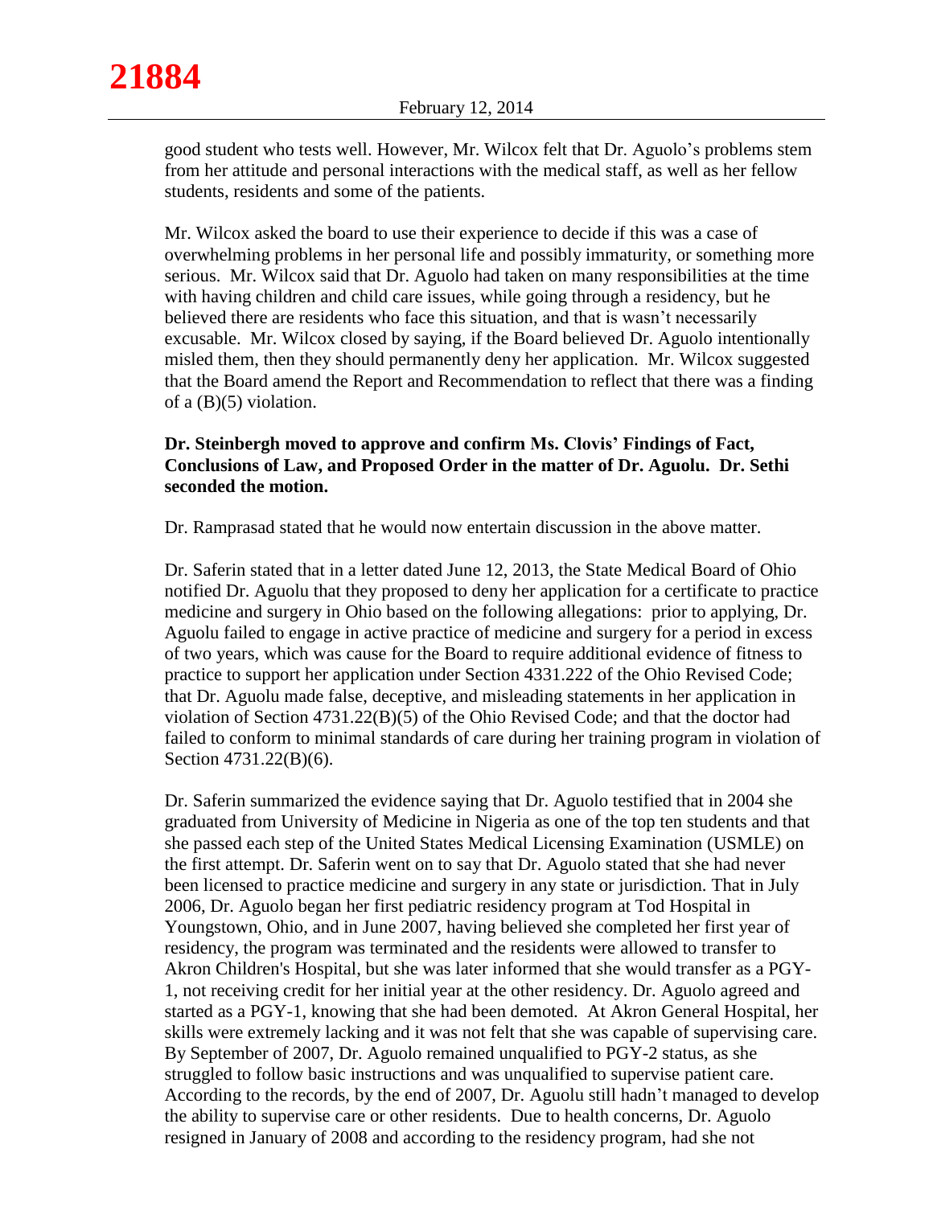good student who tests well. However, Mr. Wilcox felt that Dr. Aguolo's problems stem from her attitude and personal interactions with the medical staff, as well as her fellow students, residents and some of the patients.

Mr. Wilcox asked the board to use their experience to decide if this was a case of overwhelming problems in her personal life and possibly immaturity, or something more serious. Mr. Wilcox said that Dr. Aguolo had taken on many responsibilities at the time with having children and child care issues, while going through a residency, but he believed there are residents who face this situation, and that is wasn't necessarily excusable. Mr. Wilcox closed by saying, if the Board believed Dr. Aguolo intentionally misled them, then they should permanently deny her application. Mr. Wilcox suggested that the Board amend the Report and Recommendation to reflect that there was a finding of a (B)(5) violation.

**Dr. Steinbergh moved to approve and confirm Ms. Clovis' Findings of Fact, Conclusions of Law, and Proposed Order in the matter of Dr. Aguolu. Dr. Sethi seconded the motion.**

Dr. Ramprasad stated that he would now entertain discussion in the above matter.

Dr. Saferin stated that in a letter dated June 12, 2013, the State Medical Board of Ohio notified Dr. Aguolu that they proposed to deny her application for a certificate to practice medicine and surgery in Ohio based on the following allegations: prior to applying, Dr. Aguolu failed to engage in active practice of medicine and surgery for a period in excess of two years, which was cause for the Board to require additional evidence of fitness to practice to support her application under Section 4331.222 of the Ohio Revised Code; that Dr. Aguolu made false, deceptive, and misleading statements in her application in violation of Section 4731.22(B)(5) of the Ohio Revised Code; and that the doctor had failed to conform to minimal standards of care during her training program in violation of Section 4731.22(B)(6).

Dr. Saferin summarized the evidence saying that Dr. Aguolo testified that in 2004 she graduated from University of Medicine in Nigeria as one of the top ten students and that she passed each step of the United States Medical Licensing Examination (USMLE) on the first attempt. Dr. Saferin went on to say that Dr. Aguolo stated that she had never been licensed to practice medicine and surgery in any state or jurisdiction. That in July 2006, Dr. Aguolo began her first pediatric residency program at Tod Hospital in Youngstown, Ohio, and in June 2007, having believed she completed her first year of residency, the program was terminated and the residents were allowed to transfer to Akron Children's Hospital, but she was later informed that she would transfer as a PGY-1, not receiving credit for her initial year at the other residency. Dr. Aguolo agreed and started as a PGY-1, knowing that she had been demoted. At Akron General Hospital, her skills were extremely lacking and it was not felt that she was capable of supervising care. By September of 2007, Dr. Aguolo remained unqualified to PGY-2 status, as she struggled to follow basic instructions and was unqualified to supervise patient care. According to the records, by the end of 2007, Dr. Aguolu still hadn't managed to develop the ability to supervise care or other residents. Due to health concerns, Dr. Aguolo resigned in January of 2008 and according to the residency program, had she not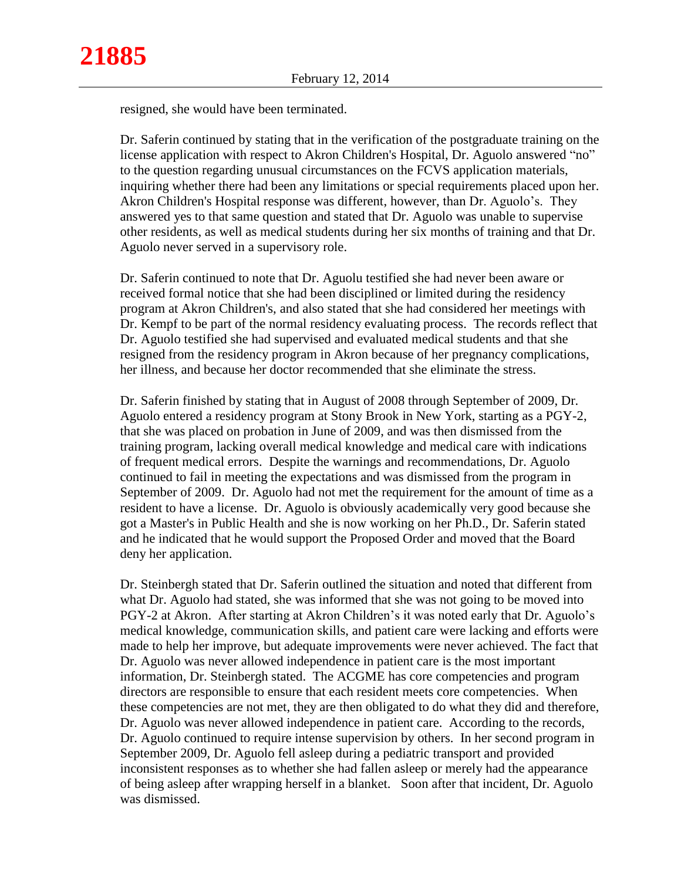resigned, she would have been terminated.

Dr. Saferin continued by stating that in the verification of the postgraduate training on the license application with respect to Akron Children's Hospital, Dr. Aguolo answered "no" to the question regarding unusual circumstances on the FCVS application materials, inquiring whether there had been any limitations or special requirements placed upon her. Akron Children's Hospital response was different, however, than Dr. Aguolo's. They answered yes to that same question and stated that Dr. Aguolo was unable to supervise other residents, as well as medical students during her six months of training and that Dr. Aguolo never served in a supervisory role.

Dr. Saferin continued to note that Dr. Aguolu testified she had never been aware or received formal notice that she had been disciplined or limited during the residency program at Akron Children's, and also stated that she had considered her meetings with Dr. Kempf to be part of the normal residency evaluating process. The records reflect that Dr. Aguolo testified she had supervised and evaluated medical students and that she resigned from the residency program in Akron because of her pregnancy complications, her illness, and because her doctor recommended that she eliminate the stress.

Dr. Saferin finished by stating that in August of 2008 through September of 2009, Dr. Aguolo entered a residency program at Stony Brook in New York, starting as a PGY-2, that she was placed on probation in June of 2009, and was then dismissed from the training program, lacking overall medical knowledge and medical care with indications of frequent medical errors. Despite the warnings and recommendations, Dr. Aguolo continued to fail in meeting the expectations and was dismissed from the program in September of 2009. Dr. Aguolo had not met the requirement for the amount of time as a resident to have a license. Dr. Aguolo is obviously academically very good because she got a Master's in Public Health and she is now working on her Ph.D., Dr. Saferin stated and he indicated that he would support the Proposed Order and moved that the Board deny her application.

Dr. Steinbergh stated that Dr. Saferin outlined the situation and noted that different from what Dr. Aguolo had stated, she was informed that she was not going to be moved into PGY-2 at Akron. After starting at Akron Children's it was noted early that Dr. Aguolo's medical knowledge, communication skills, and patient care were lacking and efforts were made to help her improve, but adequate improvements were never achieved. The fact that Dr. Aguolo was never allowed independence in patient care is the most important information, Dr. Steinbergh stated. The ACGME has core competencies and program directors are responsible to ensure that each resident meets core competencies. When these competencies are not met, they are then obligated to do what they did and therefore, Dr. Aguolo was never allowed independence in patient care. According to the records, Dr. Aguolo continued to require intense supervision by others. In her second program in September 2009, Dr. Aguolo fell asleep during a pediatric transport and provided inconsistent responses as to whether she had fallen asleep or merely had the appearance of being asleep after wrapping herself in a blanket. Soon after that incident, Dr. Aguolo was dismissed.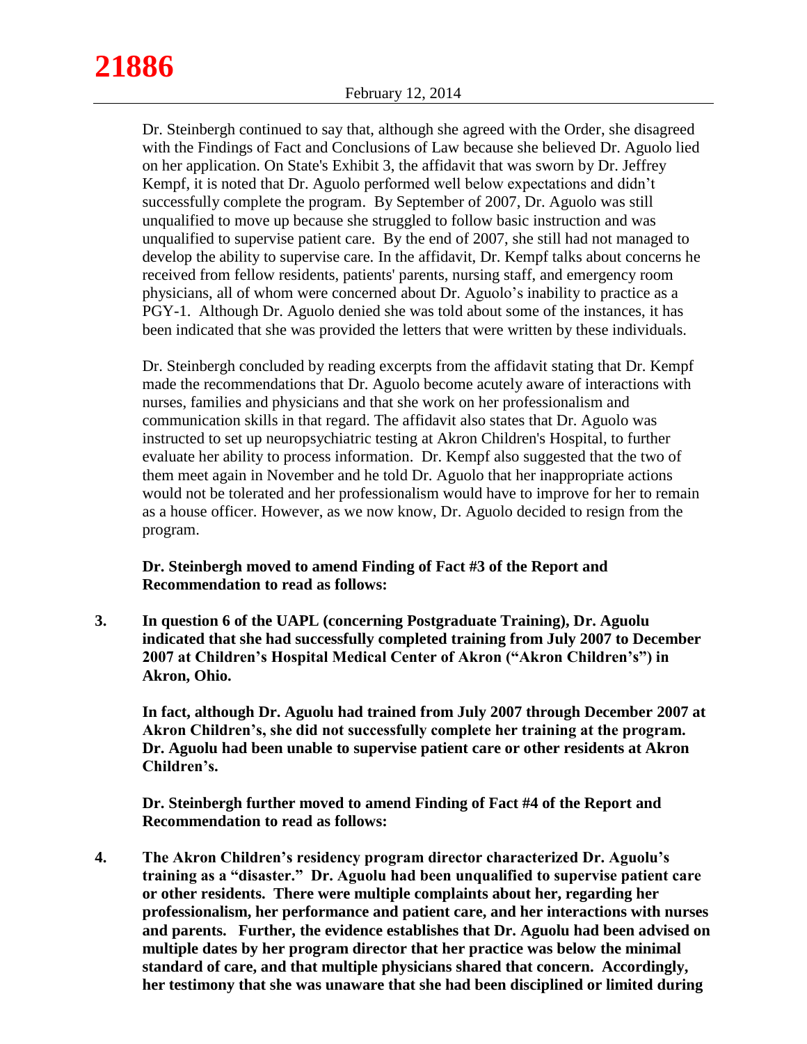Dr. Steinbergh continued to say that, although she agreed with the Order, she disagreed with the Findings of Fact and Conclusions of Law because she believed Dr. Aguolo lied on her application. On State's Exhibit 3, the affidavit that was sworn by Dr. Jeffrey Kempf, it is noted that Dr. Aguolo performed well below expectations and didn't successfully complete the program. By September of 2007, Dr. Aguolo was still unqualified to move up because she struggled to follow basic instruction and was unqualified to supervise patient care. By the end of 2007, she still had not managed to develop the ability to supervise care. In the affidavit, Dr. Kempf talks about concerns he received from fellow residents, patients' parents, nursing staff, and emergency room physicians, all of whom were concerned about Dr. Aguolo's inability to practice as a PGY-1. Although Dr. Aguolo denied she was told about some of the instances, it has been indicated that she was provided the letters that were written by these individuals.

Dr. Steinbergh concluded by reading excerpts from the affidavit stating that Dr. Kempf made the recommendations that Dr. Aguolo become acutely aware of interactions with nurses, families and physicians and that she work on her professionalism and communication skills in that regard. The affidavit also states that Dr. Aguolo was instructed to set up neuropsychiatric testing at Akron Children's Hospital, to further evaluate her ability to process information. Dr. Kempf also suggested that the two of them meet again in November and he told Dr. Aguolo that her inappropriate actions would not be tolerated and her professionalism would have to improve for her to remain as a house officer. However, as we now know, Dr. Aguolo decided to resign from the program.

**Dr. Steinbergh moved to amend Finding of Fact #3 of the Report and Recommendation to read as follows:**

**3. In question 6 of the UAPL (concerning Postgraduate Training), Dr. Aguolu indicated that she had successfully completed training from July 2007 to December 2007 at Children's Hospital Medical Center of Akron ("Akron Children's") in Akron, Ohio.**

**In fact, although Dr. Aguolu had trained from July 2007 through December 2007 at Akron Children's, she did not successfully complete her training at the program. Dr. Aguolu had been unable to supervise patient care or other residents at Akron Children's.**

**Dr. Steinbergh further moved to amend Finding of Fact #4 of the Report and Recommendation to read as follows:**

**4. The Akron Children's residency program director characterized Dr. Aguolu's training as a "disaster." Dr. Aguolu had been unqualified to supervise patient care or other residents. There were multiple complaints about her, regarding her professionalism, her performance and patient care, and her interactions with nurses and parents. Further, the evidence establishes that Dr. Aguolu had been advised on multiple dates by her program director that her practice was below the minimal standard of care, and that multiple physicians shared that concern. Accordingly, her testimony that she was unaware that she had been disciplined or limited during**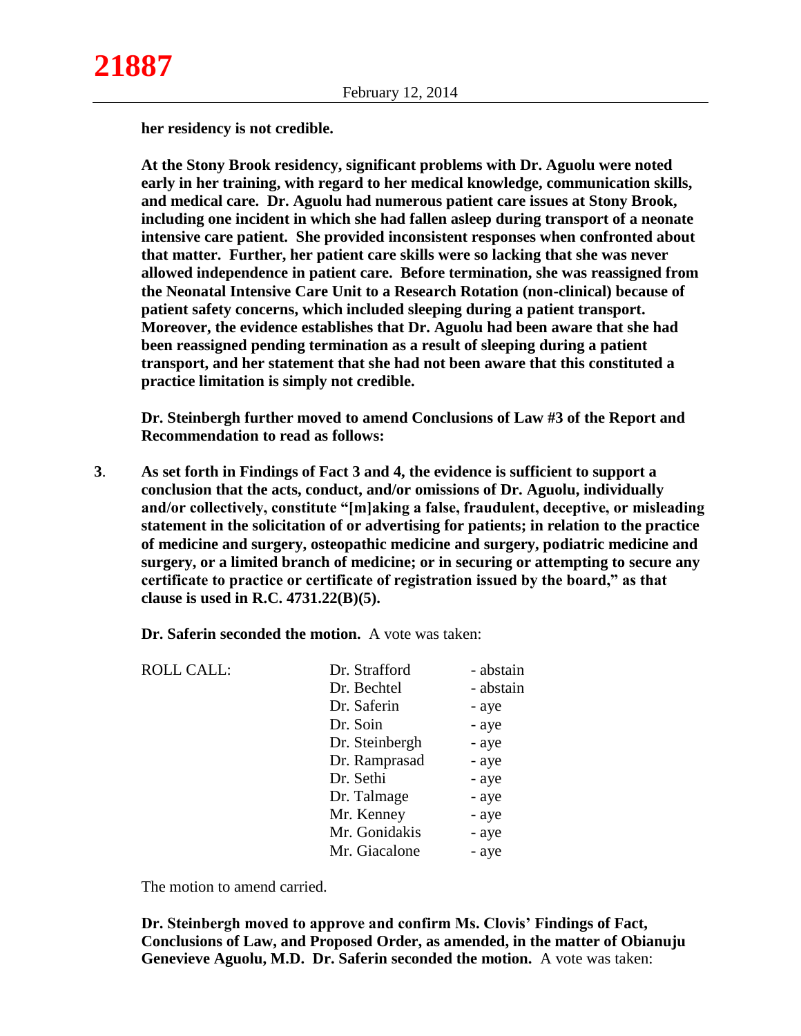**her residency is not credible.**

**At the Stony Brook residency, significant problems with Dr. Aguolu were noted early in her training, with regard to her medical knowledge, communication skills, and medical care. Dr. Aguolu had numerous patient care issues at Stony Brook, including one incident in which she had fallen asleep during transport of a neonate intensive care patient. She provided inconsistent responses when confronted about that matter. Further, her patient care skills were so lacking that she was never allowed independence in patient care. Before termination, she was reassigned from the Neonatal Intensive Care Unit to a Research Rotation (non-clinical) because of patient safety concerns, which included sleeping during a patient transport. Moreover, the evidence establishes that Dr. Aguolu had been aware that she had been reassigned pending termination as a result of sleeping during a patient transport, and her statement that she had not been aware that this constituted a practice limitation is simply not credible.**

**Dr. Steinbergh further moved to amend Conclusions of Law #3 of the Report and Recommendation to read as follows:**

**3**. **As set forth in Findings of Fact 3 and 4, the evidence is sufficient to support a conclusion that the acts, conduct, and/or omissions of Dr. Aguolu, individually and/or collectively, constitute "[m]aking a false, fraudulent, deceptive, or misleading statement in the solicitation of or advertising for patients; in relation to the practice of medicine and surgery, osteopathic medicine and surgery, podiatric medicine and surgery, or a limited branch of medicine; or in securing or attempting to secure any certificate to practice or certificate of registration issued by the board," as that clause is used in R.C. 4731.22(B)(5).**

**Dr. Saferin seconded the motion.** A vote was taken:

| ROLL CALL: | Dr. Strafford | - abstain |
|---|---|---|
| | Dr. Bechtel | - abstain |
| | Dr. Saferin | - aye |
| | Dr. Soin | - aye |
| | Dr. Steinbergh | - aye |
| | Dr. Ramprasad | - aye |
| | Dr. Sethi | - aye |
| | Dr. Talmage | - aye |
| | Mr. Kenney | - aye |
| | Mr. Gonidakis | - aye |
| | Mr. Giacalone | - aye |

The motion to amend carried.

**Dr. Steinbergh moved to approve and confirm Ms. Clovis' Findings of Fact, Conclusions of Law, and Proposed Order, as amended, in the matter of Obianuju Genevieve Aguolu, M.D. Dr. Saferin seconded the motion.** A vote was taken: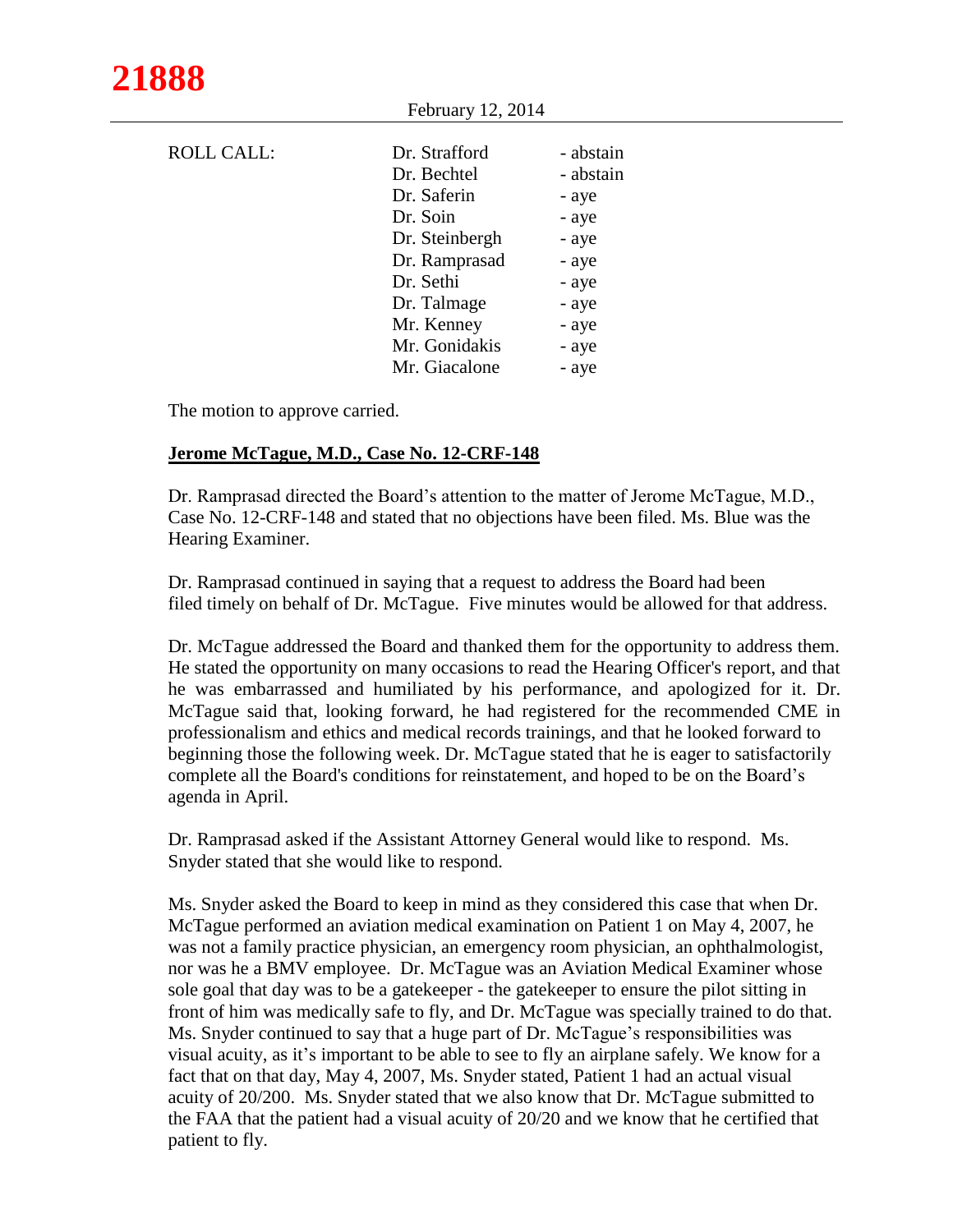ROLL CALL:

| | |
|---|---|
| Dr. Strafford | - abstain |
| Dr. Bechtel | - abstain |
| Dr. Saferin | - aye |
| Dr. Soin | - aye |
| Dr. Steinbergh | - aye |
| Dr. Ramprasad | - aye |
| Dr. Sethi | - aye |
| Dr. Talmage | - aye |
| Mr. Kenney | - aye |
| Mr. Gonidakis | - aye |
| Mr. Giacalone | - aye |

The motion to approve carried.

**Jerome McTague, M.D., Case No. 12-CRF-148**

Dr. Ramprasad directed the Board's attention to the matter of Jerome McTague, M.D., Case No. 12-CRF-148 and stated that no objections have been filed. Ms. Blue was the Hearing Examiner.

Dr. Ramprasad continued in saying that a request to address the Board had been filed timely on behalf of Dr. McTague. Five minutes would be allowed for that address.

Dr. McTague addressed the Board and thanked them for the opportunity to address them. He stated the opportunity on many occasions to read the Hearing Officer's report, and that he was embarrassed and humiliated by his performance, and apologized for it. Dr. McTague said that, looking forward, he had registered for the recommended CME in professionalism and ethics and medical records trainings, and that he looked forward to beginning those the following week. Dr. McTague stated that he is eager to satisfactorily complete all the Board's conditions for reinstatement, and hoped to be on the Board's agenda in April.

Dr. Ramprasad asked if the Assistant Attorney General would like to respond. Ms. Snyder stated that she would like to respond.

Ms. Snyder asked the Board to keep in mind as they considered this case that when Dr. McTague performed an aviation medical examination on Patient 1 on May 4, 2007, he was not a family practice physician, an emergency room physician, an ophthalmologist, nor was he a BMV employee. Dr. McTague was an Aviation Medical Examiner whose sole goal that day was to be a gatekeeper - the gatekeeper to ensure the pilot sitting in front of him was medically safe to fly, and Dr. McTague was specially trained to do that. Ms. Snyder continued to say that a huge part of Dr. McTague's responsibilities was visual acuity, as it's important to be able to see to fly an airplane safely. We know for a fact that on that day, May 4, 2007, Ms. Snyder stated, Patient 1 had an actual visual acuity of 20/200. Ms. Snyder stated that we also know that Dr. McTague submitted to the FAA that the patient had a visual acuity of 20/20 and we know that he certified that patient to fly.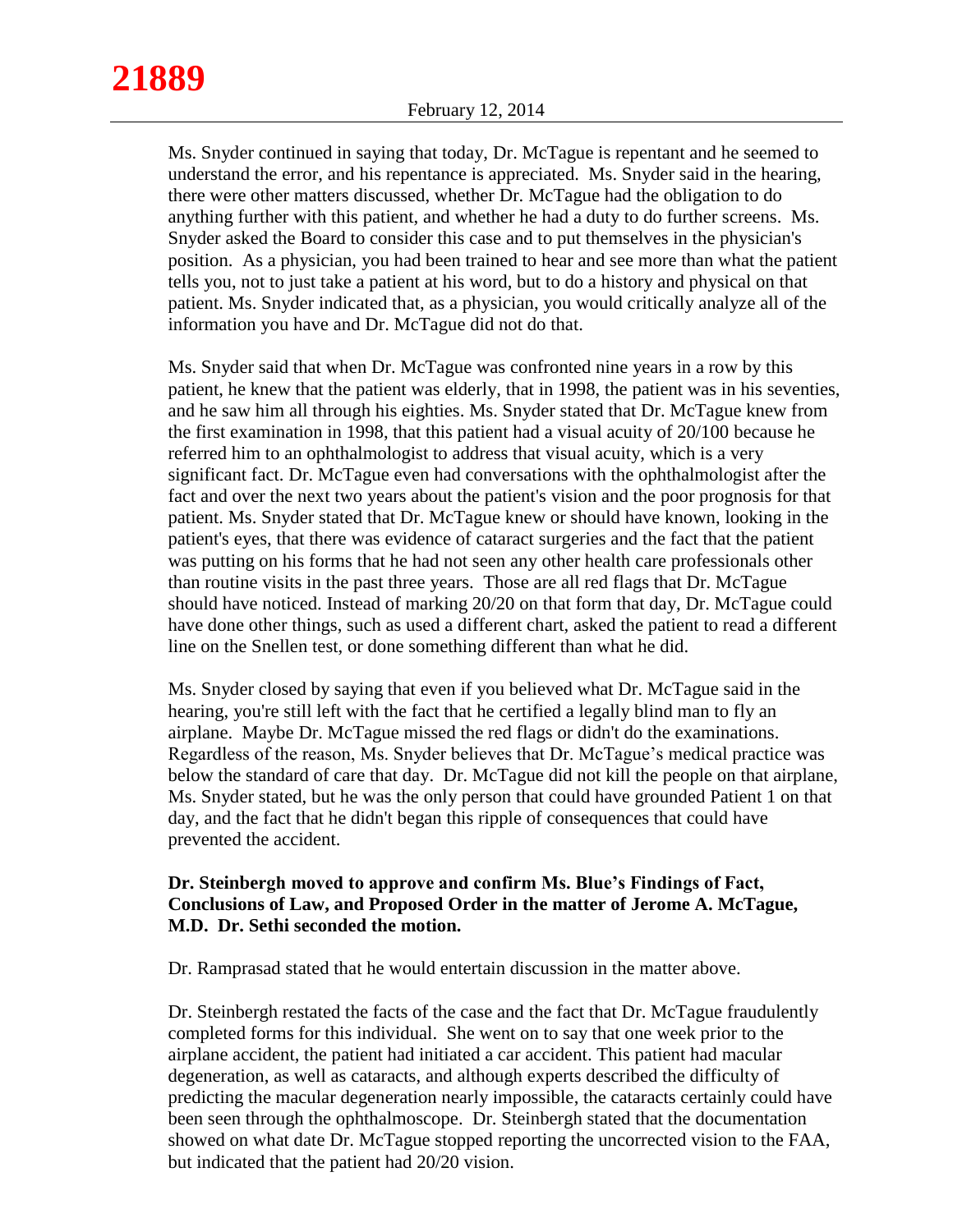Ms. Snyder continued in saying that today, Dr. McTague is repentant and he seemed to understand the error, and his repentance is appreciated. Ms. Snyder said in the hearing, there were other matters discussed, whether Dr. McTague had the obligation to do anything further with this patient, and whether he had a duty to do further screens. Ms. Snyder asked the Board to consider this case and to put themselves in the physician's position. As a physician, you had been trained to hear and see more than what the patient tells you, not to just take a patient at his word, but to do a history and physical on that patient. Ms. Snyder indicated that, as a physician, you would critically analyze all of the information you have and Dr. McTague did not do that.

Ms. Snyder said that when Dr. McTague was confronted nine years in a row by this patient, he knew that the patient was elderly, that in 1998, the patient was in his seventies, and he saw him all through his eighties. Ms. Snyder stated that Dr. McTague knew from the first examination in 1998, that this patient had a visual acuity of 20/100 because he referred him to an ophthalmologist to address that visual acuity, which is a very significant fact. Dr. McTague even had conversations with the ophthalmologist after the fact and over the next two years about the patient's vision and the poor prognosis for that patient. Ms. Snyder stated that Dr. McTague knew or should have known, looking in the patient's eyes, that there was evidence of cataract surgeries and the fact that the patient was putting on his forms that he had not seen any other health care professionals other than routine visits in the past three years. Those are all red flags that Dr. McTague should have noticed. Instead of marking 20/20 on that form that day, Dr. McTague could have done other things, such as used a different chart, asked the patient to read a different line on the Snellen test, or done something different than what he did.

Ms. Snyder closed by saying that even if you believed what Dr. McTague said in the hearing, you're still left with the fact that he certified a legally blind man to fly an airplane. Maybe Dr. McTague missed the red flags or didn't do the examinations. Regardless of the reason, Ms. Snyder believes that Dr. McTague's medical practice was below the standard of care that day. Dr. McTague did not kill the people on that airplane, Ms. Snyder stated, but he was the only person that could have grounded Patient 1 on that day, and the fact that he didn't began this ripple of consequences that could have prevented the accident.

**Dr. Steinbergh moved to approve and confirm Ms. Blue's Findings of Fact, Conclusions of Law, and Proposed Order in the matter of Jerome A. McTague, M.D. Dr. Sethi seconded the motion.**

Dr. Ramprasad stated that he would entertain discussion in the matter above.

Dr. Steinbergh restated the facts of the case and the fact that Dr. McTague fraudulently completed forms for this individual. She went on to say that one week prior to the airplane accident, the patient had initiated a car accident. This patient had macular degeneration, as well as cataracts, and although experts described the difficulty of predicting the macular degeneration nearly impossible, the cataracts certainly could have been seen through the ophthalmoscope. Dr. Steinbergh stated that the documentation showed on what date Dr. McTague stopped reporting the uncorrected vision to the FAA, but indicated that the patient had 20/20 vision.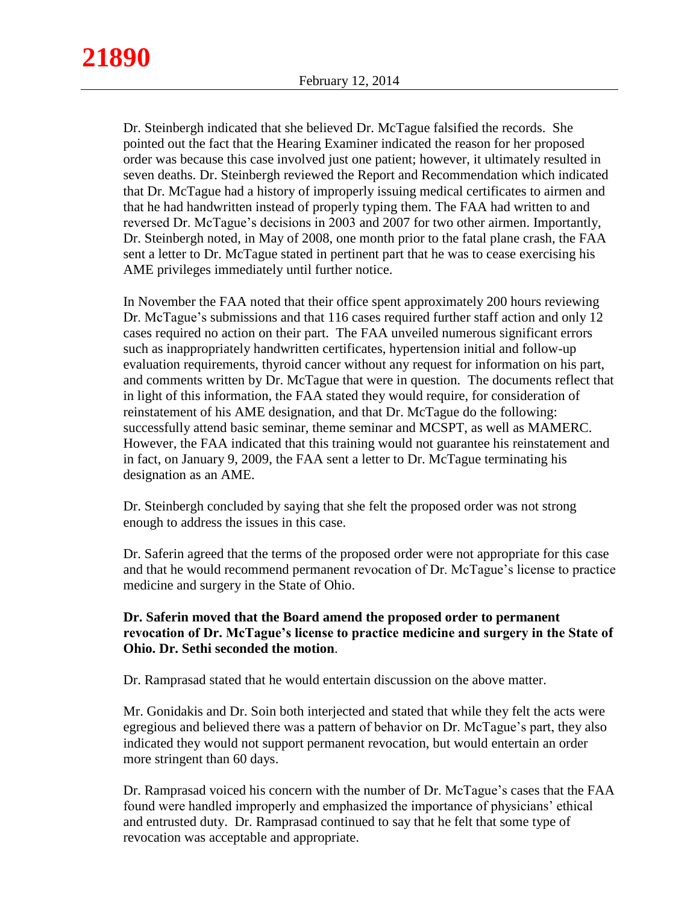Dr. Steinbergh indicated that she believed Dr. McTague falsified the records. She pointed out the fact that the Hearing Examiner indicated the reason for her proposed order was because this case involved just one patient; however, it ultimately resulted in seven deaths. Dr. Steinbergh reviewed the Report and Recommendation which indicated that Dr. McTague had a history of improperly issuing medical certificates to airmen and that he had handwritten instead of properly typing them. The FAA had written to and reversed Dr. McTague's decisions in 2003 and 2007 for two other airmen. Importantly, Dr. Steinbergh noted, in May of 2008, one month prior to the fatal plane crash, the FAA sent a letter to Dr. McTague stated in pertinent part that he was to cease exercising his AME privileges immediately until further notice.

In November the FAA noted that their office spent approximately 200 hours reviewing Dr. McTague's submissions and that 116 cases required further staff action and only 12 cases required no action on their part. The FAA unveiled numerous significant errors such as inappropriately handwritten certificates, hypertension initial and follow-up evaluation requirements, thyroid cancer without any request for information on his part, and comments written by Dr. McTague that were in question. The documents reflect that in light of this information, the FAA stated they would require, for consideration of reinstatement of his AME designation, and that Dr. McTague do the following: successfully attend basic seminar, theme seminar and MCSPT, as well as MAMERC. However, the FAA indicated that this training would not guarantee his reinstatement and in fact, on January 9, 2009, the FAA sent a letter to Dr. McTague terminating his designation as an AME.

Dr. Steinbergh concluded by saying that she felt the proposed order was not strong enough to address the issues in this case.

Dr. Saferin agreed that the terms of the proposed order were not appropriate for this case and that he would recommend permanent revocation of Dr. McTague's license to practice medicine and surgery in the State of Ohio.

**Dr. Saferin moved that the Board amend the proposed order to permanent revocation of Dr. McTague's license to practice medicine and surgery in the State of Ohio. Dr. Sethi seconded the motion**.

Dr. Ramprasad stated that he would entertain discussion on the above matter.

Mr. Gonidakis and Dr. Soin both interjected and stated that while they felt the acts were egregious and believed there was a pattern of behavior on Dr. McTague's part, they also indicated they would not support permanent revocation, but would entertain an order more stringent than 60 days.

Dr. Ramprasad voiced his concern with the number of Dr. McTague's cases that the FAA found were handled improperly and emphasized the importance of physicians' ethical and entrusted duty. Dr. Ramprasad continued to say that he felt that some type of revocation was acceptable and appropriate.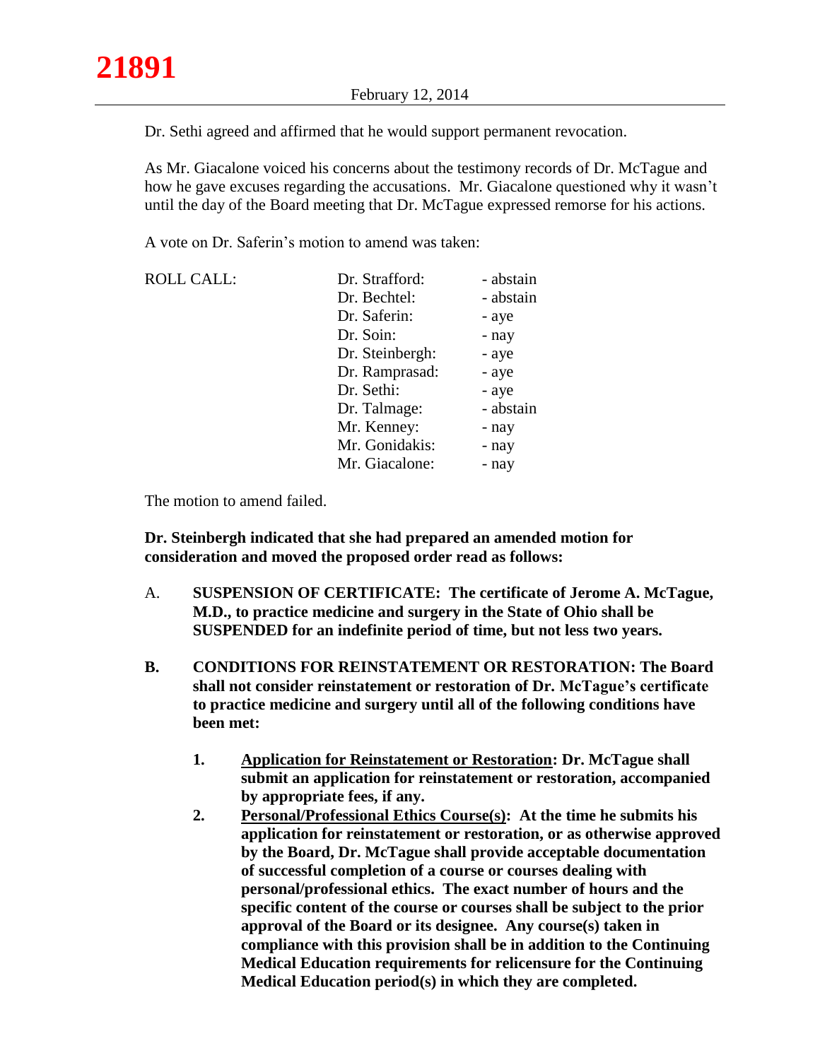Dr. Sethi agreed and affirmed that he would support permanent revocation.

As Mr. Giacalone voiced his concerns about the testimony records of Dr. McTague and how he gave excuses regarding the accusations. Mr. Giacalone questioned why it wasn't until the day of the Board meeting that Dr. McTague expressed remorse for his actions.

A vote on Dr. Saferin's motion to amend was taken:

| ROLL CALL: | Dr. Strafford: | - abstain |
|---|---|---|
| | Dr. Bechtel: | - abstain |
| | Dr. Saferin: | - aye |
| | Dr. Soin: | - nay |
| | Dr. Steinbergh: | - aye |
| | Dr. Ramprasad: | - aye |
| | Dr. Sethi: | - aye |
| | Dr. Talmage: | - abstain |
| | Mr. Kenney: | - nay |
| | Mr. Gonidakis: | - nay |
| | Mr. Giacalone: | - nay |

The motion to amend failed.

**Dr. Steinbergh indicated that she had prepared an amended motion for consideration and moved the proposed order read as follows:**

A. **SUSPENSION OF CERTIFICATE: The certificate of Jerome A. McTague, M.D., to practice medicine and surgery in the State of Ohio shall be SUSPENDED for an indefinite period of time, but not less two years.**

**B. CONDITIONS FOR REINSTATEMENT OR RESTORATION: The Board shall not consider reinstatement or restoration of Dr. McTague's certificate to practice medicine and surgery until all of the following conditions have been met:**

**1. <u>Application for Reinstatement or Restoration</u>: Dr. McTague shall submit an application for reinstatement or restoration, accompanied by appropriate fees, if any.**

**2. <u>Personal/Professional Ethics Course(s)</u>: At the time he submits his application for reinstatement or restoration, or as otherwise approved by the Board, Dr. McTague shall provide acceptable documentation of successful completion of a course or courses dealing with personal/professional ethics. The exact number of hours and the specific content of the course or courses shall be subject to the prior approval of the Board or its designee. Any course(s) taken in compliance with this provision shall be in addition to the Continuing Medical Education requirements for relicensure for the Continuing Medical Education period(s) in which they are completed.**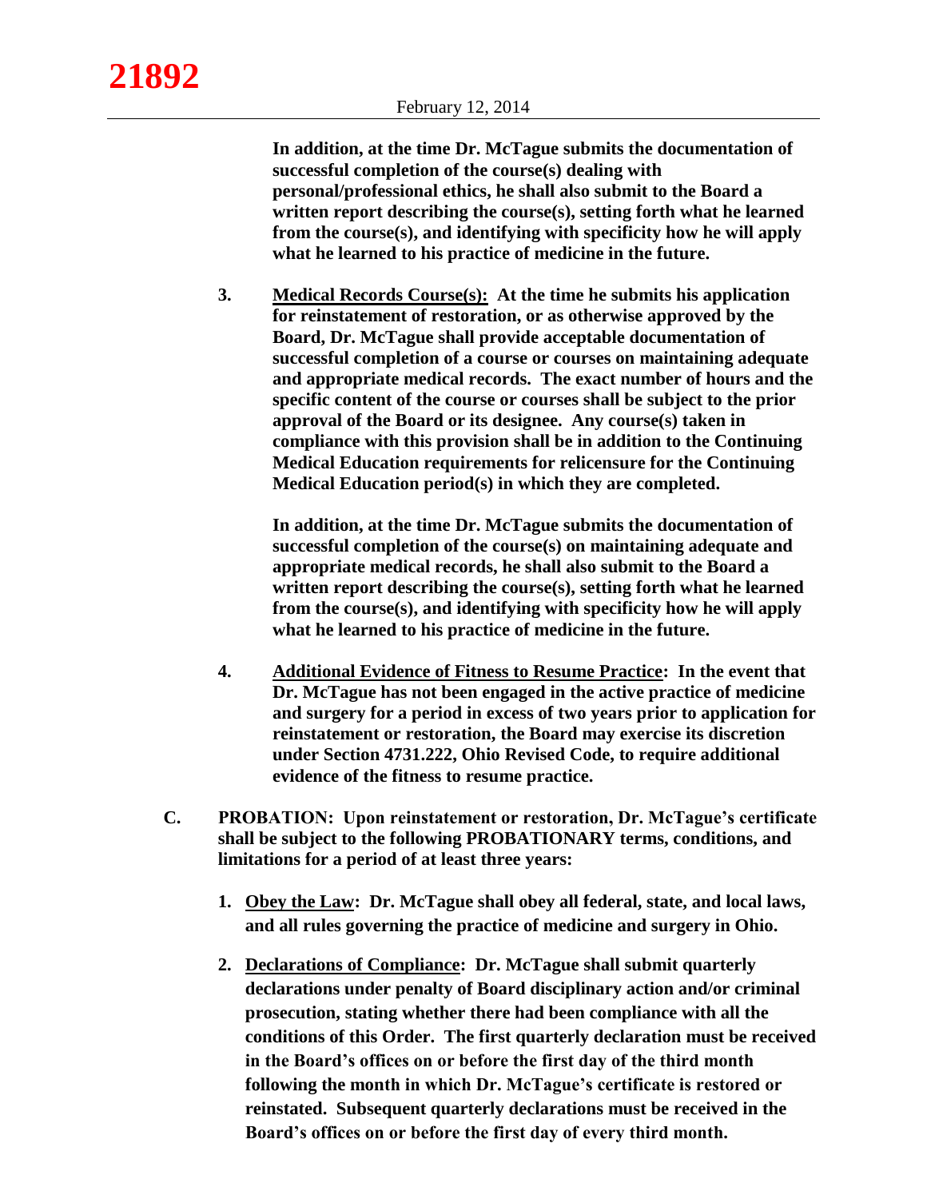**In addition, at the time Dr. McTague submits the documentation of successful completion of the course(s) dealing with personal/professional ethics, he shall also submit to the Board a written report describing the course(s), setting forth what he learned from the course(s), and identifying with specificity how he will apply what he learned to his practice of medicine in the future.**

**3. <u>Medical Records Course(s):</u> At the time he submits his application for reinstatement of restoration, or as otherwise approved by the Board, Dr. McTague shall provide acceptable documentation of successful completion of a course or courses on maintaining adequate and appropriate medical records. The exact number of hours and the specific content of the course or courses shall be subject to the prior approval of the Board or its designee. Any course(s) taken in compliance with this provision shall be in addition to the Continuing Medical Education requirements for relicensure for the Continuing Medical Education period(s) in which they are completed.**

**In addition, at the time Dr. McTague submits the documentation of successful completion of the course(s) on maintaining adequate and appropriate medical records, he shall also submit to the Board a written report describing the course(s), setting forth what he learned from the course(s), and identifying with specificity how he will apply what he learned to his practice of medicine in the future.**

**4. <u>Additional Evidence of Fitness to Resume Practice</u>: In the event that Dr. McTague has not been engaged in the active practice of medicine and surgery for a period in excess of two years prior to application for reinstatement or restoration, the Board may exercise its discretion under Section 4731.222, Ohio Revised Code, to require additional evidence of the fitness to resume practice.**

**C. PROBATION: Upon reinstatement or restoration, Dr. McTague's certificate shall be subject to the following PROBATIONARY terms, conditions, and limitations for a period of at least three years:**

**1. <u>Obey the Law</u>: Dr. McTague shall obey all federal, state, and local laws, and all rules governing the practice of medicine and surgery in Ohio.**

**2. <u>Declarations of Compliance</u>: Dr. McTague shall submit quarterly declarations under penalty of Board disciplinary action and/or criminal prosecution, stating whether there had been compliance with all the conditions of this Order. The first quarterly declaration must be received in the Board's offices on or before the first day of the third month following the month in which Dr. McTague's certificate is restored or reinstated. Subsequent quarterly declarations must be received in the Board's offices on or before the first day of every third month.**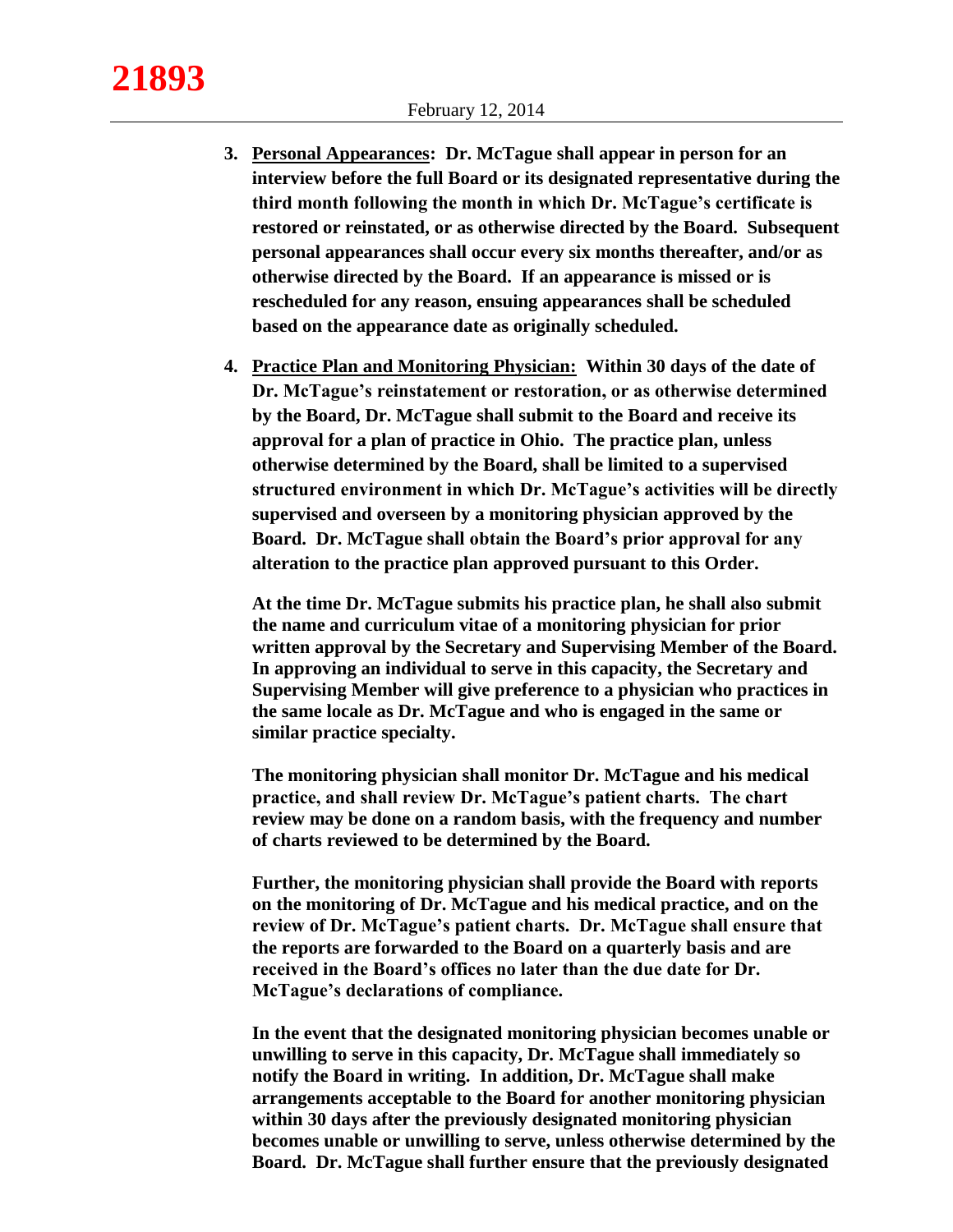**3. <u>Personal Appearances</u>: Dr. McTague shall appear in person for an interview before the full Board or its designated representative during the third month following the month in which Dr. McTague's certificate is restored or reinstated, or as otherwise directed by the Board. Subsequent personal appearances shall occur every six months thereafter, and/or as otherwise directed by the Board. If an appearance is missed or is rescheduled for any reason, ensuing appearances shall be scheduled based on the appearance date as originally scheduled.**

**4. <u>Practice Plan and Monitoring Physician:</u> Within 30 days of the date of Dr. McTague's reinstatement or restoration, or as otherwise determined by the Board, Dr. McTague shall submit to the Board and receive its approval for a plan of practice in Ohio. The practice plan, unless otherwise determined by the Board, shall be limited to a supervised structured environment in which Dr. McTague's activities will be directly supervised and overseen by a monitoring physician approved by the Board. Dr. McTague shall obtain the Board's prior approval for any alteration to the practice plan approved pursuant to this Order.**

**At the time Dr. McTague submits his practice plan, he shall also submit the name and curriculum vitae of a monitoring physician for prior written approval by the Secretary and Supervising Member of the Board. In approving an individual to serve in this capacity, the Secretary and Supervising Member will give preference to a physician who practices in the same locale as Dr. McTague and who is engaged in the same or similar practice specialty.**

**The monitoring physician shall monitor Dr. McTague and his medical practice, and shall review Dr. McTague's patient charts. The chart review may be done on a random basis, with the frequency and number of charts reviewed to be determined by the Board.**

**Further, the monitoring physician shall provide the Board with reports on the monitoring of Dr. McTague and his medical practice, and on the review of Dr. McTague's patient charts. Dr. McTague shall ensure that the reports are forwarded to the Board on a quarterly basis and are received in the Board's offices no later than the due date for Dr. McTague's declarations of compliance.**

**In the event that the designated monitoring physician becomes unable or unwilling to serve in this capacity, Dr. McTague shall immediately so notify the Board in writing. In addition, Dr. McTague shall make arrangements acceptable to the Board for another monitoring physician within 30 days after the previously designated monitoring physician becomes unable or unwilling to serve, unless otherwise determined by the Board. Dr. McTague shall further ensure that the previously designated**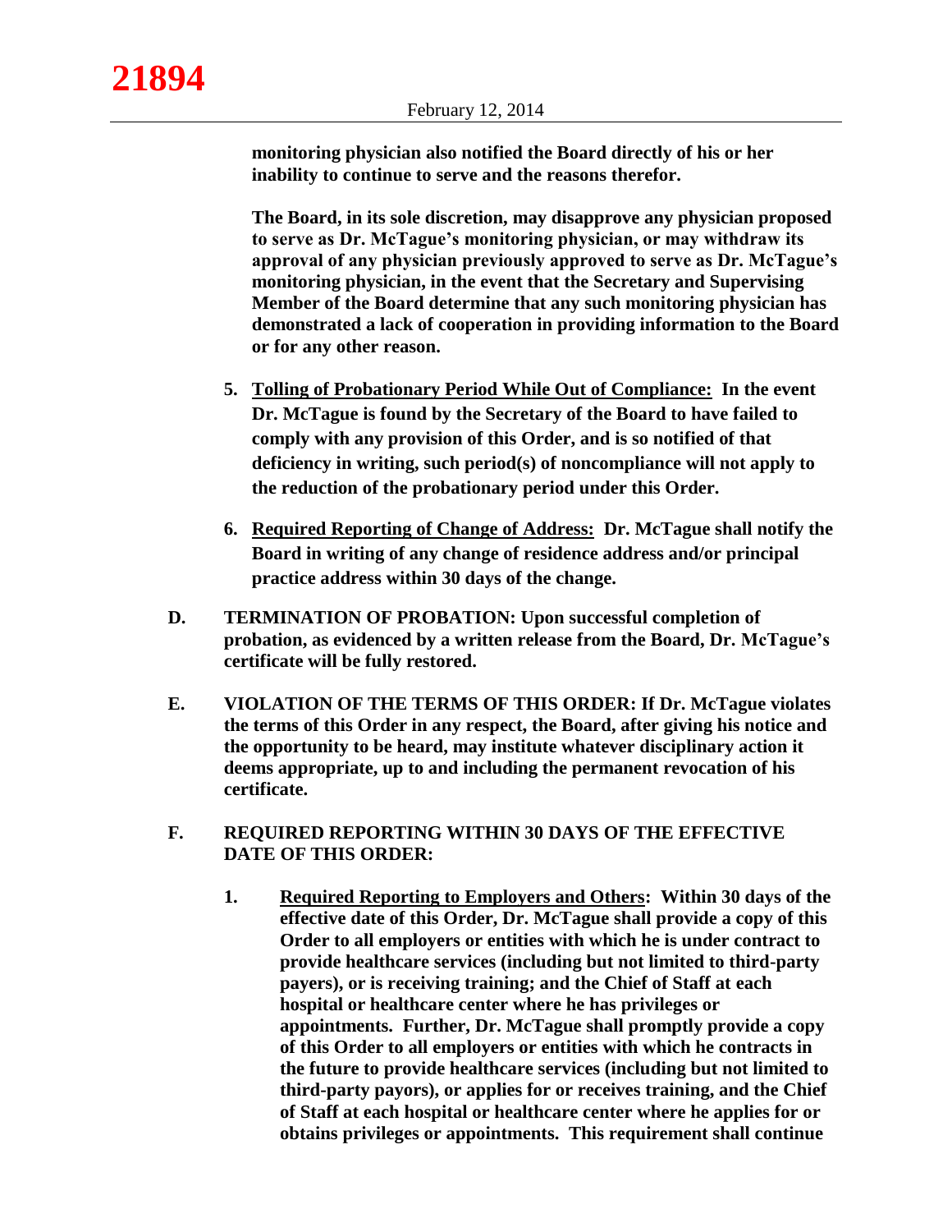**monitoring physician also notified the Board directly of his or her inability to continue to serve and the reasons therefor.**

**The Board, in its sole discretion, may disapprove any physician proposed to serve as Dr. McTague's monitoring physician, or may withdraw its approval of any physician previously approved to serve as Dr. McTague's monitoring physician, in the event that the Secretary and Supervising Member of the Board determine that any such monitoring physician has demonstrated a lack of cooperation in providing information to the Board or for any other reason.**

5. **__Tolling of Probationary Period While Out of Compliance:__ In the event Dr. McTague is found by the Secretary of the Board to have failed to comply with any provision of this Order, and is so notified of that deficiency in writing, such period(s) of noncompliance will not apply to the reduction of the probationary period under this Order.**

6. **__Required Reporting of Change of Address:__ Dr. McTague shall notify the Board in writing of any change of residence address and/or principal practice address within 30 days of the change.**

**D. TERMINATION OF PROBATION: Upon successful completion of probation, as evidenced by a written release from the Board, Dr. McTague's certificate will be fully restored.**

**E. VIOLATION OF THE TERMS OF THIS ORDER: If Dr. McTague violates the terms of this Order in any respect, the Board, after giving his notice and the opportunity to be heard, may institute whatever disciplinary action it deems appropriate, up to and including the permanent revocation of his certificate.**

**F. REQUIRED REPORTING WITHIN 30 DAYS OF THE EFFECTIVE DATE OF THIS ORDER:**

1. **__Required Reporting to Employers and Others__: Within 30 days of the effective date of this Order, Dr. McTague shall provide a copy of this Order to all employers or entities with which he is under contract to provide healthcare services (including but not limited to third-party payers), or is receiving training; and the Chief of Staff at each hospital or healthcare center where he has privileges or appointments. Further, Dr. McTague shall promptly provide a copy of this Order to all employers or entities with which he contracts in the future to provide healthcare services (including but not limited to third-party payors), or applies for or receives training, and the Chief of Staff at each hospital or healthcare center where he applies for or obtains privileges or appointments. This requirement shall continue**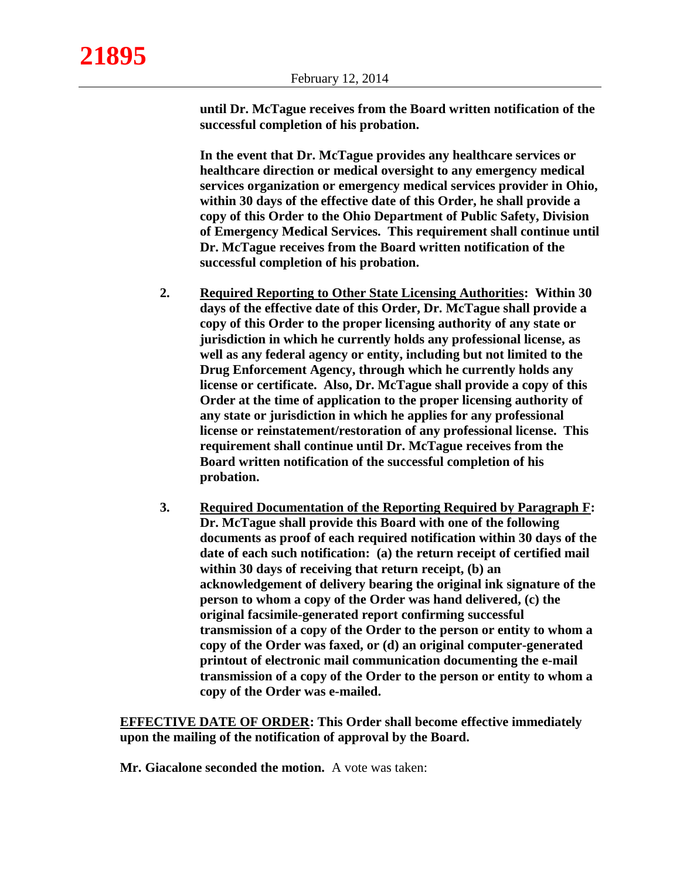**until Dr. McTague receives from the Board written notification of the successful completion of his probation.**

**In the event that Dr. McTague provides any healthcare services or healthcare direction or medical oversight to any emergency medical services organization or emergency medical services provider in Ohio, within 30 days of the effective date of this Order, he shall provide a copy of this Order to the Ohio Department of Public Safety, Division of Emergency Medical Services. This requirement shall continue until Dr. McTague receives from the Board written notification of the successful completion of his probation.**

2. **<u>Required Reporting to Other State Licensing Authorities</u>: Within 30 days of the effective date of this Order, Dr. McTague shall provide a copy of this Order to the proper licensing authority of any state or jurisdiction in which he currently holds any professional license, as well as any federal agency or entity, including but not limited to the Drug Enforcement Agency, through which he currently holds any license or certificate. Also, Dr. McTague shall provide a copy of this Order at the time of application to the proper licensing authority of any state or jurisdiction in which he applies for any professional license or reinstatement/restoration of any professional license. This requirement shall continue until Dr. McTague receives from the Board written notification of the successful completion of his probation.**

3. **<u>Required Documentation of the Reporting Required by Paragraph F</u>: Dr. McTague shall provide this Board with one of the following documents as proof of each required notification within 30 days of the date of each such notification: (a) the return receipt of certified mail within 30 days of receiving that return receipt, (b) an acknowledgement of delivery bearing the original ink signature of the person to whom a copy of the Order was hand delivered, (c) the original facsimile-generated report confirming successful transmission of a copy of the Order to the person or entity to whom a copy of the Order was faxed, or (d) an original computer-generated printout of electronic mail communication documenting the e-mail transmission of a copy of the Order to the person or entity to whom a copy of the Order was e-mailed.**

**<u>EFFECTIVE DATE OF ORDER</u>: This Order shall become effective immediately upon the mailing of the notification of approval by the Board.**

**Mr. Giacalone seconded the motion.** A vote was taken: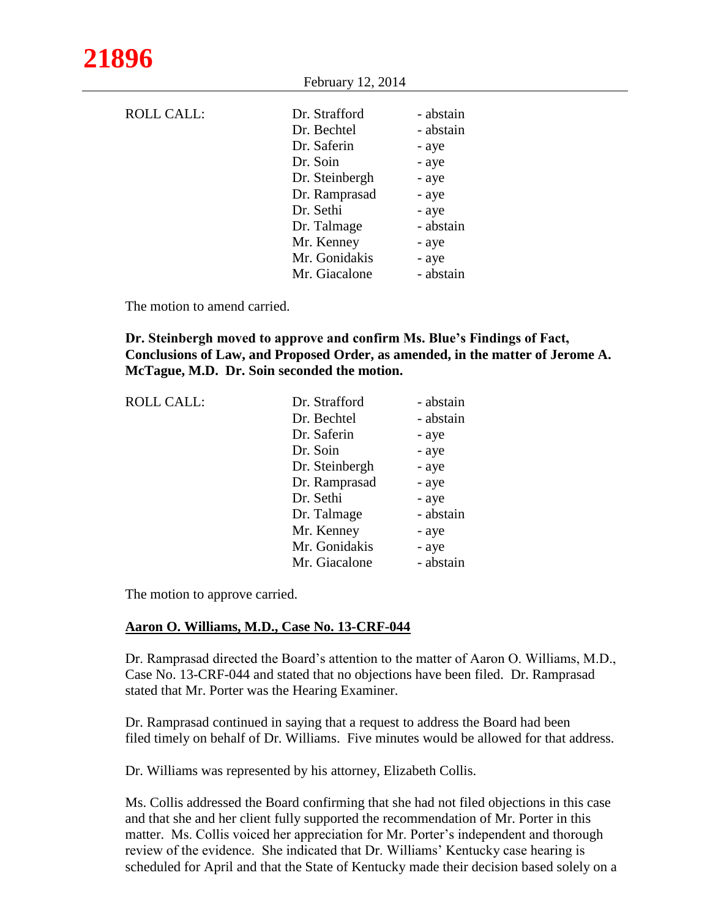| ROLL CALL: | Dr. Strafford | - abstain |
|---|---|---|
| | Dr. Bechtel | - abstain |
| | Dr. Saferin | - aye |
| | Dr. Soin | - aye |
| | Dr. Steinbergh | - aye |
| | Dr. Ramprasad | - aye |
| | Dr. Sethi | - aye |
| | Dr. Talmage | - abstain |
| | Mr. Kenney | - aye |
| | Mr. Gonidakis | - aye |
| | Mr. Giacalone | - abstain |

The motion to amend carried.

**Dr. Steinbergh moved to approve and confirm Ms. Blue's Findings of Fact, Conclusions of Law, and Proposed Order, as amended, in the matter of Jerome A. McTague, M.D. Dr. Soin seconded the motion.**

| ROLL CALL: | Dr. Strafford | - abstain |
|---|---|---|
| | Dr. Bechtel | - abstain |
| | Dr. Saferin | - aye |
| | Dr. Soin | - aye |
| | Dr. Steinbergh | - aye |
| | Dr. Ramprasad | - aye |
| | Dr. Sethi | - aye |
| | Dr. Talmage | - abstain |
| | Mr. Kenney | - aye |
| | Mr. Gonidakis | - aye |
| | Mr. Giacalone | - abstain |

The motion to approve carried.

**Aaron O. Williams, M.D., Case No. 13-CRF-044**

Dr. Ramprasad directed the Board's attention to the matter of Aaron O. Williams, M.D., Case No. 13-CRF-044 and stated that no objections have been filed. Dr. Ramprasad stated that Mr. Porter was the Hearing Examiner.

Dr. Ramprasad continued in saying that a request to address the Board had been filed timely on behalf of Dr. Williams. Five minutes would be allowed for that address.

Dr. Williams was represented by his attorney, Elizabeth Collis.

Ms. Collis addressed the Board confirming that she had not filed objections in this case and that she and her client fully supported the recommendation of Mr. Porter in this matter. Ms. Collis voiced her appreciation for Mr. Porter's independent and thorough review of the evidence. She indicated that Dr. Williams' Kentucky case hearing is scheduled for April and that the State of Kentucky made their decision based solely on a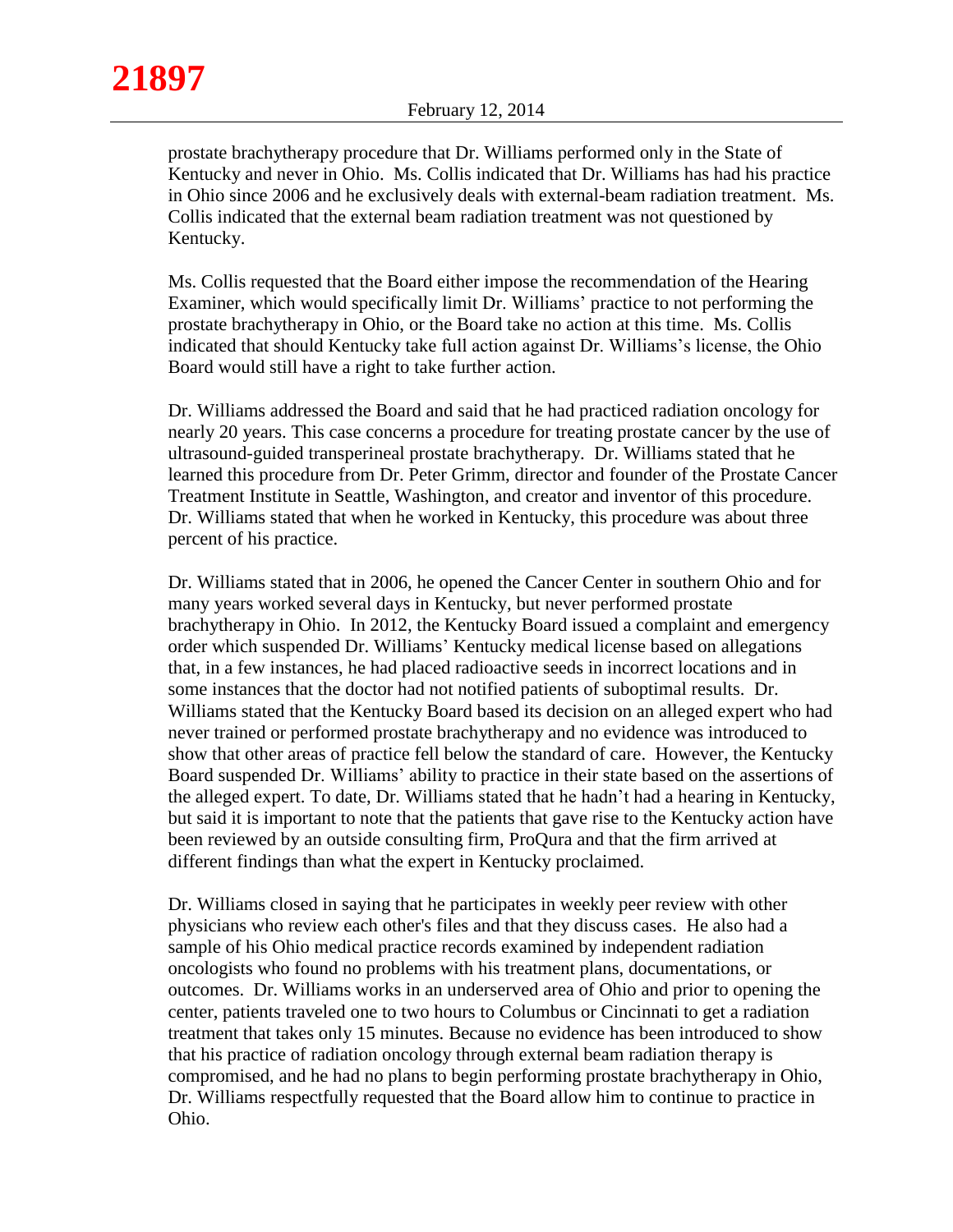prostate brachytherapy procedure that Dr. Williams performed only in the State of Kentucky and never in Ohio. Ms. Collis indicated that Dr. Williams has had his practice in Ohio since 2006 and he exclusively deals with external-beam radiation treatment. Ms. Collis indicated that the external beam radiation treatment was not questioned by Kentucky.

Ms. Collis requested that the Board either impose the recommendation of the Hearing Examiner, which would specifically limit Dr. Williams' practice to not performing the prostate brachytherapy in Ohio, or the Board take no action at this time. Ms. Collis indicated that should Kentucky take full action against Dr. Williams's license, the Ohio Board would still have a right to take further action.

Dr. Williams addressed the Board and said that he had practiced radiation oncology for nearly 20 years. This case concerns a procedure for treating prostate cancer by the use of ultrasound-guided transperineal prostate brachytherapy. Dr. Williams stated that he learned this procedure from Dr. Peter Grimm, director and founder of the Prostate Cancer Treatment Institute in Seattle, Washington, and creator and inventor of this procedure. Dr. Williams stated that when he worked in Kentucky, this procedure was about three percent of his practice.

Dr. Williams stated that in 2006, he opened the Cancer Center in southern Ohio and for many years worked several days in Kentucky, but never performed prostate brachytherapy in Ohio. In 2012, the Kentucky Board issued a complaint and emergency order which suspended Dr. Williams' Kentucky medical license based on allegations that, in a few instances, he had placed radioactive seeds in incorrect locations and in some instances that the doctor had not notified patients of suboptimal results. Dr. Williams stated that the Kentucky Board based its decision on an alleged expert who had never trained or performed prostate brachytherapy and no evidence was introduced to show that other areas of practice fell below the standard of care. However, the Kentucky Board suspended Dr. Williams' ability to practice in their state based on the assertions of the alleged expert. To date, Dr. Williams stated that he hadn't had a hearing in Kentucky, but said it is important to note that the patients that gave rise to the Kentucky action have been reviewed by an outside consulting firm, ProQura and that the firm arrived at different findings than what the expert in Kentucky proclaimed.

Dr. Williams closed in saying that he participates in weekly peer review with other physicians who review each other's files and that they discuss cases. He also had a sample of his Ohio medical practice records examined by independent radiation oncologists who found no problems with his treatment plans, documentations, or outcomes. Dr. Williams works in an underserved area of Ohio and prior to opening the center, patients traveled one to two hours to Columbus or Cincinnati to get a radiation treatment that takes only 15 minutes. Because no evidence has been introduced to show that his practice of radiation oncology through external beam radiation therapy is compromised, and he had no plans to begin performing prostate brachytherapy in Ohio, Dr. Williams respectfully requested that the Board allow him to continue to practice in Ohio.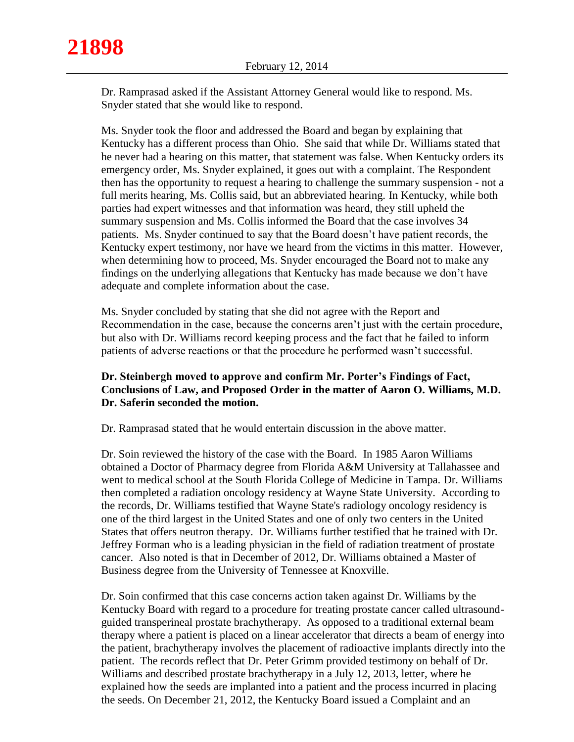Dr. Ramprasad asked if the Assistant Attorney General would like to respond. Ms. Snyder stated that she would like to respond.

Ms. Snyder took the floor and addressed the Board and began by explaining that Kentucky has a different process than Ohio. She said that while Dr. Williams stated that he never had a hearing on this matter, that statement was false. When Kentucky orders its emergency order, Ms. Snyder explained, it goes out with a complaint. The Respondent then has the opportunity to request a hearing to challenge the summary suspension - not a full merits hearing, Ms. Collis said, but an abbreviated hearing. In Kentucky, while both parties had expert witnesses and that information was heard, they still upheld the summary suspension and Ms. Collis informed the Board that the case involves 34 patients. Ms. Snyder continued to say that the Board doesn't have patient records, the Kentucky expert testimony, nor have we heard from the victims in this matter. However, when determining how to proceed, Ms. Snyder encouraged the Board not to make any findings on the underlying allegations that Kentucky has made because we don't have adequate and complete information about the case.

Ms. Snyder concluded by stating that she did not agree with the Report and Recommendation in the case, because the concerns aren't just with the certain procedure, but also with Dr. Williams record keeping process and the fact that he failed to inform patients of adverse reactions or that the procedure he performed wasn't successful.

**Dr. Steinbergh moved to approve and confirm Mr. Porter's Findings of Fact, Conclusions of Law, and Proposed Order in the matter of Aaron O. Williams, M.D. Dr. Saferin seconded the motion.**

Dr. Ramprasad stated that he would entertain discussion in the above matter.

Dr. Soin reviewed the history of the case with the Board. In 1985 Aaron Williams obtained a Doctor of Pharmacy degree from Florida A&M University at Tallahassee and went to medical school at the South Florida College of Medicine in Tampa. Dr. Williams then completed a radiation oncology residency at Wayne State University. According to the records, Dr. Williams testified that Wayne State's radiology oncology residency is one of the third largest in the United States and one of only two centers in the United States that offers neutron therapy. Dr. Williams further testified that he trained with Dr. Jeffrey Forman who is a leading physician in the field of radiation treatment of prostate cancer. Also noted is that in December of 2012, Dr. Williams obtained a Master of Business degree from the University of Tennessee at Knoxville.

Dr. Soin confirmed that this case concerns action taken against Dr. Williams by the Kentucky Board with regard to a procedure for treating prostate cancer called ultrasound-guided transperineal prostate brachytherapy. As opposed to a traditional external beam therapy where a patient is placed on a linear accelerator that directs a beam of energy into the patient, brachytherapy involves the placement of radioactive implants directly into the patient. The records reflect that Dr. Peter Grimm provided testimony on behalf of Dr. Williams and described prostate brachytherapy in a July 12, 2013, letter, where he explained how the seeds are implanted into a patient and the process incurred in placing the seeds. On December 21, 2012, the Kentucky Board issued a Complaint and an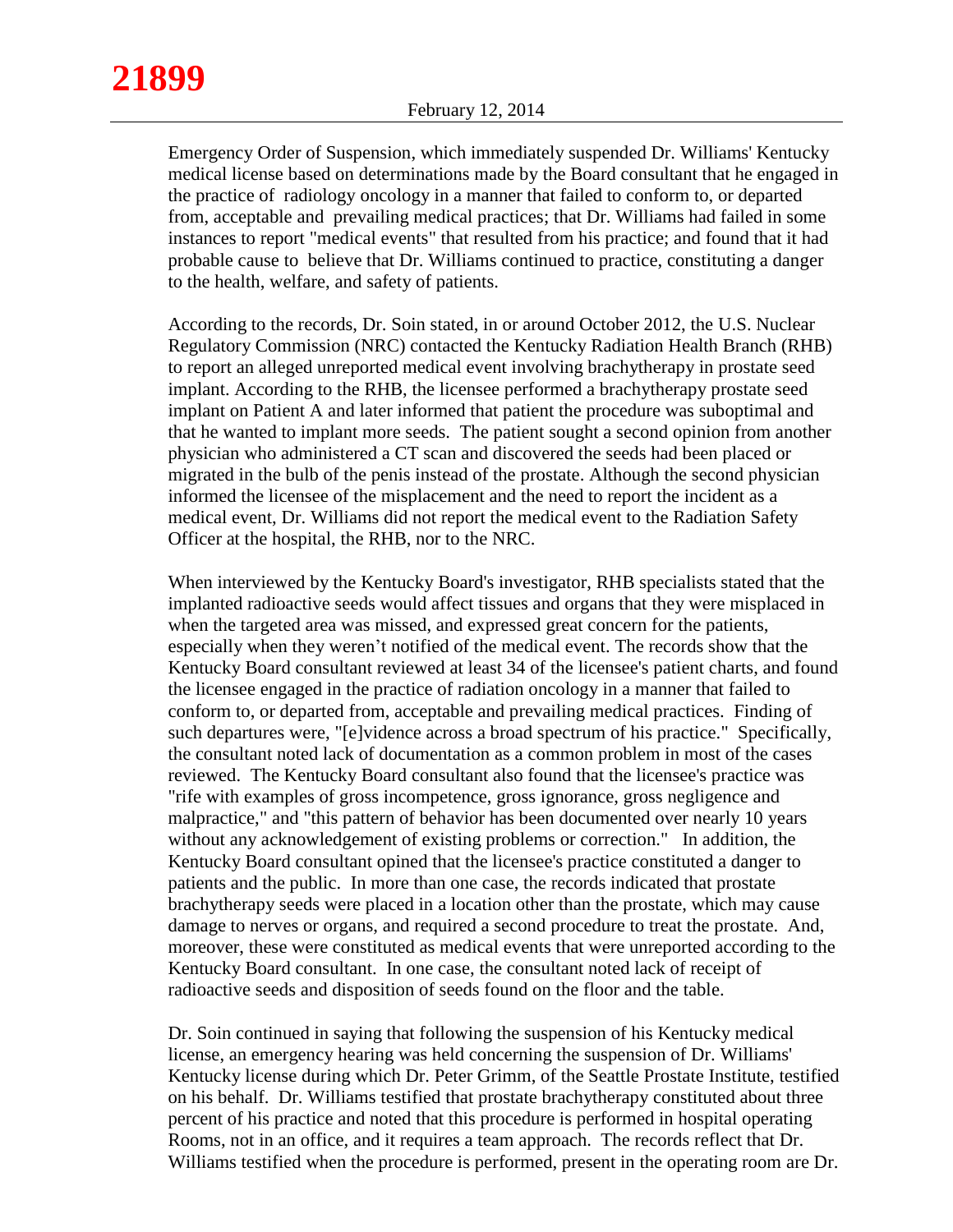Emergency Order of Suspension, which immediately suspended Dr. Williams' Kentucky medical license based on determinations made by the Board consultant that he engaged in the practice of radiology oncology in a manner that failed to conform to, or departed from, acceptable and prevailing medical practices; that Dr. Williams had failed in some instances to report "medical events" that resulted from his practice; and found that it had probable cause to believe that Dr. Williams continued to practice, constituting a danger to the health, welfare, and safety of patients.

According to the records, Dr. Soin stated, in or around October 2012, the U.S. Nuclear Regulatory Commission (NRC) contacted the Kentucky Radiation Health Branch (RHB) to report an alleged unreported medical event involving brachytherapy in prostate seed implant. According to the RHB, the licensee performed a brachytherapy prostate seed implant on Patient A and later informed that patient the procedure was suboptimal and that he wanted to implant more seeds. The patient sought a second opinion from another physician who administered a CT scan and discovered the seeds had been placed or migrated in the bulb of the penis instead of the prostate. Although the second physician informed the licensee of the misplacement and the need to report the incident as a medical event, Dr. Williams did not report the medical event to the Radiation Safety Officer at the hospital, the RHB, nor to the NRC.

When interviewed by the Kentucky Board's investigator, RHB specialists stated that the implanted radioactive seeds would affect tissues and organs that they were misplaced in when the targeted area was missed, and expressed great concern for the patients, especially when they weren't notified of the medical event. The records show that the Kentucky Board consultant reviewed at least 34 of the licensee's patient charts, and found the licensee engaged in the practice of radiation oncology in a manner that failed to conform to, or departed from, acceptable and prevailing medical practices. Finding of such departures were, "[e]vidence across a broad spectrum of his practice." Specifically, the consultant noted lack of documentation as a common problem in most of the cases reviewed. The Kentucky Board consultant also found that the licensee's practice was "rife with examples of gross incompetence, gross ignorance, gross negligence and malpractice," and "this pattern of behavior has been documented over nearly 10 years without any acknowledgement of existing problems or correction." In addition, the Kentucky Board consultant opined that the licensee's practice constituted a danger to patients and the public. In more than one case, the records indicated that prostate brachytherapy seeds were placed in a location other than the prostate, which may cause damage to nerves or organs, and required a second procedure to treat the prostate. And, moreover, these were constituted as medical events that were unreported according to the Kentucky Board consultant. In one case, the consultant noted lack of receipt of radioactive seeds and disposition of seeds found on the floor and the table.

Dr. Soin continued in saying that following the suspension of his Kentucky medical license, an emergency hearing was held concerning the suspension of Dr. Williams' Kentucky license during which Dr. Peter Grimm, of the Seattle Prostate Institute, testified on his behalf. Dr. Williams testified that prostate brachytherapy constituted about three percent of his practice and noted that this procedure is performed in hospital operating Rooms, not in an office, and it requires a team approach. The records reflect that Dr. Williams testified when the procedure is performed, present in the operating room are Dr.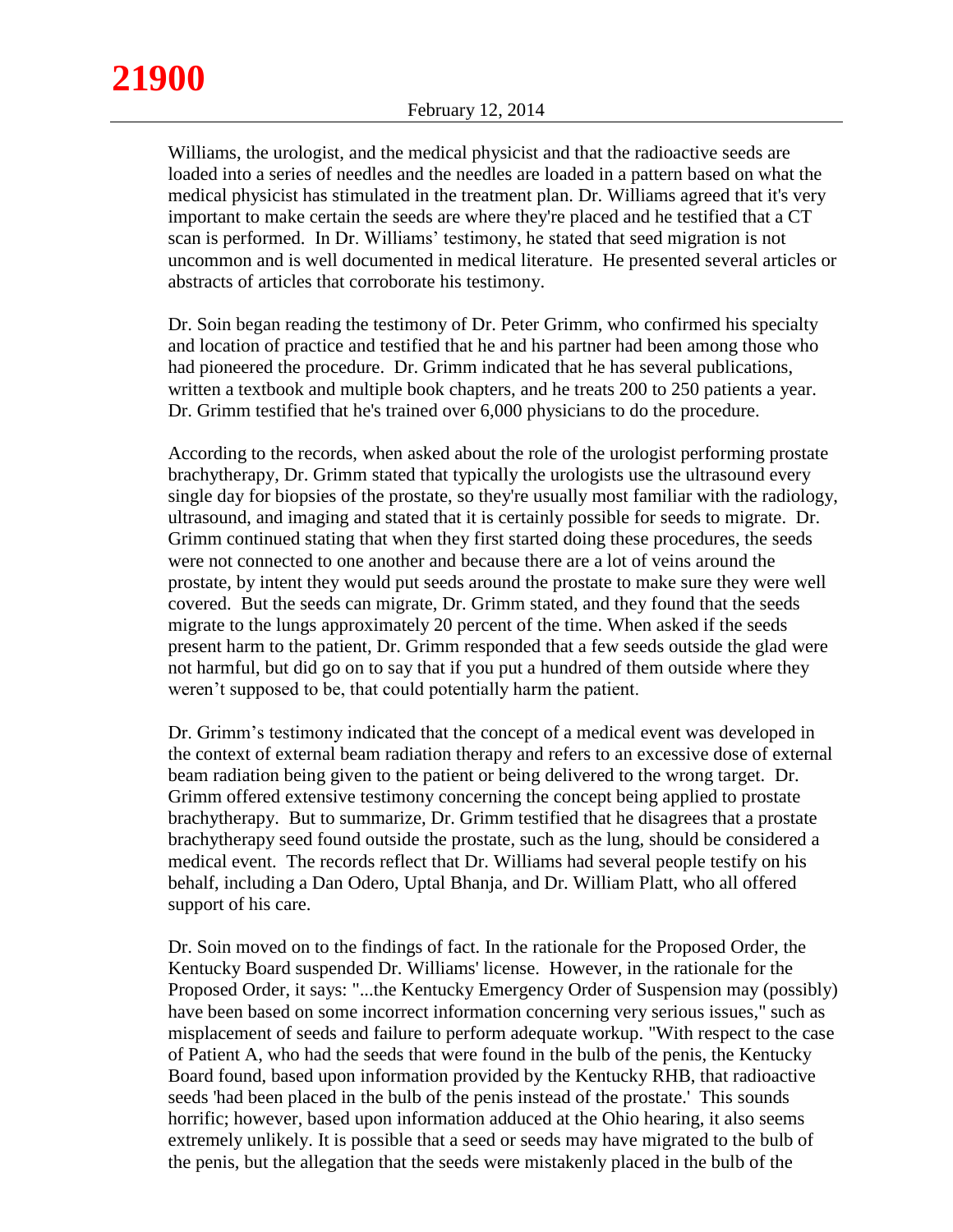Williams, the urologist, and the medical physicist and that the radioactive seeds are loaded into a series of needles and the needles are loaded in a pattern based on what the medical physicist has stimulated in the treatment plan. Dr. Williams agreed that it's very important to make certain the seeds are where they're placed and he testified that a CT scan is performed. In Dr. Williams' testimony, he stated that seed migration is not uncommon and is well documented in medical literature. He presented several articles or abstracts of articles that corroborate his testimony.

Dr. Soin began reading the testimony of Dr. Peter Grimm, who confirmed his specialty and location of practice and testified that he and his partner had been among those who had pioneered the procedure. Dr. Grimm indicated that he has several publications, written a textbook and multiple book chapters, and he treats 200 to 250 patients a year. Dr. Grimm testified that he's trained over 6,000 physicians to do the procedure.

According to the records, when asked about the role of the urologist performing prostate brachytherapy, Dr. Grimm stated that typically the urologists use the ultrasound every single day for biopsies of the prostate, so they're usually most familiar with the radiology, ultrasound, and imaging and stated that it is certainly possible for seeds to migrate. Dr. Grimm continued stating that when they first started doing these procedures, the seeds were not connected to one another and because there are a lot of veins around the prostate, by intent they would put seeds around the prostate to make sure they were well covered. But the seeds can migrate, Dr. Grimm stated, and they found that the seeds migrate to the lungs approximately 20 percent of the time. When asked if the seeds present harm to the patient, Dr. Grimm responded that a few seeds outside the glad were not harmful, but did go on to say that if you put a hundred of them outside where they weren't supposed to be, that could potentially harm the patient.

Dr. Grimm's testimony indicated that the concept of a medical event was developed in the context of external beam radiation therapy and refers to an excessive dose of external beam radiation being given to the patient or being delivered to the wrong target. Dr. Grimm offered extensive testimony concerning the concept being applied to prostate brachytherapy. But to summarize, Dr. Grimm testified that he disagrees that a prostate brachytherapy seed found outside the prostate, such as the lung, should be considered a medical event. The records reflect that Dr. Williams had several people testify on his behalf, including a Dan Odero, Uptal Bhanja, and Dr. William Platt, who all offered support of his care.

Dr. Soin moved on to the findings of fact. In the rationale for the Proposed Order, the Kentucky Board suspended Dr. Williams' license. However, in the rationale for the Proposed Order, it says: "...the Kentucky Emergency Order of Suspension may (possibly) have been based on some incorrect information concerning very serious issues," such as misplacement of seeds and failure to perform adequate workup. "With respect to the case of Patient A, who had the seeds that were found in the bulb of the penis, the Kentucky Board found, based upon information provided by the Kentucky RHB, that radioactive seeds 'had been placed in the bulb of the penis instead of the prostate.' This sounds horrific; however, based upon information adduced at the Ohio hearing, it also seems extremely unlikely. It is possible that a seed or seeds may have migrated to the bulb of the penis, but the allegation that the seeds were mistakenly placed in the bulb of the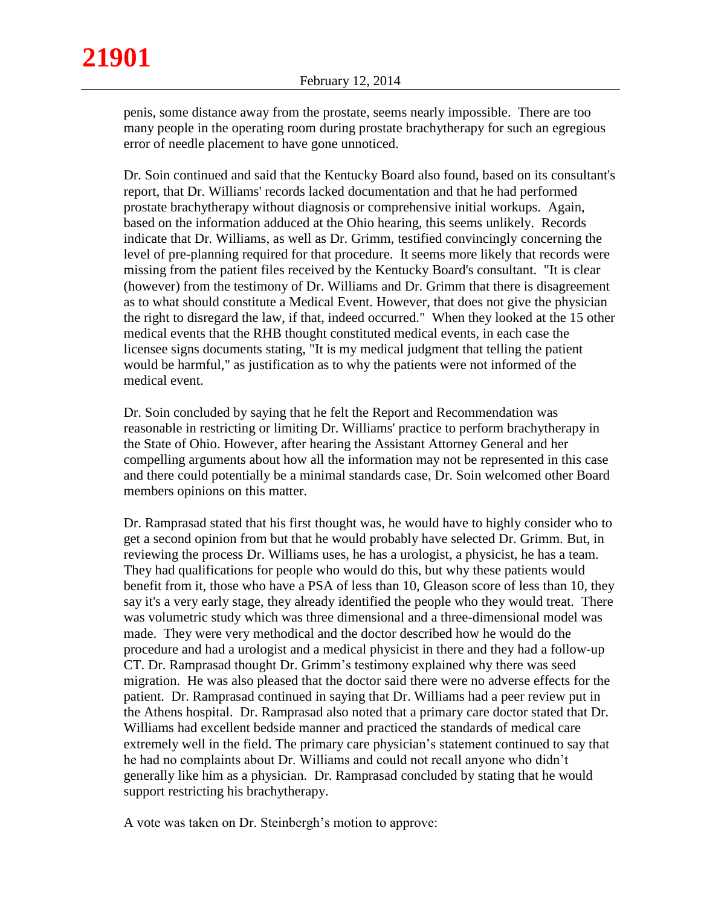penis, some distance away from the prostate, seems nearly impossible. There are too many people in the operating room during prostate brachytherapy for such an egregious error of needle placement to have gone unnoticed.

Dr. Soin continued and said that the Kentucky Board also found, based on its consultant's report, that Dr. Williams' records lacked documentation and that he had performed prostate brachytherapy without diagnosis or comprehensive initial workups. Again, based on the information adduced at the Ohio hearing, this seems unlikely. Records indicate that Dr. Williams, as well as Dr. Grimm, testified convincingly concerning the level of pre-planning required for that procedure. It seems more likely that records were missing from the patient files received by the Kentucky Board's consultant. "It is clear (however) from the testimony of Dr. Williams and Dr. Grimm that there is disagreement as to what should constitute a Medical Event. However, that does not give the physician the right to disregard the law, if that, indeed occurred." When they looked at the 15 other medical events that the RHB thought constituted medical events, in each case the licensee signs documents stating, "It is my medical judgment that telling the patient would be harmful," as justification as to why the patients were not informed of the medical event.

Dr. Soin concluded by saying that he felt the Report and Recommendation was reasonable in restricting or limiting Dr. Williams' practice to perform brachytherapy in the State of Ohio. However, after hearing the Assistant Attorney General and her compelling arguments about how all the information may not be represented in this case and there could potentially be a minimal standards case, Dr. Soin welcomed other Board members opinions on this matter.

Dr. Ramprasad stated that his first thought was, he would have to highly consider who to get a second opinion from but that he would probably have selected Dr. Grimm. But, in reviewing the process Dr. Williams uses, he has a urologist, a physicist, he has a team. They had qualifications for people who would do this, but why these patients would benefit from it, those who have a PSA of less than 10, Gleason score of less than 10, they say it's a very early stage, they already identified the people who they would treat. There was volumetric study which was three dimensional and a three-dimensional model was made. They were very methodical and the doctor described how he would do the procedure and had a urologist and a medical physicist in there and they had a follow-up CT. Dr. Ramprasad thought Dr. Grimm's testimony explained why there was seed migration. He was also pleased that the doctor said there were no adverse effects for the patient. Dr. Ramprasad continued in saying that Dr. Williams had a peer review put in the Athens hospital. Dr. Ramprasad also noted that a primary care doctor stated that Dr. Williams had excellent bedside manner and practiced the standards of medical care extremely well in the field. The primary care physician's statement continued to say that he had no complaints about Dr. Williams and could not recall anyone who didn't generally like him as a physician. Dr. Ramprasad concluded by stating that he would support restricting his brachytherapy.

A vote was taken on Dr. Steinbergh's motion to approve: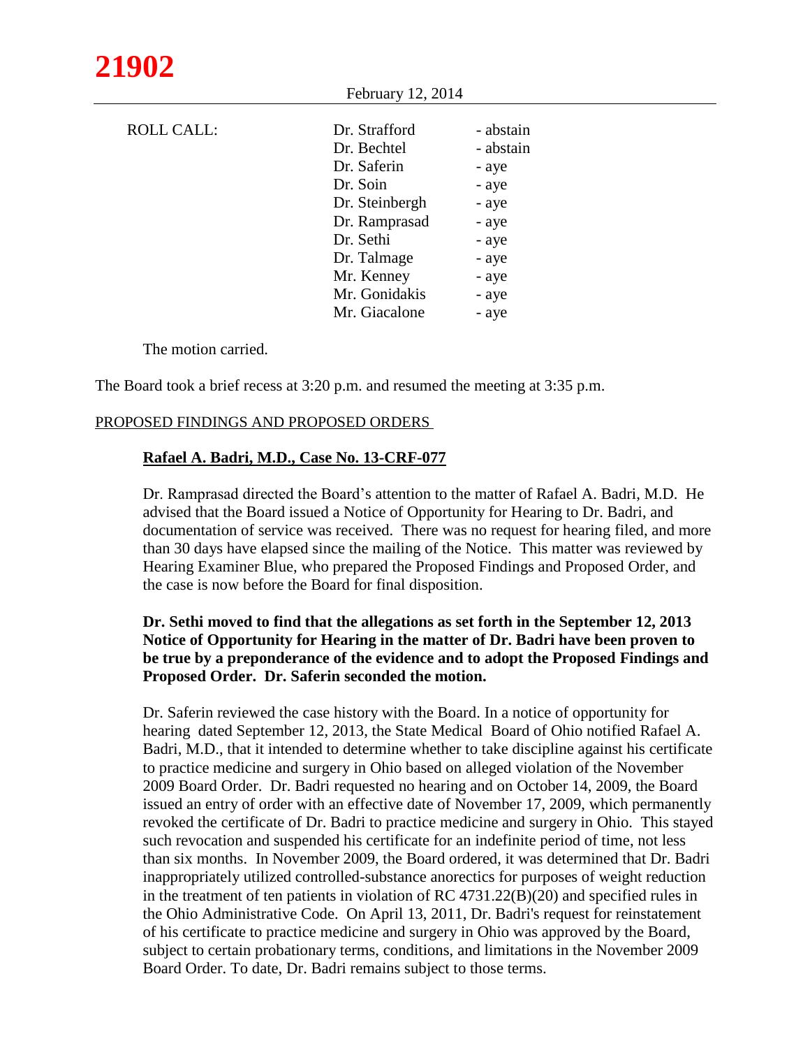ROLL CALL:

| | |
|---|---|
| Dr. Strafford | - abstain |
| Dr. Bechtel | - abstain |
| Dr. Saferin | - aye |
| Dr. Soin | - aye |
| Dr. Steinbergh | - aye |
| Dr. Ramprasad | - aye |
| Dr. Sethi | - aye |
| Dr. Talmage | - aye |
| Mr. Kenney | - aye |
| Mr. Gonidakis | - aye |
| Mr. Giacalone | - aye |

The motion carried.

The Board took a brief recess at 3:20 p.m. and resumed the meeting at 3:35 p.m.

PROPOSED FINDINGS AND PROPOSED ORDERS

**Rafael A. Badri, M.D., Case No. 13-CRF-077**

Dr. Ramprasad directed the Board's attention to the matter of Rafael A. Badri, M.D. He advised that the Board issued a Notice of Opportunity for Hearing to Dr. Badri, and documentation of service was received. There was no request for hearing filed, and more than 30 days have elapsed since the mailing of the Notice. This matter was reviewed by Hearing Examiner Blue, who prepared the Proposed Findings and Proposed Order, and the case is now before the Board for final disposition.

**Dr. Sethi moved to find that the allegations as set forth in the September 12, 2013 Notice of Opportunity for Hearing in the matter of Dr. Badri have been proven to be true by a preponderance of the evidence and to adopt the Proposed Findings and Proposed Order. Dr. Saferin seconded the motion.**

Dr. Saferin reviewed the case history with the Board. In a notice of opportunity for hearing dated September 12, 2013, the State Medical Board of Ohio notified Rafael A. Badri, M.D., that it intended to determine whether to take discipline against his certificate to practice medicine and surgery in Ohio based on alleged violation of the November 2009 Board Order. Dr. Badri requested no hearing and on October 14, 2009, the Board issued an entry of order with an effective date of November 17, 2009, which permanently revoked the certificate of Dr. Badri to practice medicine and surgery in Ohio. This stayed such revocation and suspended his certificate for an indefinite period of time, not less than six months. In November 2009, the Board ordered, it was determined that Dr. Badri inappropriately utilized controlled-substance anorectics for purposes of weight reduction in the treatment of ten patients in violation of RC 4731.22(B)(20) and specified rules in the Ohio Administrative Code. On April 13, 2011, Dr. Badri's request for reinstatement of his certificate to practice medicine and surgery in Ohio was approved by the Board, subject to certain probationary terms, conditions, and limitations in the November 2009 Board Order. To date, Dr. Badri remains subject to those terms.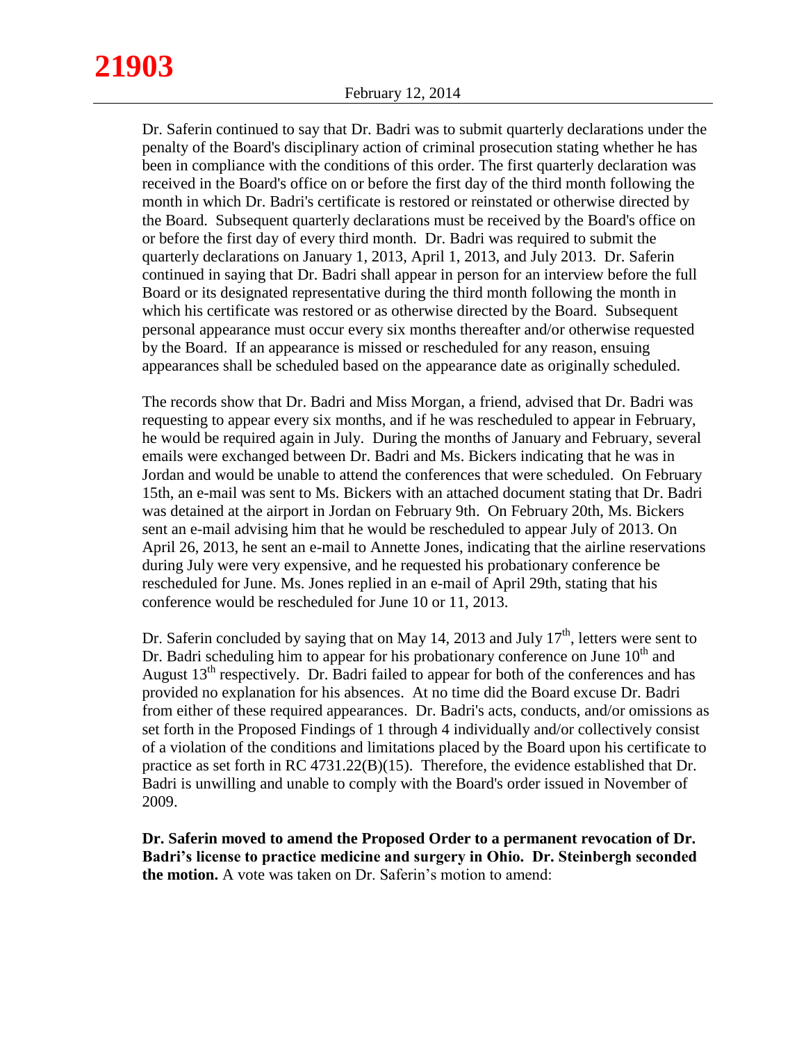Dr. Saferin continued to say that Dr. Badri was to submit quarterly declarations under the penalty of the Board's disciplinary action of criminal prosecution stating whether he has been in compliance with the conditions of this order. The first quarterly declaration was received in the Board's office on or before the first day of the third month following the month in which Dr. Badri's certificate is restored or reinstated or otherwise directed by the Board. Subsequent quarterly declarations must be received by the Board's office on or before the first day of every third month. Dr. Badri was required to submit the quarterly declarations on January 1, 2013, April 1, 2013, and July 2013. Dr. Saferin continued in saying that Dr. Badri shall appear in person for an interview before the full Board or its designated representative during the third month following the month in which his certificate was restored or as otherwise directed by the Board. Subsequent personal appearance must occur every six months thereafter and/or otherwise requested by the Board. If an appearance is missed or rescheduled for any reason, ensuing appearances shall be scheduled based on the appearance date as originally scheduled.

The records show that Dr. Badri and Miss Morgan, a friend, advised that Dr. Badri was requesting to appear every six months, and if he was rescheduled to appear in February, he would be required again in July. During the months of January and February, several emails were exchanged between Dr. Badri and Ms. Bickers indicating that he was in Jordan and would be unable to attend the conferences that were scheduled. On February 15th, an e-mail was sent to Ms. Bickers with an attached document stating that Dr. Badri was detained at the airport in Jordan on February 9th. On February 20th, Ms. Bickers sent an e-mail advising him that he would be rescheduled to appear July of 2013. On April 26, 2013, he sent an e-mail to Annette Jones, indicating that the airline reservations during July were very expensive, and he requested his probationary conference be rescheduled for June. Ms. Jones replied in an e-mail of April 29th, stating that his conference would be rescheduled for June 10 or 11, 2013.

Dr. Saferin concluded by saying that on May 14, 2013 and July 17th, letters were sent to Dr. Badri scheduling him to appear for his probationary conference on June 10th and August 13th respectively. Dr. Badri failed to appear for both of the conferences and has provided no explanation for his absences. At no time did the Board excuse Dr. Badri from either of these required appearances. Dr. Badri's acts, conducts, and/or omissions as set forth in the Proposed Findings of 1 through 4 individually and/or collectively consist of a violation of the conditions and limitations placed by the Board upon his certificate to practice as set forth in RC 4731.22(B)(15). Therefore, the evidence established that Dr. Badri is unwilling and unable to comply with the Board's order issued in November of 2009.

**Dr. Saferin moved to amend the Proposed Order to a permanent revocation of Dr. Badri's license to practice medicine and surgery in Ohio. Dr. Steinbergh seconded the motion.** A vote was taken on Dr. Saferin's motion to amend: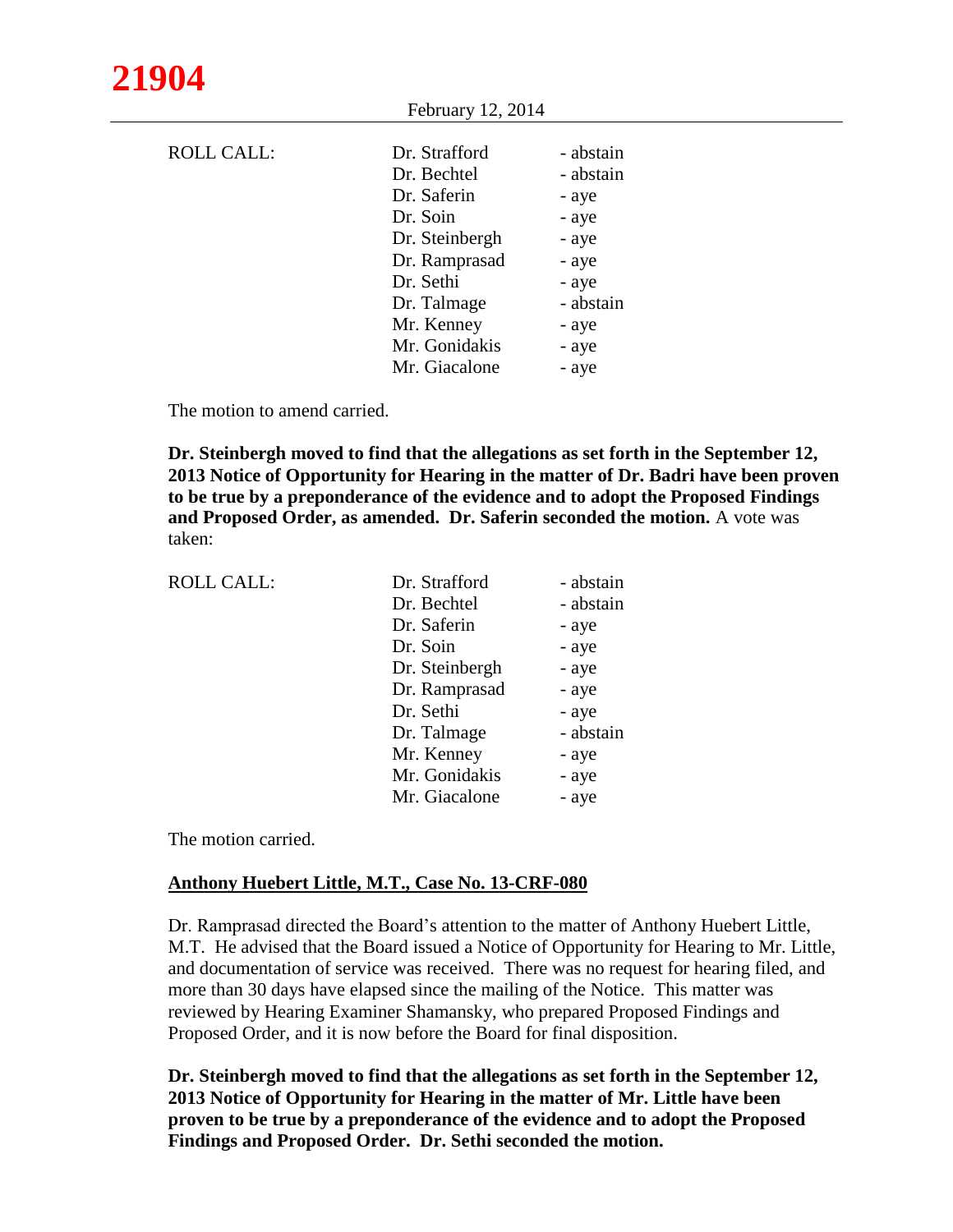| ROLL CALL: | Dr. Strafford | - abstain |
|---|---|---|
| | Dr. Bechtel | - abstain |
| | Dr. Saferin | - aye |
| | Dr. Soin | - aye |
| | Dr. Steinbergh | - aye |
| | Dr. Ramprasad | - aye |
| | Dr. Sethi | - aye |
| | Dr. Talmage | - abstain |
| | Mr. Kenney | - aye |
| | Mr. Gonidakis | - aye |
| | Mr. Giacalone | - aye |

The motion to amend carried.

**Dr. Steinbergh moved to find that the allegations as set forth in the September 12, 2013 Notice of Opportunity for Hearing in the matter of Dr. Badri have been proven to be true by a preponderance of the evidence and to adopt the Proposed Findings and Proposed Order, as amended. Dr. Saferin seconded the motion.** A vote was taken:

| ROLL CALL: | Dr. Strafford | - abstain |
|---|---|---|
| | Dr. Bechtel | - abstain |
| | Dr. Saferin | - aye |
| | Dr. Soin | - aye |
| | Dr. Steinbergh | - aye |
| | Dr. Ramprasad | - aye |
| | Dr. Sethi | - aye |
| | Dr. Talmage | - abstain |
| | Mr. Kenney | - aye |
| | Mr. Gonidakis | - aye |
| | Mr. Giacalone | - aye |

The motion carried.

**<u>Anthony Huebert Little, M.T., Case No. 13-CRF-080</u>**

Dr. Ramprasad directed the Board's attention to the matter of Anthony Huebert Little, M.T. He advised that the Board issued a Notice of Opportunity for Hearing to Mr. Little, and documentation of service was received. There was no request for hearing filed, and more than 30 days have elapsed since the mailing of the Notice. This matter was reviewed by Hearing Examiner Shamansky, who prepared Proposed Findings and Proposed Order, and it is now before the Board for final disposition.

**Dr. Steinbergh moved to find that the allegations as set forth in the September 12, 2013 Notice of Opportunity for Hearing in the matter of Mr. Little have been proven to be true by a preponderance of the evidence and to adopt the Proposed Findings and Proposed Order. Dr. Sethi seconded the motion.**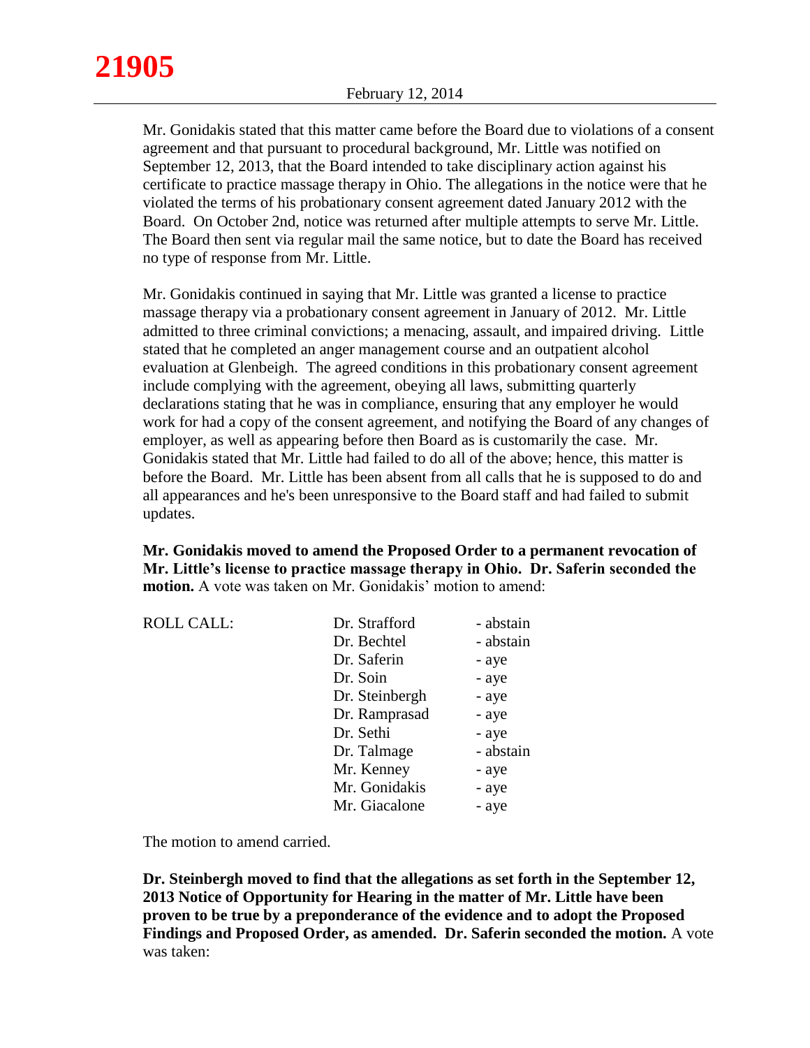Mr. Gonidakis stated that this matter came before the Board due to violations of a consent agreement and that pursuant to procedural background, Mr. Little was notified on September 12, 2013, that the Board intended to take disciplinary action against his certificate to practice massage therapy in Ohio. The allegations in the notice were that he violated the terms of his probationary consent agreement dated January 2012 with the Board. On October 2nd, notice was returned after multiple attempts to serve Mr. Little. The Board then sent via regular mail the same notice, but to date the Board has received no type of response from Mr. Little.

Mr. Gonidakis continued in saying that Mr. Little was granted a license to practice massage therapy via a probationary consent agreement in January of 2012. Mr. Little admitted to three criminal convictions; a menacing, assault, and impaired driving. Little stated that he completed an anger management course and an outpatient alcohol evaluation at Glenbeigh. The agreed conditions in this probationary consent agreement include complying with the agreement, obeying all laws, submitting quarterly declarations stating that he was in compliance, ensuring that any employer he would work for had a copy of the consent agreement, and notifying the Board of any changes of employer, as well as appearing before then Board as is customarily the case. Mr. Gonidakis stated that Mr. Little had failed to do all of the above; hence, this matter is before the Board. Mr. Little has been absent from all calls that he is supposed to do and all appearances and he's been unresponsive to the Board staff and had failed to submit updates.

**Mr. Gonidakis moved to amend the Proposed Order to a permanent revocation of Mr. Little's license to practice massage therapy in Ohio. Dr. Saferin seconded the motion.** A vote was taken on Mr. Gonidakis' motion to amend:

| ROLL CALL: | | |
|---|---|---|
| | Dr. Strafford | - abstain |
| | Dr. Bechtel | - abstain |
| | Dr. Saferin | - aye |
| | Dr. Soin | - aye |
| | Dr. Steinbergh | - aye |
| | Dr. Ramprasad | - aye |
| | Dr. Sethi | - aye |
| | Dr. Talmage | - abstain |
| | Mr. Kenney | - aye |
| | Mr. Gonidakis | - aye |
| | Mr. Giacalone | - aye |

The motion to amend carried.

**Dr. Steinbergh moved to find that the allegations as set forth in the September 12, 2013 Notice of Opportunity for Hearing in the matter of Mr. Little have been proven to be true by a preponderance of the evidence and to adopt the Proposed Findings and Proposed Order, as amended. Dr. Saferin seconded the motion.** A vote was taken: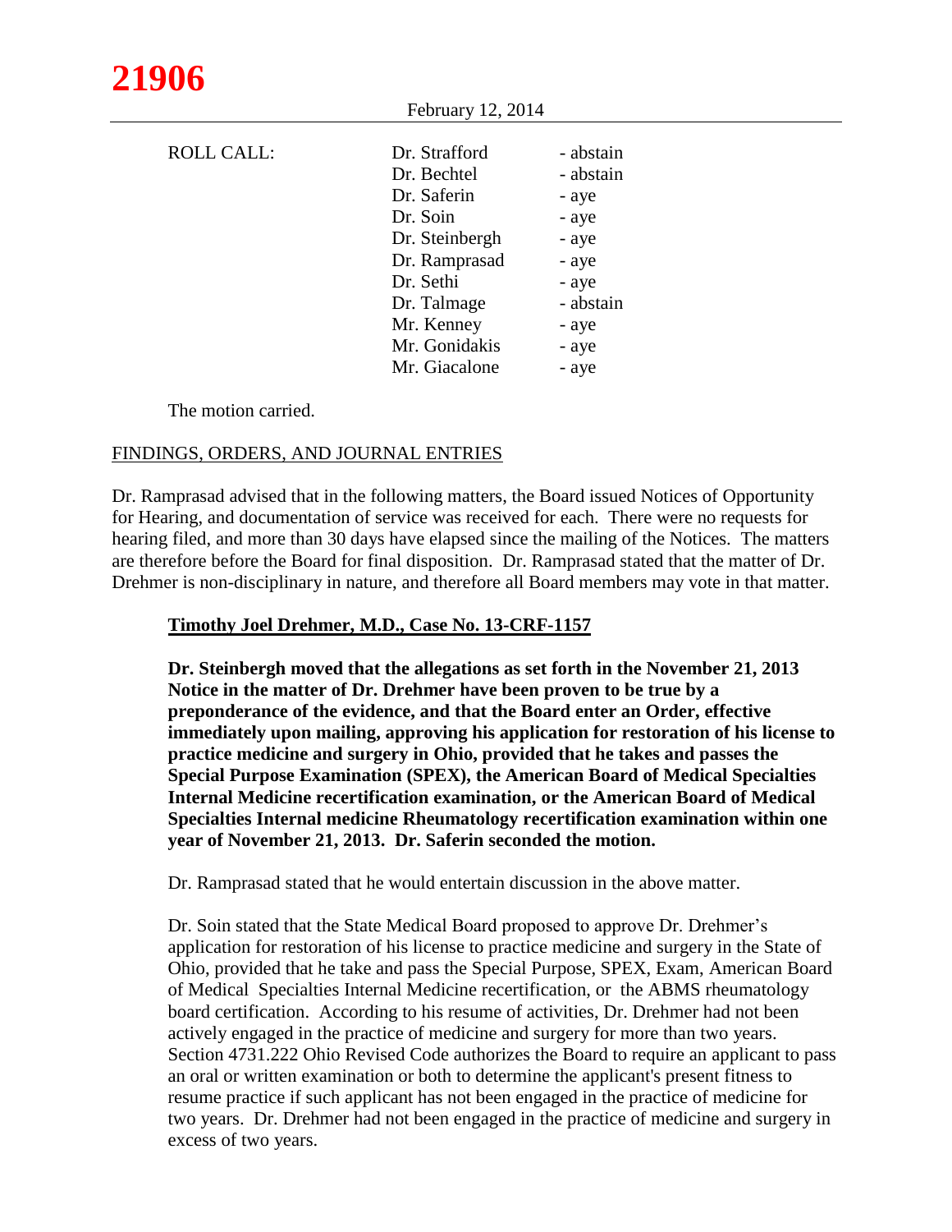| ROLL CALL: | Dr. Strafford | - abstain |
|---|---|---|
| | Dr. Bechtel | - abstain |
| | Dr. Saferin | - aye |
| | Dr. Soin | - aye |
| | Dr. Steinbergh | - aye |
| | Dr. Ramprasad | - aye |
| | Dr. Sethi | - aye |
| | Dr. Talmage | - abstain |
| | Mr. Kenney | - aye |
| | Mr. Gonidakis | - aye |
| | Mr. Giacalone | - aye |

The motion carried.

## FINDINGS, ORDERS, AND JOURNAL ENTRIES

Dr. Ramprasad advised that in the following matters, the Board issued Notices of Opportunity for Hearing, and documentation of service was received for each. There were no requests for hearing filed, and more than 30 days have elapsed since the mailing of the Notices. The matters are therefore before the Board for final disposition. Dr. Ramprasad stated that the matter of Dr. Drehmer is non-disciplinary in nature, and therefore all Board members may vote in that matter.

### Timothy Joel Drehmer, M.D., Case No. 13-CRF-1157

**Dr. Steinbergh moved that the allegations as set forth in the November 21, 2013 Notice in the matter of Dr. Drehmer have been proven to be true by a preponderance of the evidence, and that the Board enter an Order, effective immediately upon mailing, approving his application for restoration of his license to practice medicine and surgery in Ohio, provided that he takes and passes the Special Purpose Examination (SPEX), the American Board of Medical Specialties Internal Medicine recertification examination, or the American Board of Medical Specialties Internal medicine Rheumatology recertification examination within one year of November 21, 2013. Dr. Saferin seconded the motion.**

Dr. Ramprasad stated that he would entertain discussion in the above matter.

Dr. Soin stated that the State Medical Board proposed to approve Dr. Drehmer's application for restoration of his license to practice medicine and surgery in the State of Ohio, provided that he take and pass the Special Purpose, SPEX, Exam, American Board of Medical Specialties Internal Medicine recertification, or the ABMS rheumatology board certification. According to his resume of activities, Dr. Drehmer had not been actively engaged in the practice of medicine and surgery for more than two years. Section 4731.222 Ohio Revised Code authorizes the Board to require an applicant to pass an oral or written examination or both to determine the applicant's present fitness to resume practice if such applicant has not been engaged in the practice of medicine for two years. Dr. Drehmer had not been engaged in the practice of medicine and surgery in excess of two years.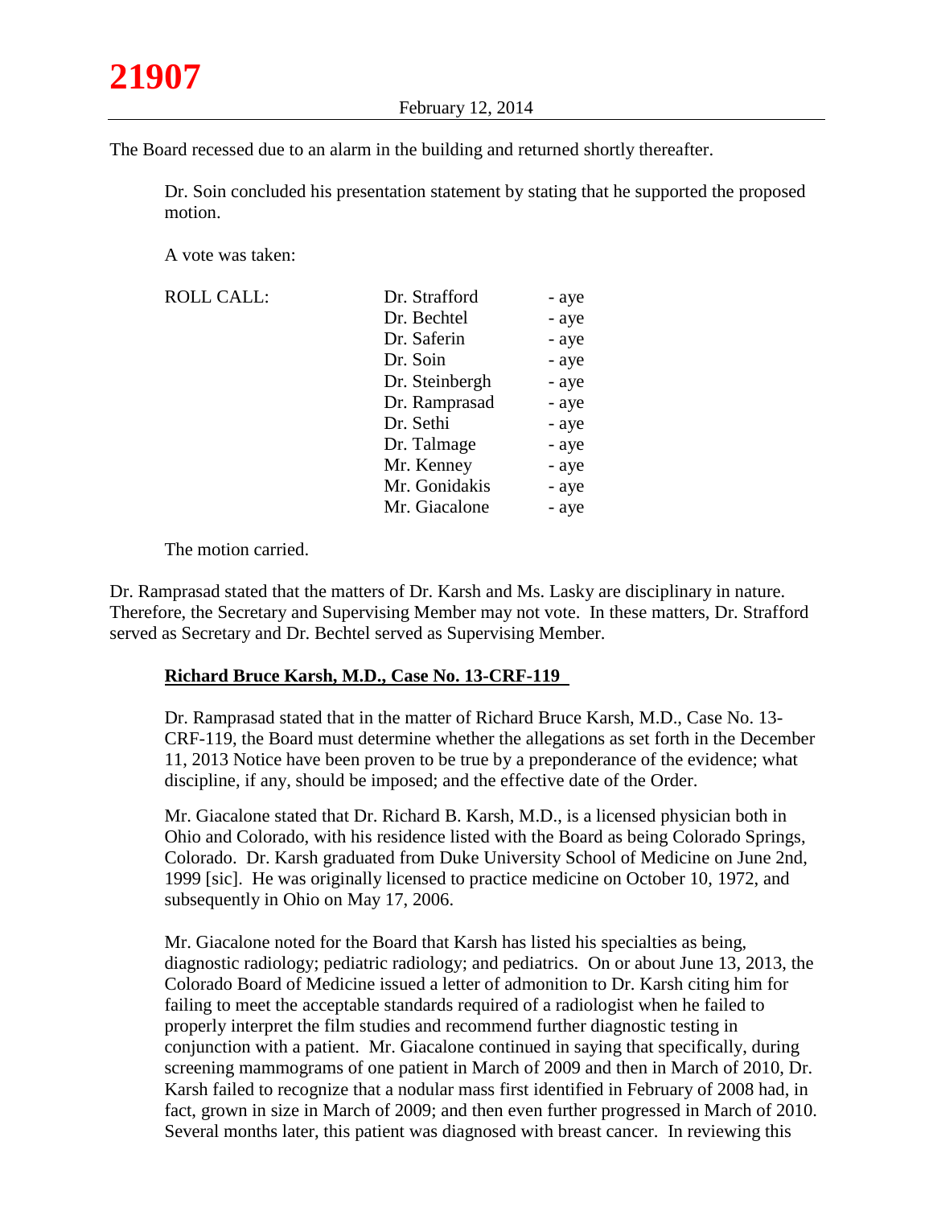The Board recessed due to an alarm in the building and returned shortly thereafter.

Dr. Soin concluded his presentation statement by stating that he supported the proposed motion.

A vote was taken:

| ROLL CALL: | Dr. Strafford | - aye |
|---|---|---|
| | Dr. Bechtel | - aye |
| | Dr. Saferin | - aye |
| | Dr. Soin | - aye |
| | Dr. Steinbergh | - aye |
| | Dr. Ramprasad | - aye |
| | Dr. Sethi | - aye |
| | Dr. Talmage | - aye |
| | Mr. Kenney | - aye |
| | Mr. Gonidakis | - aye |
| | Mr. Giacalone | - aye |

The motion carried.

Dr. Ramprasad stated that the matters of Dr. Karsh and Ms. Lasky are disciplinary in nature. Therefore, the Secretary and Supervising Member may not vote. In these matters, Dr. Strafford served as Secretary and Dr. Bechtel served as Supervising Member.

**Richard Bruce Karsh, M.D., Case No. 13-CRF-119**

Dr. Ramprasad stated that in the matter of Richard Bruce Karsh, M.D., Case No. 13-CRF-119, the Board must determine whether the allegations as set forth in the December 11, 2013 Notice have been proven to be true by a preponderance of the evidence; what discipline, if any, should be imposed; and the effective date of the Order.

Mr. Giacalone stated that Dr. Richard B. Karsh, M.D., is a licensed physician both in Ohio and Colorado, with his residence listed with the Board as being Colorado Springs, Colorado. Dr. Karsh graduated from Duke University School of Medicine on June 2nd, 1999 [sic]. He was originally licensed to practice medicine on October 10, 1972, and subsequently in Ohio on May 17, 2006.

Mr. Giacalone noted for the Board that Karsh has listed his specialties as being, diagnostic radiology; pediatric radiology; and pediatrics. On or about June 13, 2013, the Colorado Board of Medicine issued a letter of admonition to Dr. Karsh citing him for failing to meet the acceptable standards required of a radiologist when he failed to properly interpret the film studies and recommend further diagnostic testing in conjunction with a patient. Mr. Giacalone continued in saying that specifically, during screening mammograms of one patient in March of 2009 and then in March of 2010, Dr. Karsh failed to recognize that a nodular mass first identified in February of 2008 had, in fact, grown in size in March of 2009; and then even further progressed in March of 2010. Several months later, this patient was diagnosed with breast cancer. In reviewing this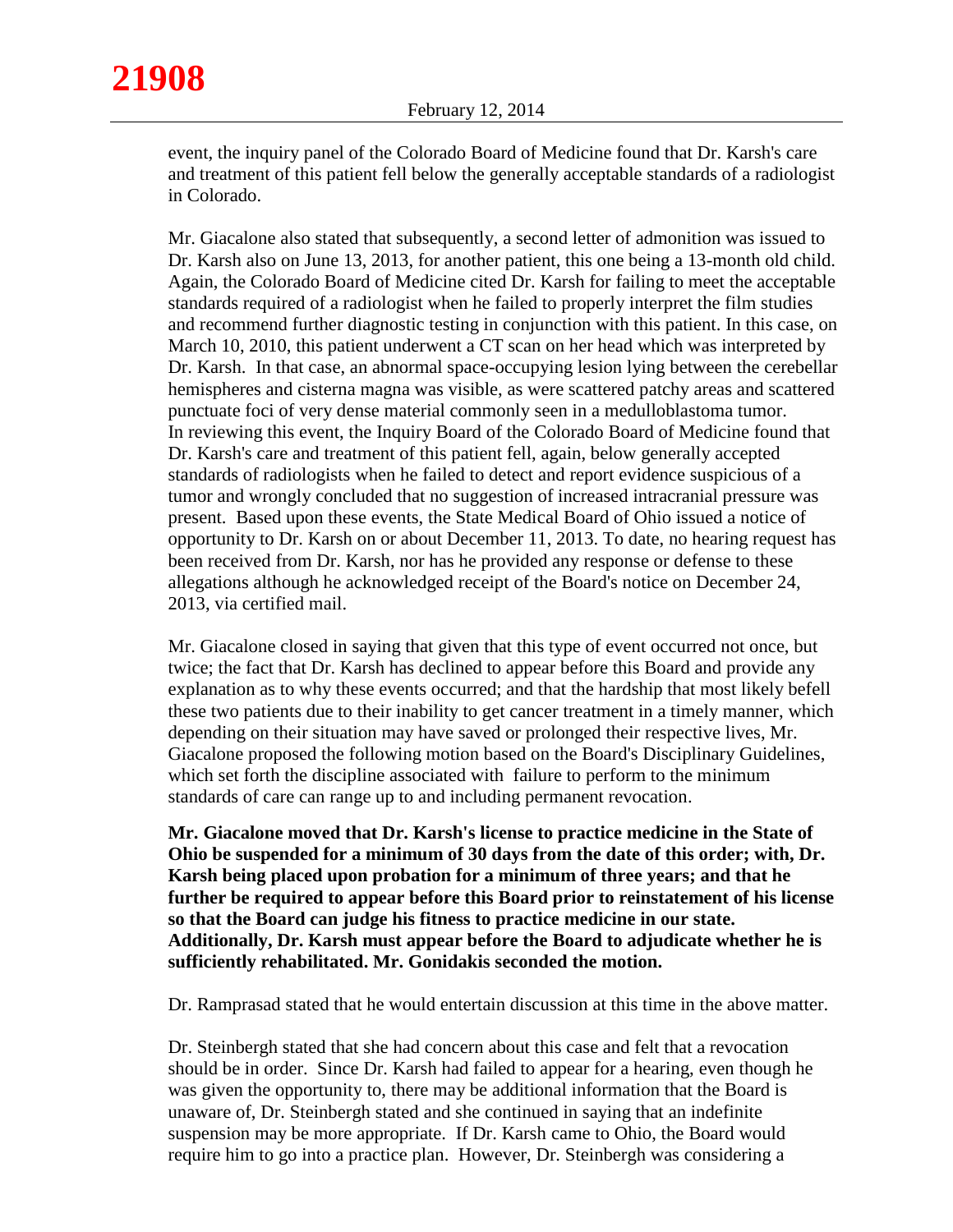event, the inquiry panel of the Colorado Board of Medicine found that Dr. Karsh's care and treatment of this patient fell below the generally acceptable standards of a radiologist in Colorado.

Mr. Giacalone also stated that subsequently, a second letter of admonition was issued to Dr. Karsh also on June 13, 2013, for another patient, this one being a 13-month old child. Again, the Colorado Board of Medicine cited Dr. Karsh for failing to meet the acceptable standards required of a radiologist when he failed to properly interpret the film studies and recommend further diagnostic testing in conjunction with this patient. In this case, on March 10, 2010, this patient underwent a CT scan on her head which was interpreted by Dr. Karsh. In that case, an abnormal space-occupying lesion lying between the cerebellar hemispheres and cisterna magna was visible, as were scattered patchy areas and scattered punctuate foci of very dense material commonly seen in a medulloblastoma tumor. In reviewing this event, the Inquiry Board of the Colorado Board of Medicine found that Dr. Karsh's care and treatment of this patient fell, again, below generally accepted standards of radiologists when he failed to detect and report evidence suspicious of a tumor and wrongly concluded that no suggestion of increased intracranial pressure was present. Based upon these events, the State Medical Board of Ohio issued a notice of opportunity to Dr. Karsh on or about December 11, 2013. To date, no hearing request has been received from Dr. Karsh, nor has he provided any response or defense to these allegations although he acknowledged receipt of the Board's notice on December 24, 2013, via certified mail.

Mr. Giacalone closed in saying that given that this type of event occurred not once, but twice; the fact that Dr. Karsh has declined to appear before this Board and provide any explanation as to why these events occurred; and that the hardship that most likely befell these two patients due to their inability to get cancer treatment in a timely manner, which depending on their situation may have saved or prolonged their respective lives, Mr. Giacalone proposed the following motion based on the Board's Disciplinary Guidelines, which set forth the discipline associated with failure to perform to the minimum standards of care can range up to and including permanent revocation.

**Mr. Giacalone moved that Dr. Karsh's license to practice medicine in the State of Ohio be suspended for a minimum of 30 days from the date of this order; with, Dr. Karsh being placed upon probation for a minimum of three years; and that he further be required to appear before this Board prior to reinstatement of his license so that the Board can judge his fitness to practice medicine in our state. Additionally, Dr. Karsh must appear before the Board to adjudicate whether he is sufficiently rehabilitated. Mr. Gonidakis seconded the motion.**

Dr. Ramprasad stated that he would entertain discussion at this time in the above matter.

Dr. Steinbergh stated that she had concern about this case and felt that a revocation should be in order. Since Dr. Karsh had failed to appear for a hearing, even though he was given the opportunity to, there may be additional information that the Board is unaware of, Dr. Steinbergh stated and she continued in saying that an indefinite suspension may be more appropriate. If Dr. Karsh came to Ohio, the Board would require him to go into a practice plan. However, Dr. Steinbergh was considering a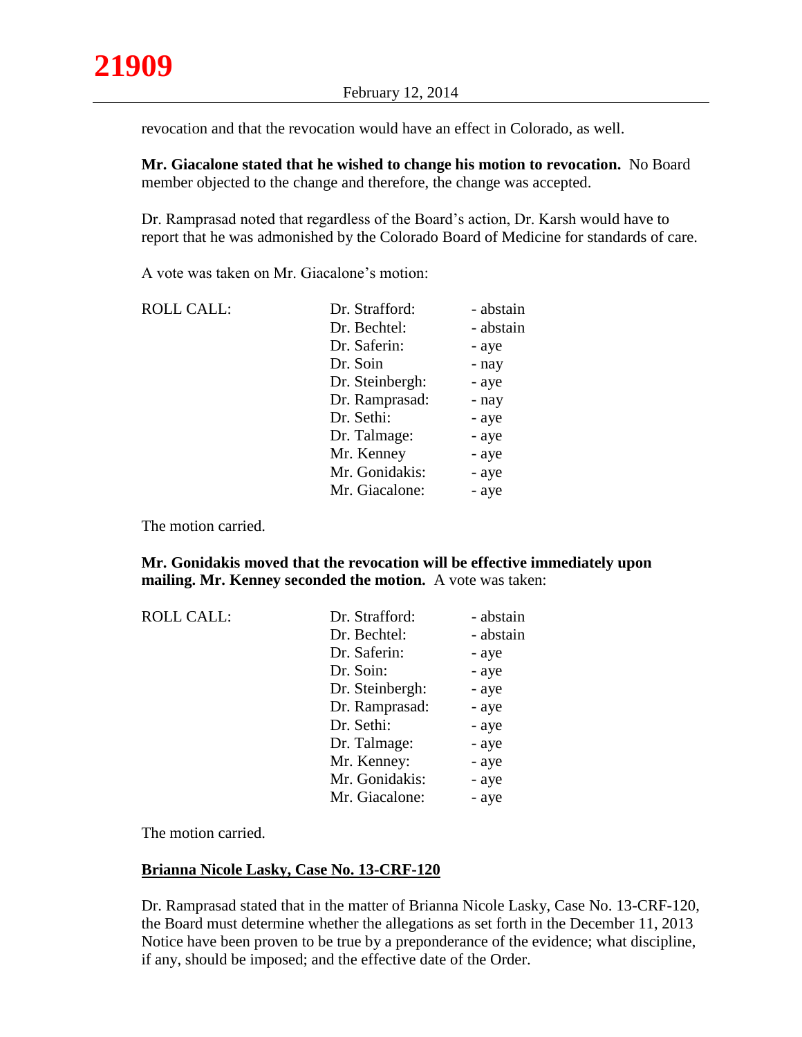revocation and that the revocation would have an effect in Colorado, as well.

**Mr. Giacalone stated that he wished to change his motion to revocation.** No Board member objected to the change and therefore, the change was accepted.

Dr. Ramprasad noted that regardless of the Board's action, Dr. Karsh would have to report that he was admonished by the Colorado Board of Medicine for standards of care.

A vote was taken on Mr. Giacalone's motion:

| ROLL CALL: | Dr. Strafford: | - abstain |
|---|---|---|
| | Dr. Bechtel: | - abstain |
| | Dr. Saferin: | - aye |
| | Dr. Soin | - nay |
| | Dr. Steinbergh: | - aye |
| | Dr. Ramprasad: | - nay |
| | Dr. Sethi: | - aye |
| | Dr. Talmage: | - aye |
| | Mr. Kenney | - aye |
| | Mr. Gonidakis: | - aye |
| | Mr. Giacalone: | - aye |

The motion carried.

**Mr. Gonidakis moved that the revocation will be effective immediately upon mailing. Mr. Kenney seconded the motion.** A vote was taken:

| ROLL CALL: | Dr. Strafford: | - abstain |
|---|---|---|
| | Dr. Bechtel: | - abstain |
| | Dr. Saferin: | - aye |
| | Dr. Soin: | - aye |
| | Dr. Steinbergh: | - aye |
| | Dr. Ramprasad: | - aye |
| | Dr. Sethi: | - aye |
| | Dr. Talmage: | - aye |
| | Mr. Kenney: | - aye |
| | Mr. Gonidakis: | - aye |
| | Mr. Giacalone: | - aye |

The motion carried.

**Brianna Nicole Lasky, Case No. 13-CRF-120**

Dr. Ramprasad stated that in the matter of Brianna Nicole Lasky, Case No. 13-CRF-120, the Board must determine whether the allegations as set forth in the December 11, 2013 Notice have been proven to be true by a preponderance of the evidence; what discipline, if any, should be imposed; and the effective date of the Order.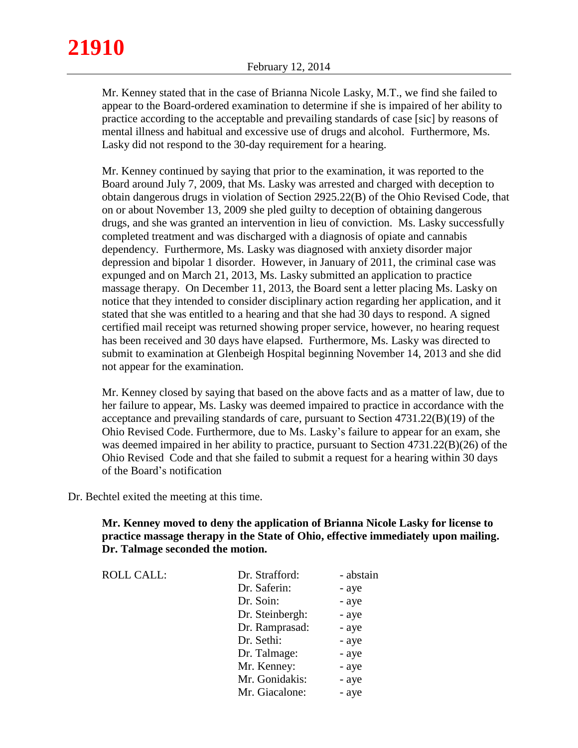Mr. Kenney stated that in the case of Brianna Nicole Lasky, M.T., we find she failed to appear to the Board-ordered examination to determine if she is impaired of her ability to practice according to the acceptable and prevailing standards of case [sic] by reasons of mental illness and habitual and excessive use of drugs and alcohol. Furthermore, Ms. Lasky did not respond to the 30-day requirement for a hearing.

Mr. Kenney continued by saying that prior to the examination, it was reported to the Board around July 7, 2009, that Ms. Lasky was arrested and charged with deception to obtain dangerous drugs in violation of Section 2925.22(B) of the Ohio Revised Code, that on or about November 13, 2009 she pled guilty to deception of obtaining dangerous drugs, and she was granted an intervention in lieu of conviction. Ms. Lasky successfully completed treatment and was discharged with a diagnosis of opiate and cannabis dependency. Furthermore, Ms. Lasky was diagnosed with anxiety disorder major depression and bipolar 1 disorder. However, in January of 2011, the criminal case was expunged and on March 21, 2013, Ms. Lasky submitted an application to practice massage therapy. On December 11, 2013, the Board sent a letter placing Ms. Lasky on notice that they intended to consider disciplinary action regarding her application, and it stated that she was entitled to a hearing and that she had 30 days to respond. A signed certified mail receipt was returned showing proper service, however, no hearing request has been received and 30 days have elapsed. Furthermore, Ms. Lasky was directed to submit to examination at Glenbeigh Hospital beginning November 14, 2013 and she did not appear for the examination.

Mr. Kenney closed by saying that based on the above facts and as a matter of law, due to her failure to appear, Ms. Lasky was deemed impaired to practice in accordance with the acceptance and prevailing standards of care, pursuant to Section 4731.22(B)(19) of the Ohio Revised Code. Furthermore, due to Ms. Lasky's failure to appear for an exam, she was deemed impaired in her ability to practice, pursuant to Section 4731.22(B)(26) of the Ohio Revised Code and that she failed to submit a request for a hearing within 30 days of the Board's notification

Dr. Bechtel exited the meeting at this time.

**Mr. Kenney moved to deny the application of Brianna Nicole Lasky for license to practice massage therapy in the State of Ohio, effective immediately upon mailing. Dr. Talmage seconded the motion.**

| ROLL CALL: | Dr. Strafford: | - abstain |
|---|---|---|
| | Dr. Saferin: | - aye |
| | Dr. Soin: | - aye |
| | Dr. Steinbergh: | - aye |
| | Dr. Ramprasad: | - aye |
| | Dr. Sethi: | - aye |
| | Dr. Talmage: | - aye |
| | Mr. Kenney: | - aye |
| | Mr. Gonidakis: | - aye |
| | Mr. Giacalone: | - aye |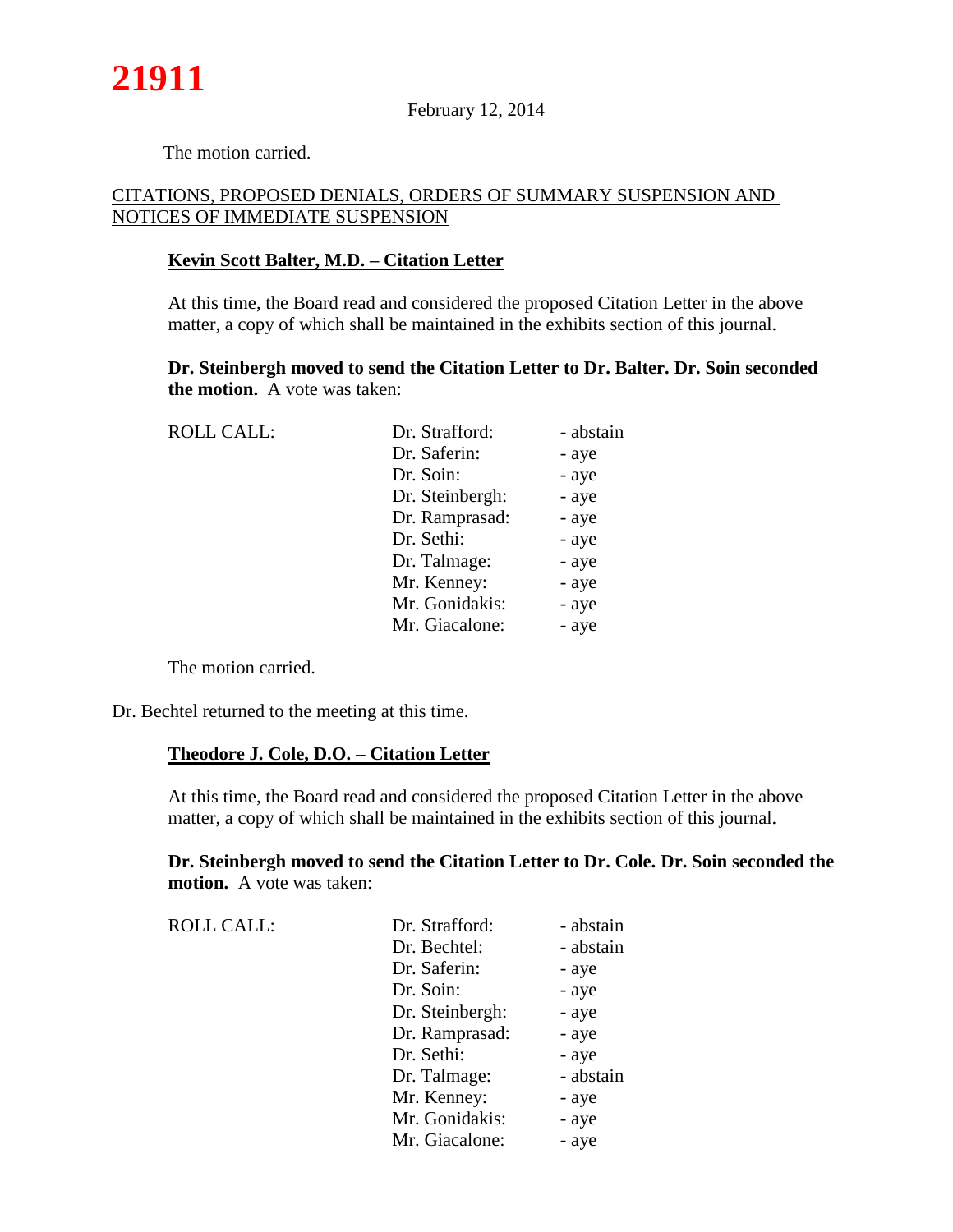The motion carried.

CITATIONS, PROPOSED DENIALS, ORDERS OF SUMMARY SUSPENSION AND NOTICES OF IMMEDIATE SUSPENSION

**Kevin Scott Balter, M.D. – Citation Letter**

At this time, the Board read and considered the proposed Citation Letter in the above matter, a copy of which shall be maintained in the exhibits section of this journal.

**Dr. Steinbergh moved to send the Citation Letter to Dr. Balter. Dr. Soin seconded the motion.** A vote was taken:

| ROLL CALL: | | |
|---|---|---|
| | Dr. Strafford: | - abstain |
| | Dr. Saferin: | - aye |
| | Dr. Soin: | - aye |
| | Dr. Steinbergh: | - aye |
| | Dr. Ramprasad: | - aye |
| | Dr. Sethi: | - aye |
| | Dr. Talmage: | - aye |
| | Mr. Kenney: | - aye |
| | Mr. Gonidakis: | - aye |
| | Mr. Giacalone: | - aye |

The motion carried.

Dr. Bechtel returned to the meeting at this time.

**Theodore J. Cole, D.O. – Citation Letter**

At this time, the Board read and considered the proposed Citation Letter in the above matter, a copy of which shall be maintained in the exhibits section of this journal.

**Dr. Steinbergh moved to send the Citation Letter to Dr. Cole. Dr. Soin seconded the motion.** A vote was taken:

| ROLL CALL: | | |
|---|---|---|
| | Dr. Strafford: | - abstain |
| | Dr. Bechtel: | - abstain |
| | Dr. Saferin: | - aye |
| | Dr. Soin: | - aye |
| | Dr. Steinbergh: | - aye |
| | Dr. Ramprasad: | - aye |
| | Dr. Sethi: | - aye |
| | Dr. Talmage: | - abstain |
| | Mr. Kenney: | - aye |
| | Mr. Gonidakis: | - aye |
| | Mr. Giacalone: | - aye |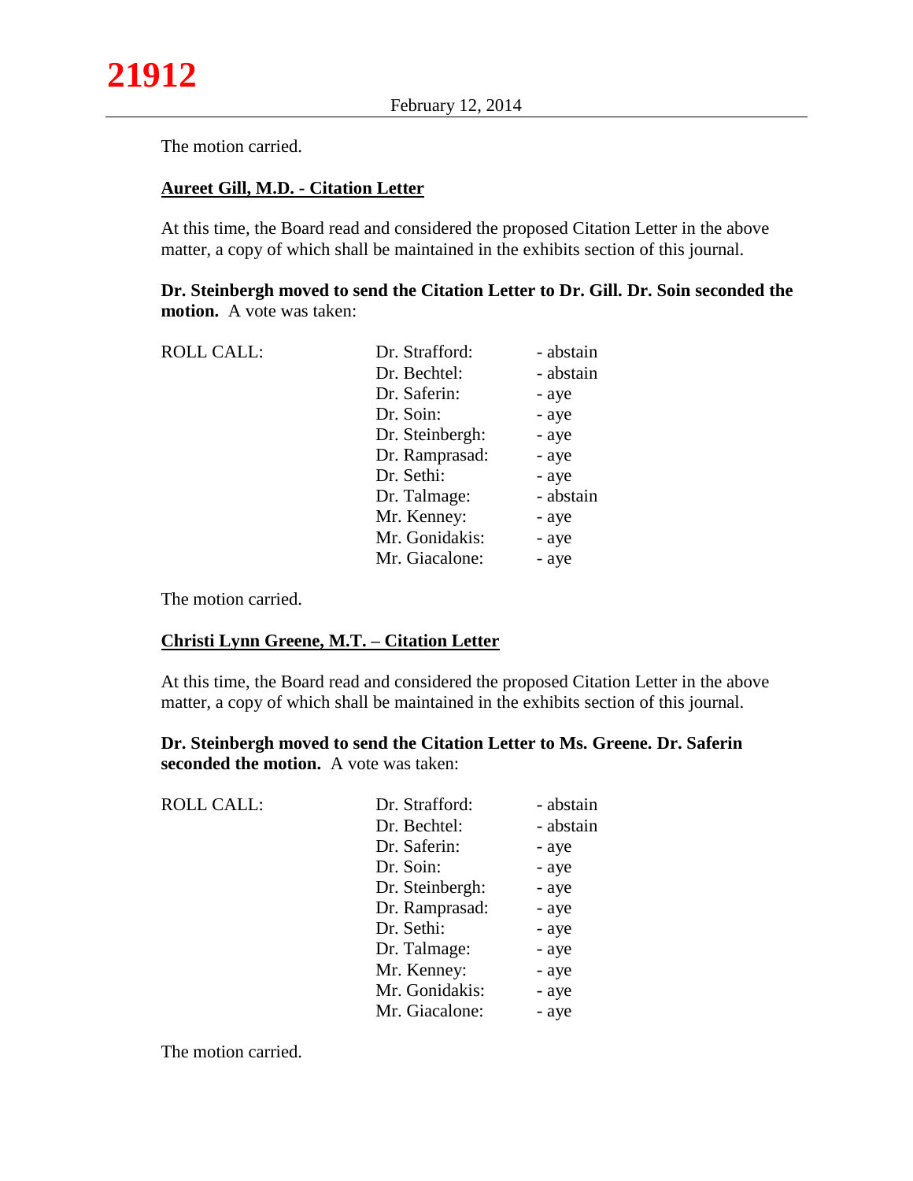The motion carried.

**Aureet Gill, M.D. - Citation Letter**

At this time, the Board read and considered the proposed Citation Letter in the above matter, a copy of which shall be maintained in the exhibits section of this journal.

**Dr. Steinbergh moved to send the Citation Letter to Dr. Gill. Dr. Soin seconded the motion.** A vote was taken:

| ROLL CALL: | | |
|---|---|---|
| | Dr. Strafford: | - abstain |
| | Dr. Bechtel: | - abstain |
| | Dr. Saferin: | - aye |
| | Dr. Soin: | - aye |
| | Dr. Steinbergh: | - aye |
| | Dr. Ramprasad: | - aye |
| | Dr. Sethi: | - aye |
| | Dr. Talmage: | - abstain |
| | Mr. Kenney: | - aye |
| | Mr. Gonidakis: | - aye |
| | Mr. Giacalone: | - aye |

The motion carried.

**Christi Lynn Greene, M.T. – Citation Letter**

At this time, the Board read and considered the proposed Citation Letter in the above matter, a copy of which shall be maintained in the exhibits section of this journal.

**Dr. Steinbergh moved to send the Citation Letter to Ms. Greene. Dr. Saferin seconded the motion.** A vote was taken:

| ROLL CALL: | | |
|---|---|---|
| | Dr. Strafford: | - abstain |
| | Dr. Bechtel: | - abstain |
| | Dr. Saferin: | - aye |
| | Dr. Soin: | - aye |
| | Dr. Steinbergh: | - aye |
| | Dr. Ramprasad: | - aye |
| | Dr. Sethi: | - aye |
| | Dr. Talmage: | - aye |
| | Mr. Kenney: | - aye |
| | Mr. Gonidakis: | - aye |
| | Mr. Giacalone: | - aye |

The motion carried.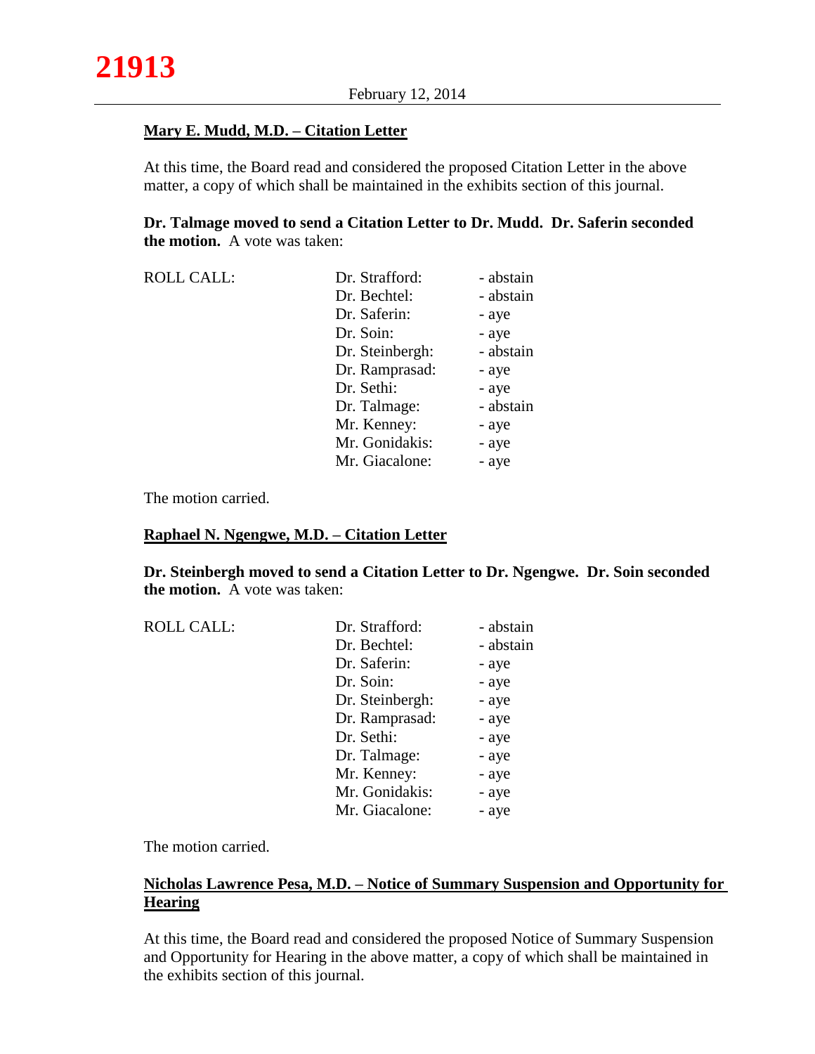February 12, 2014

**Mary E. Mudd, M.D. – Citation Letter**

At this time, the Board read and considered the proposed Citation Letter in the above matter, a copy of which shall be maintained in the exhibits section of this journal.

**Dr. Talmage moved to send a Citation Letter to Dr. Mudd. Dr. Saferin seconded the motion.** A vote was taken:

| ROLL CALL: | | |
|---|---|---|
| | Dr. Strafford: | - abstain |
| | Dr. Bechtel: | - abstain |
| | Dr. Saferin: | - aye |
| | Dr. Soin: | - aye |
| | Dr. Steinbergh: | - abstain |
| | Dr. Ramprasad: | - aye |
| | Dr. Sethi: | - aye |
| | Dr. Talmage: | - abstain |
| | Mr. Kenney: | - aye |
| | Mr. Gonidakis: | - aye |
| | Mr. Giacalone: | - aye |

The motion carried.

**Raphael N. Ngengwe, M.D. – Citation Letter**

**Dr. Steinbergh moved to send a Citation Letter to Dr. Ngengwe. Dr. Soin seconded the motion.** A vote was taken:

| ROLL CALL: | | |
|---|---|---|
| | Dr. Strafford: | - abstain |
| | Dr. Bechtel: | - abstain |
| | Dr. Saferin: | - aye |
| | Dr. Soin: | - aye |
| | Dr. Steinbergh: | - aye |
| | Dr. Ramprasad: | - aye |
| | Dr. Sethi: | - aye |
| | Dr. Talmage: | - aye |
| | Mr. Kenney: | - aye |
| | Mr. Gonidakis: | - aye |
| | Mr. Giacalone: | - aye |

The motion carried.

**Nicholas Lawrence Pesa, M.D. – Notice of Summary Suspension and Opportunity for Hearing**

At this time, the Board read and considered the proposed Notice of Summary Suspension and Opportunity for Hearing in the above matter, a copy of which shall be maintained in the exhibits section of this journal.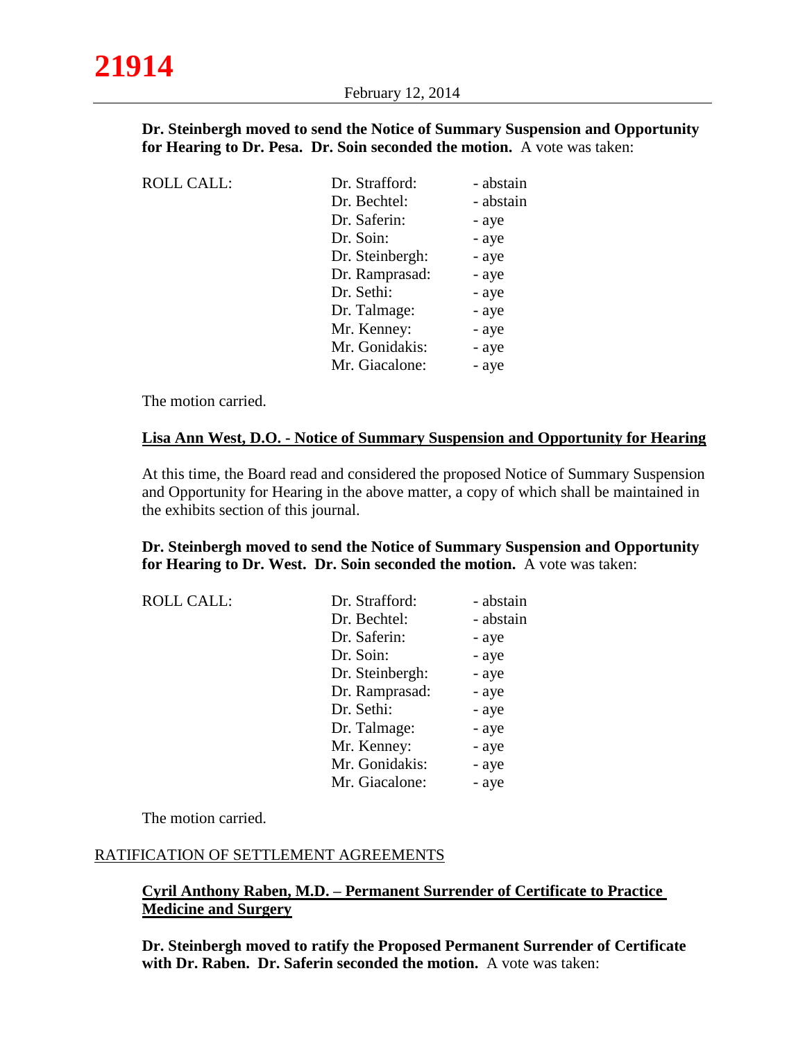**Dr. Steinbergh moved to send the Notice of Summary Suspension and Opportunity for Hearing to Dr. Pesa. Dr. Soin seconded the motion.** A vote was taken:

| ROLL CALL: | Dr. Strafford: | - abstain |
|---|---|---|
| | Dr. Bechtel: | - abstain |
| | Dr. Saferin: | - aye |
| | Dr. Soin: | - aye |
| | Dr. Steinbergh: | - aye |
| | Dr. Ramprasad: | - aye |
| | Dr. Sethi: | - aye |
| | Dr. Talmage: | - aye |
| | Mr. Kenney: | - aye |
| | Mr. Gonidakis: | - aye |
| | Mr. Giacalone: | - aye |

The motion carried.

**Lisa Ann West, D.O. - Notice of Summary Suspension and Opportunity for Hearing**

At this time, the Board read and considered the proposed Notice of Summary Suspension and Opportunity for Hearing in the above matter, a copy of which shall be maintained in the exhibits section of this journal.

**Dr. Steinbergh moved to send the Notice of Summary Suspension and Opportunity for Hearing to Dr. West. Dr. Soin seconded the motion.** A vote was taken:

| ROLL CALL: | Dr. Strafford: | - abstain |
|---|---|---|
| | Dr. Bechtel: | - abstain |
| | Dr. Saferin: | - aye |
| | Dr. Soin: | - aye |
| | Dr. Steinbergh: | - aye |
| | Dr. Ramprasad: | - aye |
| | Dr. Sethi: | - aye |
| | Dr. Talmage: | - aye |
| | Mr. Kenney: | - aye |
| | Mr. Gonidakis: | - aye |
| | Mr. Giacalone: | - aye |

The motion carried.

## RATIFICATION OF SETTLEMENT AGREEMENTS

**Cyril Anthony Raben, M.D. – Permanent Surrender of Certificate to Practice Medicine and Surgery**

**Dr. Steinbergh moved to ratify the Proposed Permanent Surrender of Certificate with Dr. Raben. Dr. Saferin seconded the motion.** A vote was taken: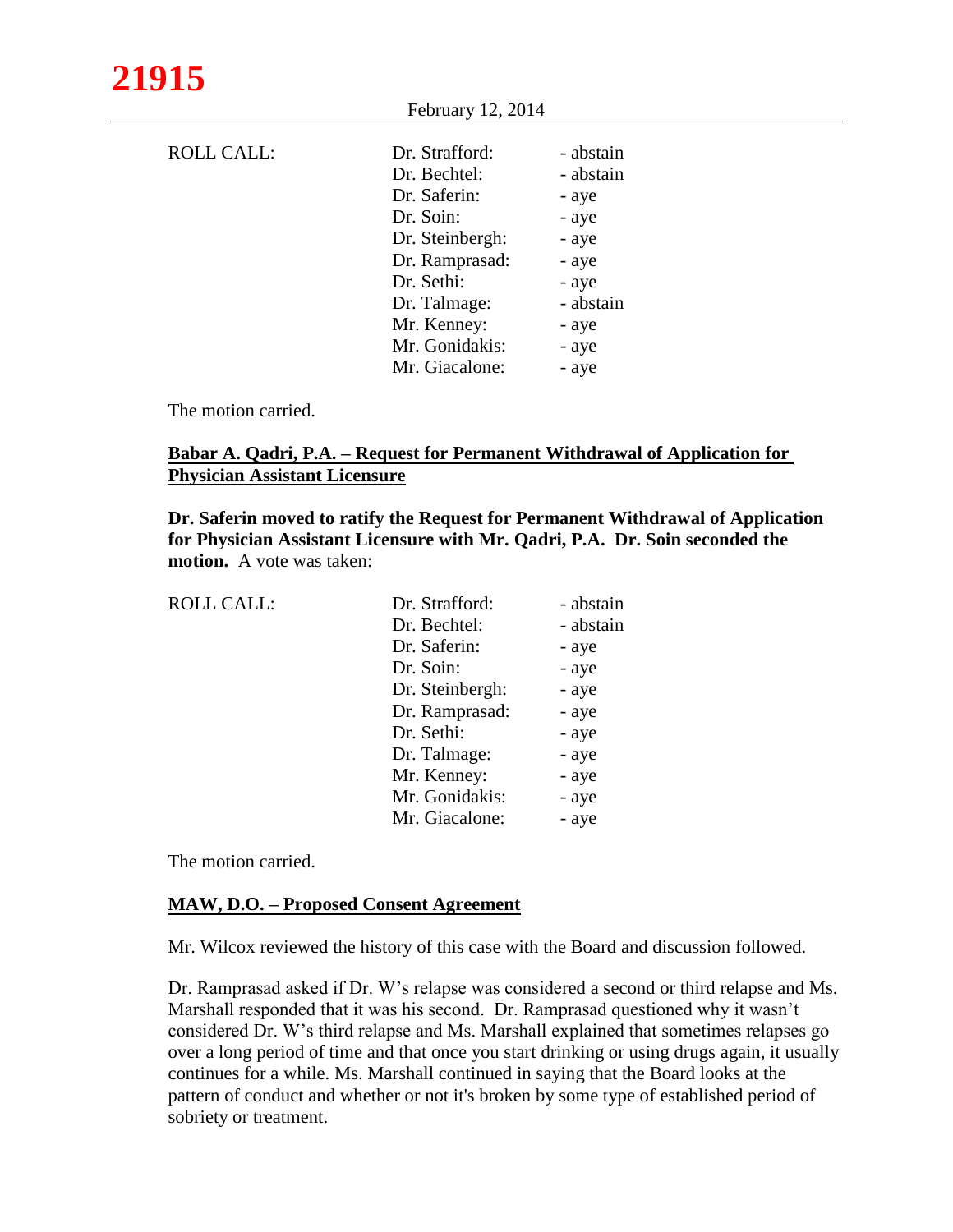ROLL CALL:

| | |
|---|---|
| Dr. Strafford: | - abstain |
| Dr. Bechtel: | - abstain |
| Dr. Saferin: | - aye |
| Dr. Soin: | - aye |
| Dr. Steinbergh: | - aye |
| Dr. Ramprasad: | - aye |
| Dr. Sethi: | - aye |
| Dr. Talmage: | - abstain |
| Mr. Kenney: | - aye |
| Mr. Gonidakis: | - aye |
| Mr. Giacalone: | - aye |

The motion carried.

**Babar A. Qadri, P.A. – Request for Permanent Withdrawal of Application for Physician Assistant Licensure**

**Dr. Saferin moved to ratify the Request for Permanent Withdrawal of Application for Physician Assistant Licensure with Mr. Qadri, P.A. Dr. Soin seconded the motion.** A vote was taken:

ROLL CALL:

| | |
|---|---|
| Dr. Strafford: | - abstain |
| Dr. Bechtel: | - abstain |
| Dr. Saferin: | - aye |
| Dr. Soin: | - aye |
| Dr. Steinbergh: | - aye |
| Dr. Ramprasad: | - aye |
| Dr. Sethi: | - aye |
| Dr. Talmage: | - aye |
| Mr. Kenney: | - aye |
| Mr. Gonidakis: | - aye |
| Mr. Giacalone: | - aye |

The motion carried.

**MAW, D.O. – Proposed Consent Agreement**

Mr. Wilcox reviewed the history of this case with the Board and discussion followed.

Dr. Ramprasad asked if Dr. W's relapse was considered a second or third relapse and Ms. Marshall responded that it was his second. Dr. Ramprasad questioned why it wasn't considered Dr. W's third relapse and Ms. Marshall explained that sometimes relapses go over a long period of time and that once you start drinking or using drugs again, it usually continues for a while. Ms. Marshall continued in saying that the Board looks at the pattern of conduct and whether or not it's broken by some type of established period of sobriety or treatment.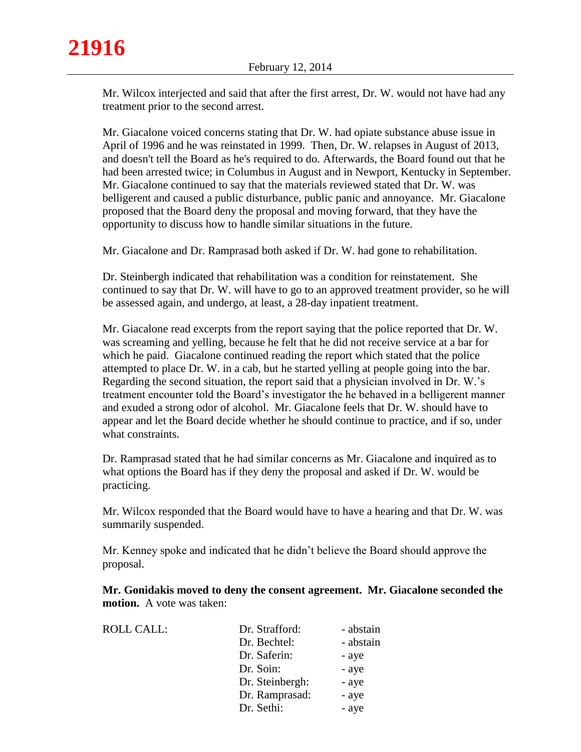Mr. Wilcox interjected and said that after the first arrest, Dr. W. would not have had any treatment prior to the second arrest.

Mr. Giacalone voiced concerns stating that Dr. W. had opiate substance abuse issue in April of 1996 and he was reinstated in 1999. Then, Dr. W. relapses in August of 2013, and doesn't tell the Board as he's required to do. Afterwards, the Board found out that he had been arrested twice; in Columbus in August and in Newport, Kentucky in September. Mr. Giacalone continued to say that the materials reviewed stated that Dr. W. was belligerent and caused a public disturbance, public panic and annoyance. Mr. Giacalone proposed that the Board deny the proposal and moving forward, that they have the opportunity to discuss how to handle similar situations in the future.

Mr. Giacalone and Dr. Ramprasad both asked if Dr. W. had gone to rehabilitation.

Dr. Steinbergh indicated that rehabilitation was a condition for reinstatement. She continued to say that Dr. W. will have to go to an approved treatment provider, so he will be assessed again, and undergo, at least, a 28-day inpatient treatment.

Mr. Giacalone read excerpts from the report saying that the police reported that Dr. W. was screaming and yelling, because he felt that he did not receive service at a bar for which he paid. Giacalone continued reading the report which stated that the police attempted to place Dr. W. in a cab, but he started yelling at people going into the bar. Regarding the second situation, the report said that a physician involved in Dr. W.'s treatment encounter told the Board's investigator the he behaved in a belligerent manner and exuded a strong odor of alcohol. Mr. Giacalone feels that Dr. W. should have to appear and let the Board decide whether he should continue to practice, and if so, under what constraints.

Dr. Ramprasad stated that he had similar concerns as Mr. Giacalone and inquired as to what options the Board has if they deny the proposal and asked if Dr. W. would be practicing.

Mr. Wilcox responded that the Board would have to have a hearing and that Dr. W. was summarily suspended.

Mr. Kenney spoke and indicated that he didn't believe the Board should approve the proposal.

**Mr. Gonidakis moved to deny the consent agreement. Mr. Giacalone seconded the motion.** A vote was taken:

| ROLL CALL: | Dr. Strafford: | - abstain |
|---|---|---|
| | Dr. Bechtel: | - abstain |
| | Dr. Saferin: | - aye |
| | Dr. Soin: | - aye |
| | Dr. Steinbergh: | - aye |
| | Dr. Ramprasad: | - aye |
| | Dr. Sethi: | - aye |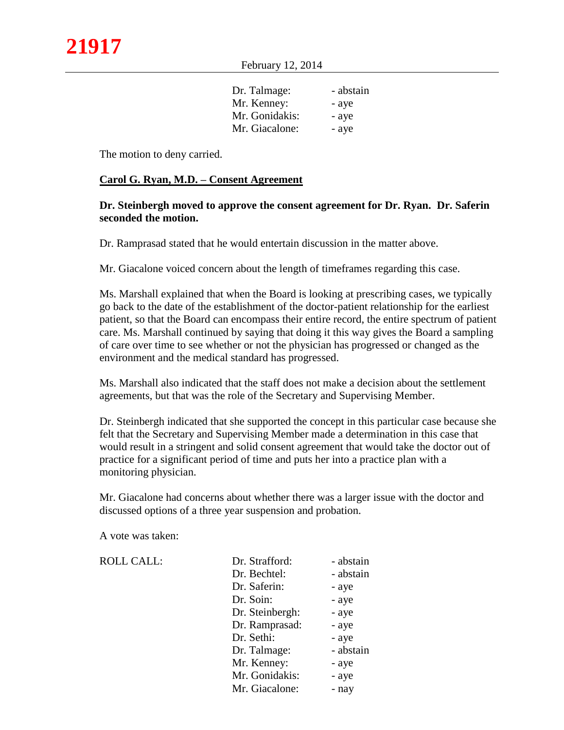| | | |
|---|---|---|
| | Dr. Talmage: | - abstain |
| | Mr. Kenney: | - aye |
| | Mr. Gonidakis: | - aye |
| | Mr. Giacalone: | - aye |

The motion to deny carried.

**Carol G. Ryan, M.D. – Consent Agreement**

**Dr. Steinbergh moved to approve the consent agreement for Dr. Ryan. Dr. Saferin seconded the motion.**

Dr. Ramprasad stated that he would entertain discussion in the matter above.

Mr. Giacalone voiced concern about the length of timeframes regarding this case.

Ms. Marshall explained that when the Board is looking at prescribing cases, we typically go back to the date of the establishment of the doctor-patient relationship for the earliest patient, so that the Board can encompass their entire record, the entire spectrum of patient care. Ms. Marshall continued by saying that doing it this way gives the Board a sampling of care over time to see whether or not the physician has progressed or changed as the environment and the medical standard has progressed.

Ms. Marshall also indicated that the staff does not make a decision about the settlement agreements, but that was the role of the Secretary and Supervising Member.

Dr. Steinbergh indicated that she supported the concept in this particular case because she felt that the Secretary and Supervising Member made a determination in this case that would result in a stringent and solid consent agreement that would take the doctor out of practice for a significant period of time and puts her into a practice plan with a monitoring physician.

Mr. Giacalone had concerns about whether there was a larger issue with the doctor and discussed options of a three year suspension and probation.

A vote was taken:

| | | |
|---|---|---|
| ROLL CALL: | Dr. Strafford: | - abstain |
| | Dr. Bechtel: | - abstain |
| | Dr. Saferin: | - aye |
| | Dr. Soin: | - aye |
| | Dr. Steinbergh: | - aye |
| | Dr. Ramprasad: | - aye |
| | Dr. Sethi: | - aye |
| | Dr. Talmage: | - abstain |
| | Mr. Kenney: | - aye |
| | Mr. Gonidakis: | - aye |
| | Mr. Giacalone: | - nay |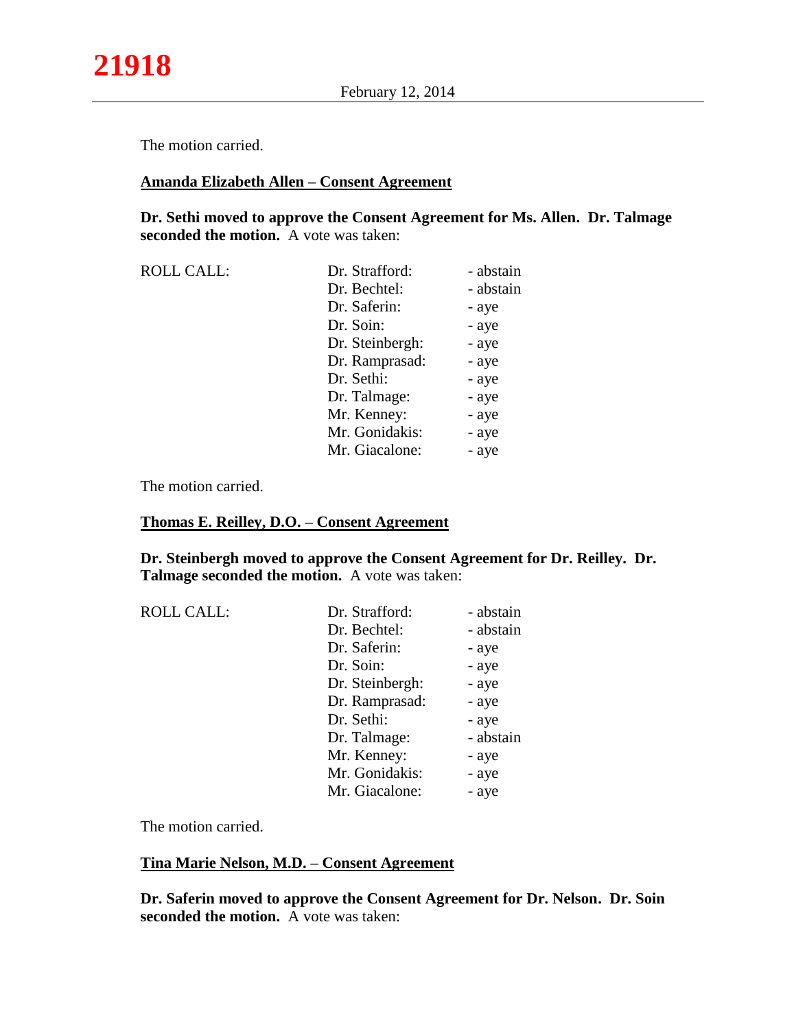The motion carried.

**Amanda Elizabeth Allen – Consent Agreement**

**Dr. Sethi moved to approve the Consent Agreement for Ms. Allen. Dr. Talmage seconded the motion.** A vote was taken:

| ROLL CALL: | Dr. Strafford: | - abstain |
|---|---|---|
| | Dr. Bechtel: | - abstain |
| | Dr. Saferin: | - aye |
| | Dr. Soin: | - aye |
| | Dr. Steinbergh: | - aye |
| | Dr. Ramprasad: | - aye |
| | Dr. Sethi: | - aye |
| | Dr. Talmage: | - aye |
| | Mr. Kenney: | - aye |
| | Mr. Gonidakis: | - aye |
| | Mr. Giacalone: | - aye |

The motion carried.

**Thomas E. Reilley, D.O. – Consent Agreement**

**Dr. Steinbergh moved to approve the Consent Agreement for Dr. Reilley. Dr. Talmage seconded the motion.** A vote was taken:

| ROLL CALL: | Dr. Strafford: | - abstain |
|---|---|---|
| | Dr. Bechtel: | - abstain |
| | Dr. Saferin: | - aye |
| | Dr. Soin: | - aye |
| | Dr. Steinbergh: | - aye |
| | Dr. Ramprasad: | - aye |
| | Dr. Sethi: | - aye |
| | Dr. Talmage: | - abstain |
| | Mr. Kenney: | - aye |
| | Mr. Gonidakis: | - aye |
| | Mr. Giacalone: | - aye |

The motion carried.

**Tina Marie Nelson, M.D. – Consent Agreement**

**Dr. Saferin moved to approve the Consent Agreement for Dr. Nelson. Dr. Soin seconded the motion.** A vote was taken: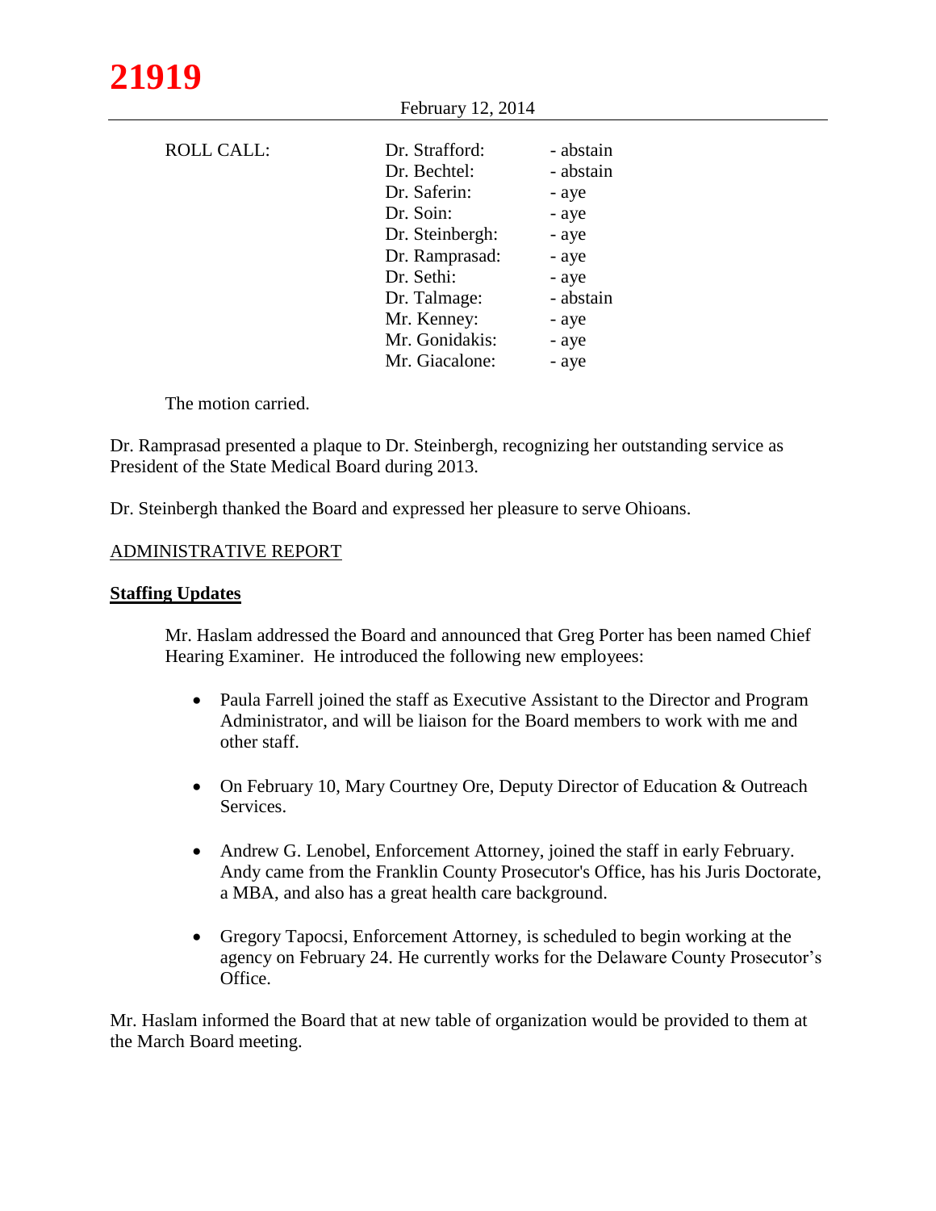| ROLL CALL: | Dr. Strafford: | - abstain |
|---|---|---|
| | Dr. Bechtel: | - abstain |
| | Dr. Saferin: | - aye |
| | Dr. Soin: | - aye |
| | Dr. Steinbergh: | - aye |
| | Dr. Ramprasad: | - aye |
| | Dr. Sethi: | - aye |
| | Dr. Talmage: | - abstain |
| | Mr. Kenney: | - aye |
| | Mr. Gonidakis: | - aye |
| | Mr. Giacalone: | - aye |

The motion carried.

Dr. Ramprasad presented a plaque to Dr. Steinbergh, recognizing her outstanding service as President of the State Medical Board during 2013.

Dr. Steinbergh thanked the Board and expressed her pleasure to serve Ohioans.

## ADMINISTRATIVE REPORT

### Staffing Updates

Mr. Haslam addressed the Board and announced that Greg Porter has been named Chief Hearing Examiner. He introduced the following new employees:

- Paula Farrell joined the staff as Executive Assistant to the Director and Program Administrator, and will be liaison for the Board members to work with me and other staff.

- On February 10, Mary Courtney Ore, Deputy Director of Education & Outreach Services.

- Andrew G. Lenobel, Enforcement Attorney, joined the staff in early February. Andy came from the Franklin County Prosecutor's Office, has his Juris Doctorate, a MBA, and also has a great health care background.

- Gregory Tapocsi, Enforcement Attorney, is scheduled to begin working at the agency on February 24. He currently works for the Delaware County Prosecutor's Office.

Mr. Haslam informed the Board that at new table of organization would be provided to them at the March Board meeting.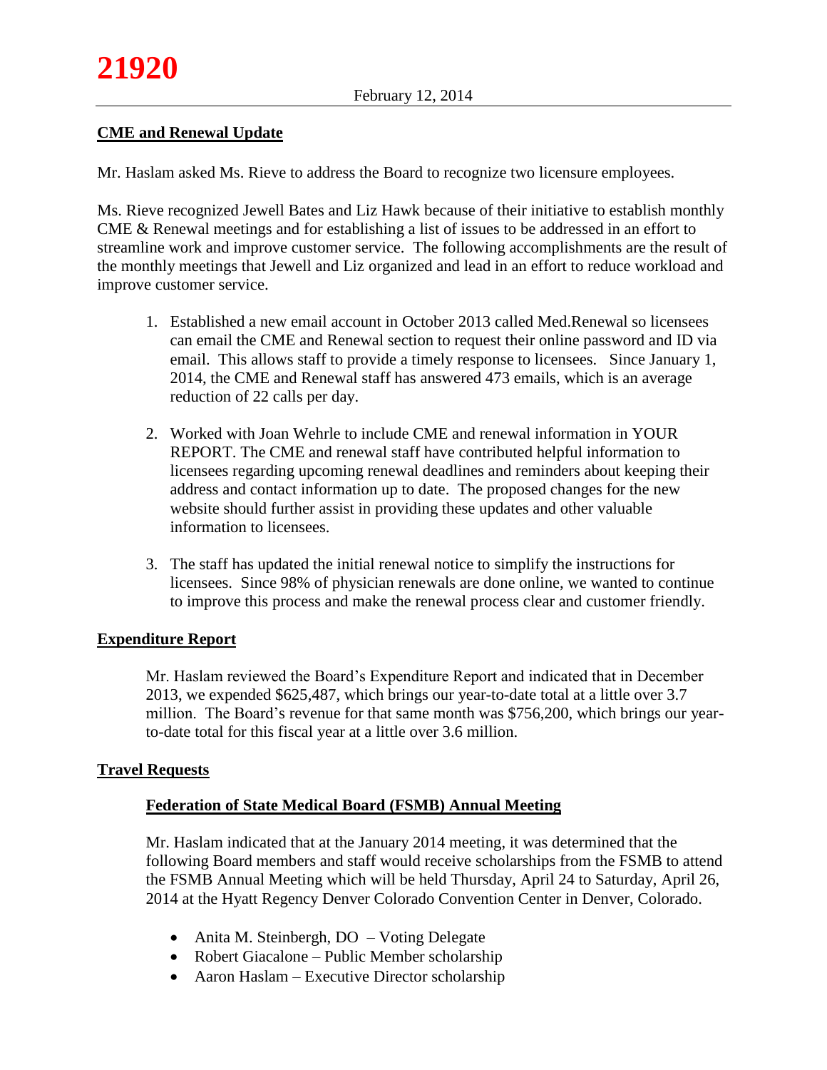## CME and Renewal Update

Mr. Haslam asked Ms. Rieve to address the Board to recognize two licensure employees.

Ms. Rieve recognized Jewell Bates and Liz Hawk because of their initiative to establish monthly CME & Renewal meetings and for establishing a list of issues to be addressed in an effort to streamline work and improve customer service. The following accomplishments are the result of the monthly meetings that Jewell and Liz organized and lead in an effort to reduce workload and improve customer service.

1. Established a new email account in October 2013 called Med.Renewal so licensees can email the CME and Renewal section to request their online password and ID via email. This allows staff to provide a timely response to licensees. Since January 1, 2014, the CME and Renewal staff has answered 473 emails, which is an average reduction of 22 calls per day.

2. Worked with Joan Wehrle to include CME and renewal information in YOUR REPORT. The CME and renewal staff have contributed helpful information to licensees regarding upcoming renewal deadlines and reminders about keeping their address and contact information up to date. The proposed changes for the new website should further assist in providing these updates and other valuable information to licensees.

3. The staff has updated the initial renewal notice to simplify the instructions for licensees. Since 98% of physician renewals are done online, we wanted to continue to improve this process and make the renewal process clear and customer friendly.

## Expenditure Report

Mr. Haslam reviewed the Board's Expenditure Report and indicated that in December 2013, we expended $625,487, which brings our year-to-date total at a little over 3.7 million. The Board's revenue for that same month was $756,200, which brings our year-to-date total for this fiscal year at a little over 3.6 million.

## Travel Requests

### Federation of State Medical Board (FSMB) Annual Meeting

Mr. Haslam indicated that at the January 2014 meeting, it was determined that the following Board members and staff would receive scholarships from the FSMB to attend the FSMB Annual Meeting which will be held Thursday, April 24 to Saturday, April 26, 2014 at the Hyatt Regency Denver Colorado Convention Center in Denver, Colorado.

- Anita M. Steinbergh, DO – Voting Delegate
- Robert Giacalone – Public Member scholarship
- Aaron Haslam – Executive Director scholarship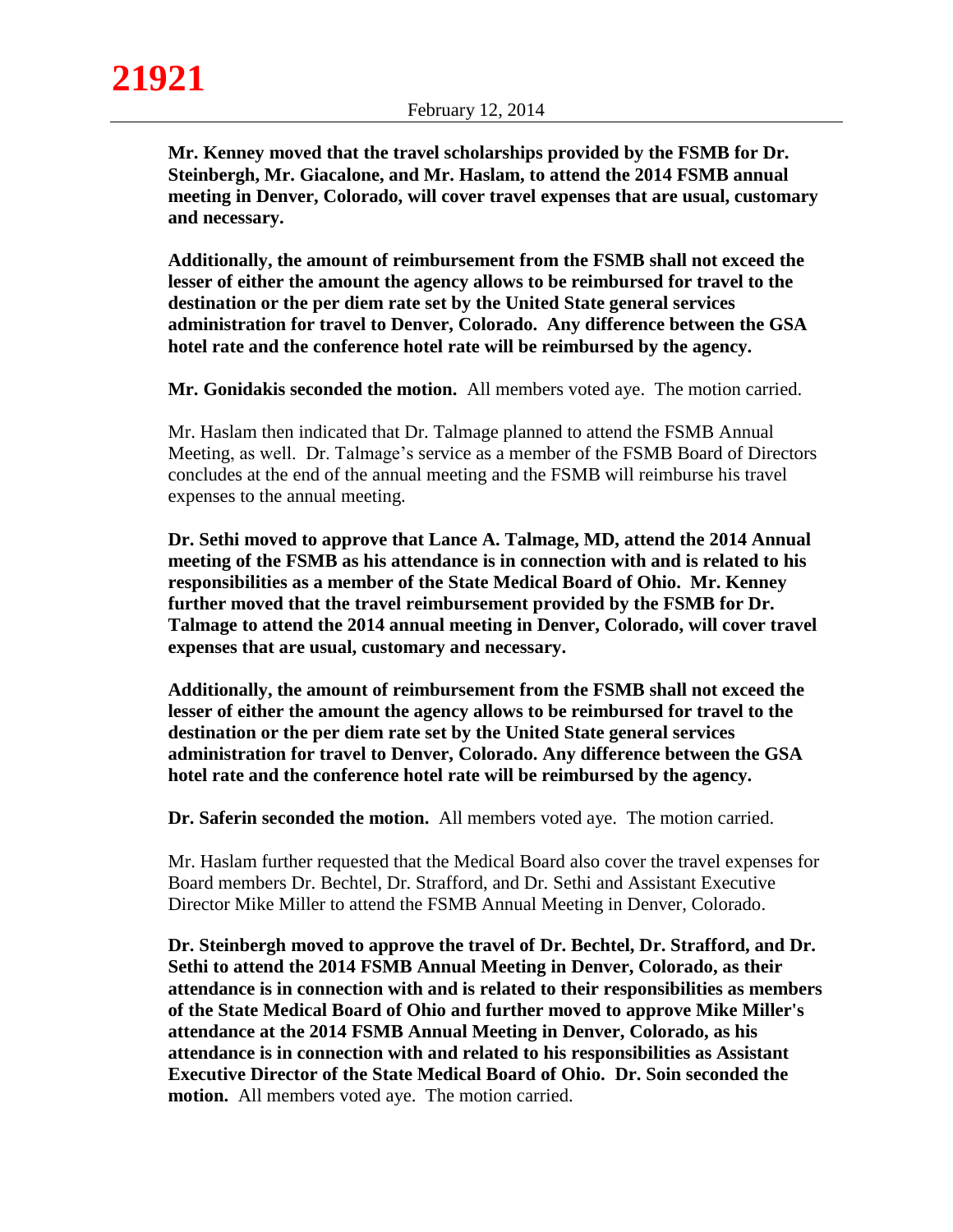**Mr. Kenney moved that the travel scholarships provided by the FSMB for Dr. Steinbergh, Mr. Giacalone, and Mr. Haslam, to attend the 2014 FSMB annual meeting in Denver, Colorado, will cover travel expenses that are usual, customary and necessary.**

**Additionally, the amount of reimbursement from the FSMB shall not exceed the lesser of either the amount the agency allows to be reimbursed for travel to the destination or the per diem rate set by the United State general services administration for travel to Denver, Colorado. Any difference between the GSA hotel rate and the conference hotel rate will be reimbursed by the agency.**

**Mr. Gonidakis seconded the motion.** All members voted aye. The motion carried.

Mr. Haslam then indicated that Dr. Talmage planned to attend the FSMB Annual Meeting, as well. Dr. Talmage's service as a member of the FSMB Board of Directors concludes at the end of the annual meeting and the FSMB will reimburse his travel expenses to the annual meeting.

**Dr. Sethi moved to approve that Lance A. Talmage, MD, attend the 2014 Annual meeting of the FSMB as his attendance is in connection with and is related to his responsibilities as a member of the State Medical Board of Ohio. Mr. Kenney further moved that the travel reimbursement provided by the FSMB for Dr. Talmage to attend the 2014 annual meeting in Denver, Colorado, will cover travel expenses that are usual, customary and necessary.**

**Additionally, the amount of reimbursement from the FSMB shall not exceed the lesser of either the amount the agency allows to be reimbursed for travel to the destination or the per diem rate set by the United State general services administration for travel to Denver, Colorado. Any difference between the GSA hotel rate and the conference hotel rate will be reimbursed by the agency.**

**Dr. Saferin seconded the motion.** All members voted aye. The motion carried.

Mr. Haslam further requested that the Medical Board also cover the travel expenses for Board members Dr. Bechtel, Dr. Strafford, and Dr. Sethi and Assistant Executive Director Mike Miller to attend the FSMB Annual Meeting in Denver, Colorado.

**Dr. Steinbergh moved to approve the travel of Dr. Bechtel, Dr. Strafford, and Dr. Sethi to attend the 2014 FSMB Annual Meeting in Denver, Colorado, as their attendance is in connection with and is related to their responsibilities as members of the State Medical Board of Ohio and further moved to approve Mike Miller's attendance at the 2014 FSMB Annual Meeting in Denver, Colorado, as his attendance is in connection with and related to his responsibilities as Assistant Executive Director of the State Medical Board of Ohio. Dr. Soin seconded the motion.** All members voted aye. The motion carried.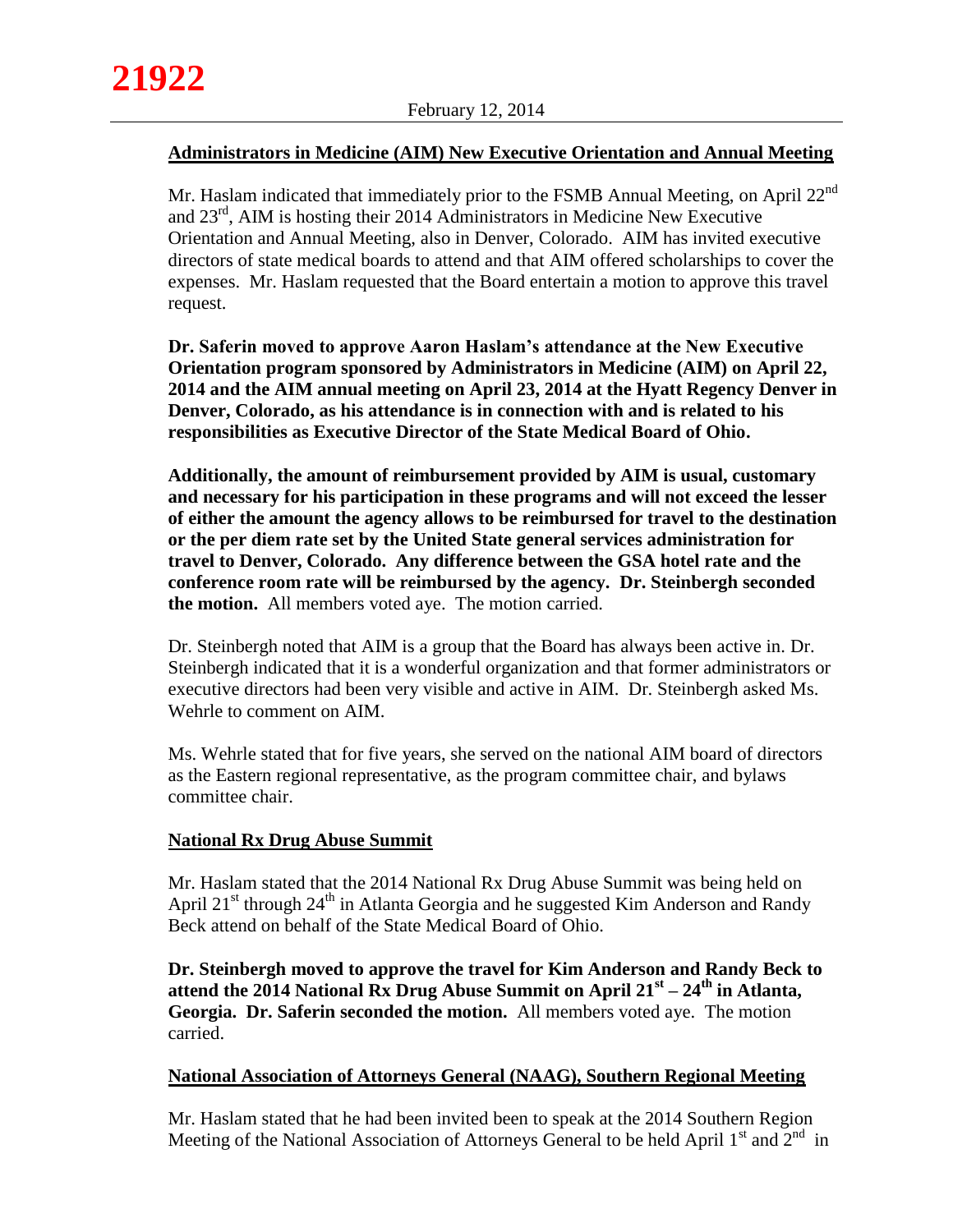## Administrators in Medicine (AIM) New Executive Orientation and Annual Meeting

Mr. Haslam indicated that immediately prior to the FSMB Annual Meeting, on April 22nd and 23rd, AIM is hosting their 2014 Administrators in Medicine New Executive Orientation and Annual Meeting, also in Denver, Colorado. AIM has invited executive directors of state medical boards to attend and that AIM offered scholarships to cover the expenses. Mr. Haslam requested that the Board entertain a motion to approve this travel request.

**Dr. Saferin moved to approve Aaron Haslam's attendance at the New Executive Orientation program sponsored by Administrators in Medicine (AIM) on April 22, 2014 and the AIM annual meeting on April 23, 2014 at the Hyatt Regency Denver in Denver, Colorado, as his attendance is in connection with and is related to his responsibilities as Executive Director of the State Medical Board of Ohio.**

**Additionally, the amount of reimbursement provided by AIM is usual, customary and necessary for his participation in these programs and will not exceed the lesser of either the amount the agency allows to be reimbursed for travel to the destination or the per diem rate set by the United State general services administration for travel to Denver, Colorado. Any difference between the GSA hotel rate and the conference room rate will be reimbursed by the agency. Dr. Steinbergh seconded the motion.** All members voted aye. The motion carried.

Dr. Steinbergh noted that AIM is a group that the Board has always been active in. Dr. Steinbergh indicated that it is a wonderful organization and that former administrators or executive directors had been very visible and active in AIM. Dr. Steinbergh asked Ms. Wehrle to comment on AIM.

Ms. Wehrle stated that for five years, she served on the national AIM board of directors as the Eastern regional representative, as the program committee chair, and bylaws committee chair.

## National Rx Drug Abuse Summit

Mr. Haslam stated that the 2014 National Rx Drug Abuse Summit was being held on April 21st through 24th in Atlanta Georgia and he suggested Kim Anderson and Randy Beck attend on behalf of the State Medical Board of Ohio.

**Dr. Steinbergh moved to approve the travel for Kim Anderson and Randy Beck to attend the 2014 National Rx Drug Abuse Summit on April 21st – 24th in Atlanta, Georgia. Dr. Saferin seconded the motion.** All members voted aye. The motion carried.

## National Association of Attorneys General (NAAG), Southern Regional Meeting

Mr. Haslam stated that he had been invited been to speak at the 2014 Southern Region Meeting of the National Association of Attorneys General to be held April 1st and 2nd in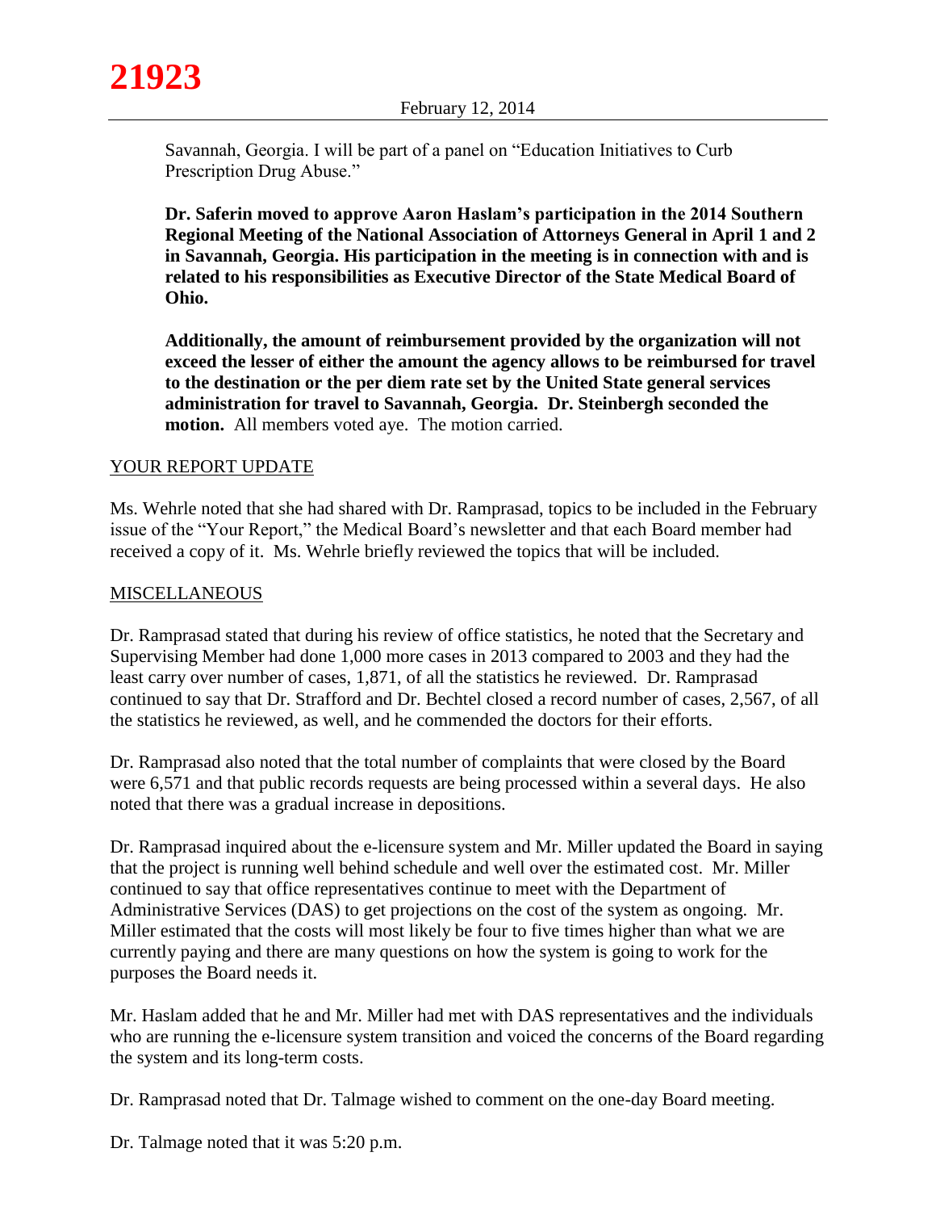Savannah, Georgia. I will be part of a panel on "Education Initiatives to Curb Prescription Drug Abuse."

**Dr. Saferin moved to approve Aaron Haslam's participation in the 2014 Southern Regional Meeting of the National Association of Attorneys General in April 1 and 2 in Savannah, Georgia. His participation in the meeting is in connection with and is related to his responsibilities as Executive Director of the State Medical Board of Ohio.**

**Additionally, the amount of reimbursement provided by the organization will not exceed the lesser of either the amount the agency allows to be reimbursed for travel to the destination or the per diem rate set by the United State general services administration for travel to Savannah, Georgia. Dr. Steinbergh seconded the motion.** All members voted aye. The motion carried.

YOUR REPORT UPDATE

Ms. Wehrle noted that she had shared with Dr. Ramprasad, topics to be included in the February issue of the "Your Report," the Medical Board's newsletter and that each Board member had received a copy of it. Ms. Wehrle briefly reviewed the topics that will be included.

MISCELLANEOUS

Dr. Ramprasad stated that during his review of office statistics, he noted that the Secretary and Supervising Member had done 1,000 more cases in 2013 compared to 2003 and they had the least carry over number of cases, 1,871, of all the statistics he reviewed. Dr. Ramprasad continued to say that Dr. Strafford and Dr. Bechtel closed a record number of cases, 2,567, of all the statistics he reviewed, as well, and he commended the doctors for their efforts.

Dr. Ramprasad also noted that the total number of complaints that were closed by the Board were 6,571 and that public records requests are being processed within a several days. He also noted that there was a gradual increase in depositions.

Dr. Ramprasad inquired about the e-licensure system and Mr. Miller updated the Board in saying that the project is running well behind schedule and well over the estimated cost. Mr. Miller continued to say that office representatives continue to meet with the Department of Administrative Services (DAS) to get projections on the cost of the system as ongoing. Mr. Miller estimated that the costs will most likely be four to five times higher than what we are currently paying and there are many questions on how the system is going to work for the purposes the Board needs it.

Mr. Haslam added that he and Mr. Miller had met with DAS representatives and the individuals who are running the e-licensure system transition and voiced the concerns of the Board regarding the system and its long-term costs.

Dr. Ramprasad noted that Dr. Talmage wished to comment on the one-day Board meeting.

Dr. Talmage noted that it was 5:20 p.m.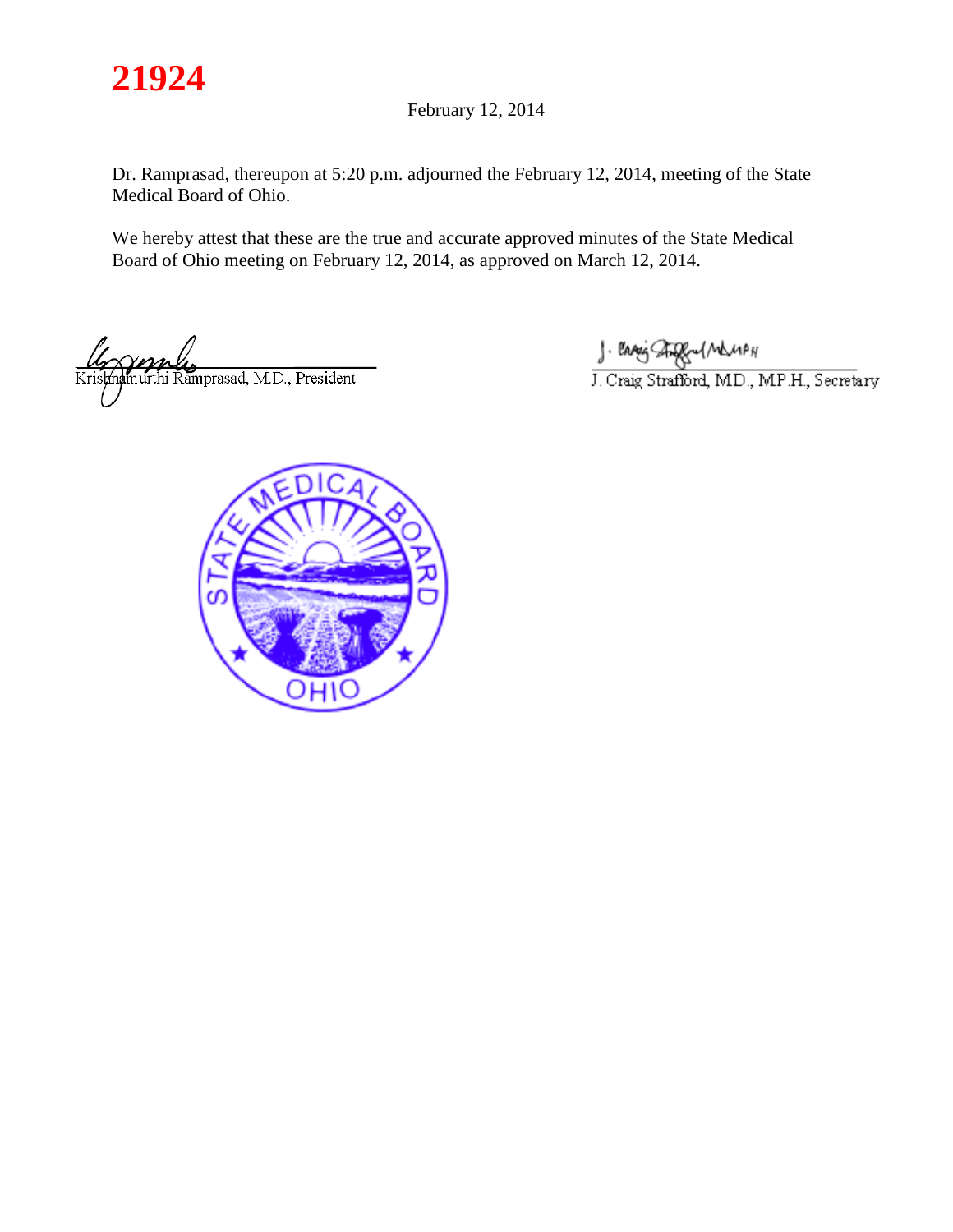Dr. Ramprasad, thereupon at 5:20 p.m. adjourned the February 12, 2014, meeting of the State Medical Board of Ohio.

We hereby attest that these are the true and accurate approved minutes of the State Medical Board of Ohio meeting on February 12, 2014, as approved on March 12, 2014.

Krishnamurthi Ramprasad, M.D., President

J. Craig Strafford, M.D., M.P.H., Secretary